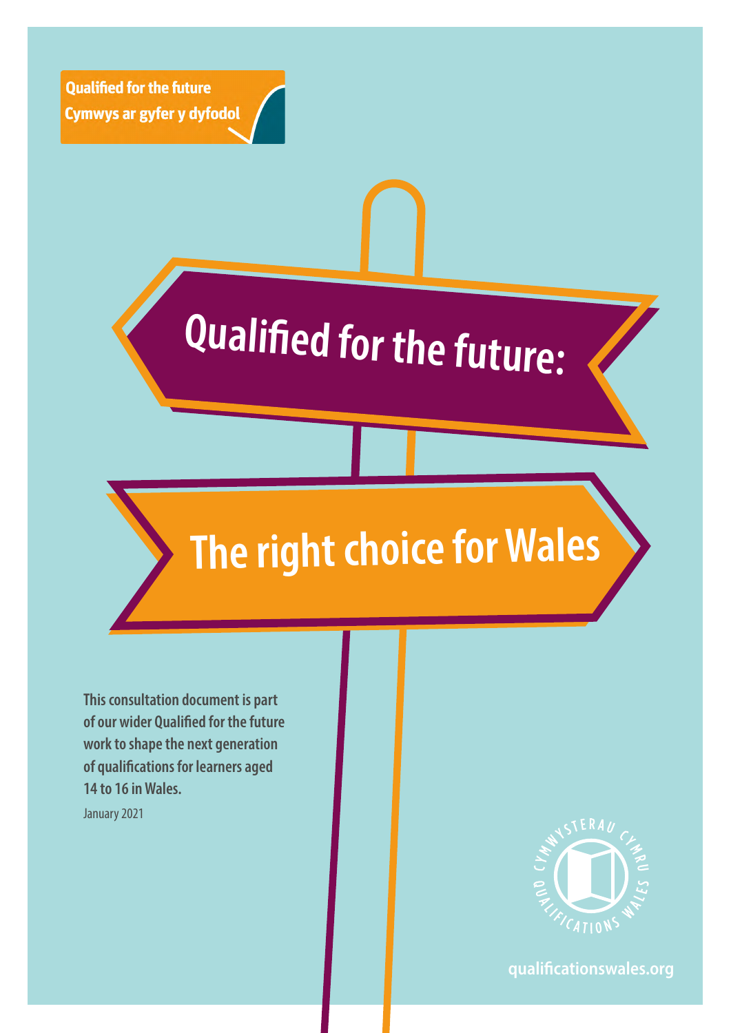Qualified for the future
Cymwys ar gyfer y dyfodol

# Qualified for the future:

# The right choice for Wales

**This consultation document is part of our wider Qualified for the future work to shape the next generation of qualifications for learners aged 14 to 16 in Wales.**

January 2021

Cymwysterau Cymru Qualifications Wales

qualificationswales.org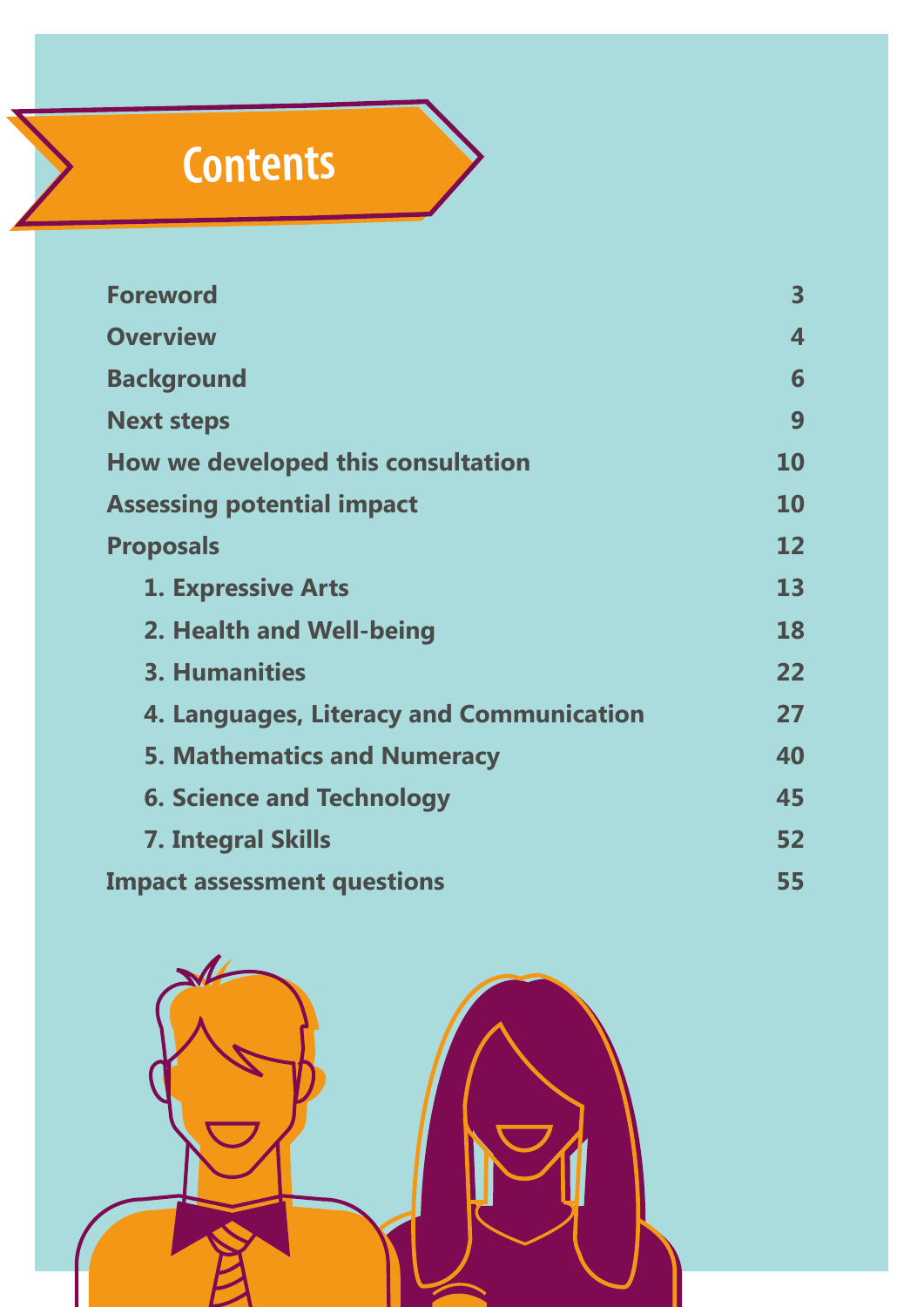# Contents

| | |
|---|---|
| **Foreword** | **3** |
| **Overview** | **4** |
| **Background** | **6** |
| **Next steps** | **9** |
| **How we developed this consultation** | **10** |
| **Assessing potential impact** | **10** |
| **Proposals** | **12** |
| **1. Expressive Arts** | **13** |
| **2. Health and Well-being** | **18** |
| **3. Humanities** | **22** |
| **4. Languages, Literacy and Communication** | **27** |
| **5. Mathematics and Numeracy** | **40** |
| **6. Science and Technology** | **45** |
| **7. Integral Skills** | **52** |
| **Impact assessment questions** | **55** |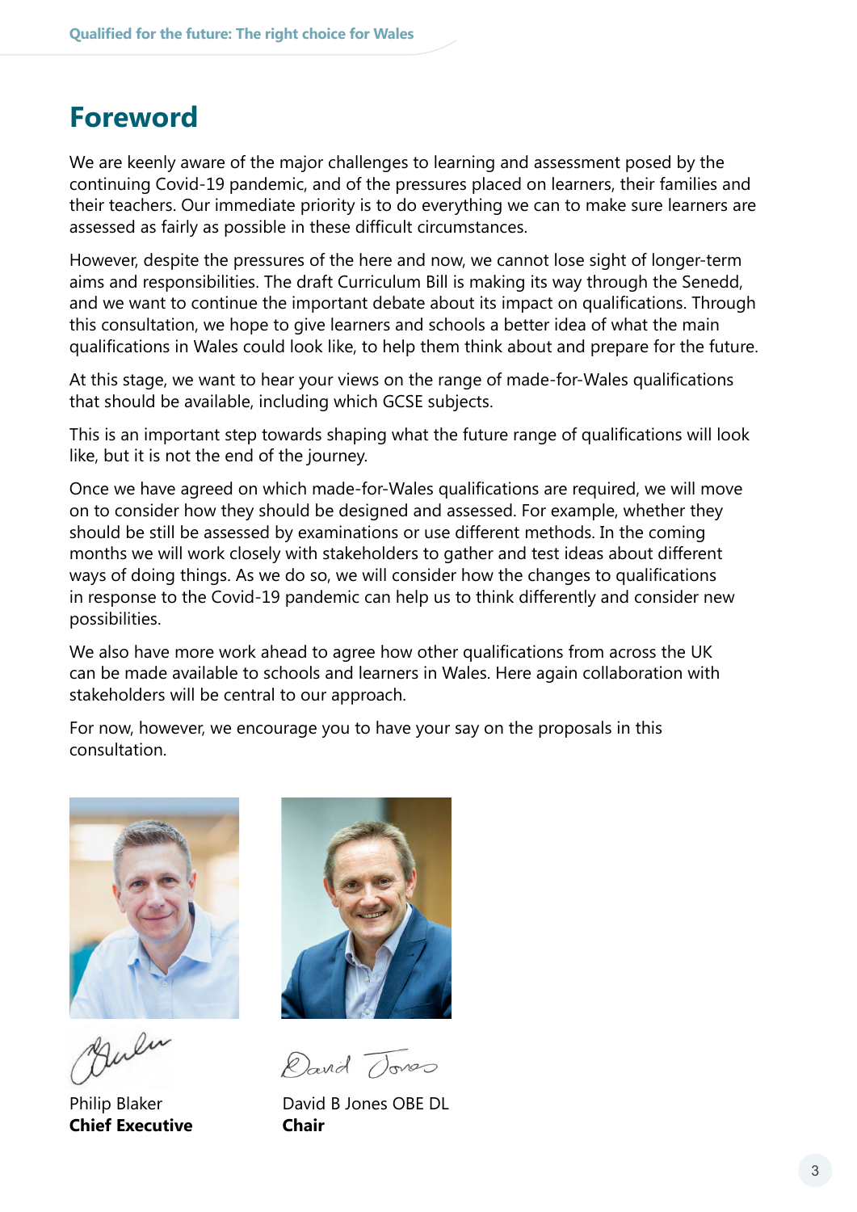# Foreword

We are keenly aware of the major challenges to learning and assessment posed by the continuing Covid-19 pandemic, and of the pressures placed on learners, their families and their teachers. Our immediate priority is to do everything we can to make sure learners are assessed as fairly as possible in these difficult circumstances.

However, despite the pressures of the here and now, we cannot lose sight of longer-term aims and responsibilities. The draft Curriculum Bill is making its way through the Senedd, and we want to continue the important debate about its impact on qualifications. Through this consultation, we hope to give learners and schools a better idea of what the main qualifications in Wales could look like, to help them think about and prepare for the future.

At this stage, we want to hear your views on the range of made-for-Wales qualifications that should be available, including which GCSE subjects.

This is an important step towards shaping what the future range of qualifications will look like, but it is not the end of the journey.

Once we have agreed on which made-for-Wales qualifications are required, we will move on to consider how they should be designed and assessed. For example, whether they should be still be assessed by examinations or use different methods. In the coming months we will work closely with stakeholders to gather and test ideas about different ways of doing things. As we do so, we will consider how the changes to qualifications in response to the Covid-19 pandemic can help us to think differently and consider new possibilities.

We also have more work ahead to agree how other qualifications from across the UK can be made available to schools and learners in Wales. Here again collaboration with stakeholders will be central to our approach.

For now, however, we encourage you to have your say on the proposals in this consultation.

Philip Blaker
**Chief Executive**

David B Jones OBE DL
**Chair**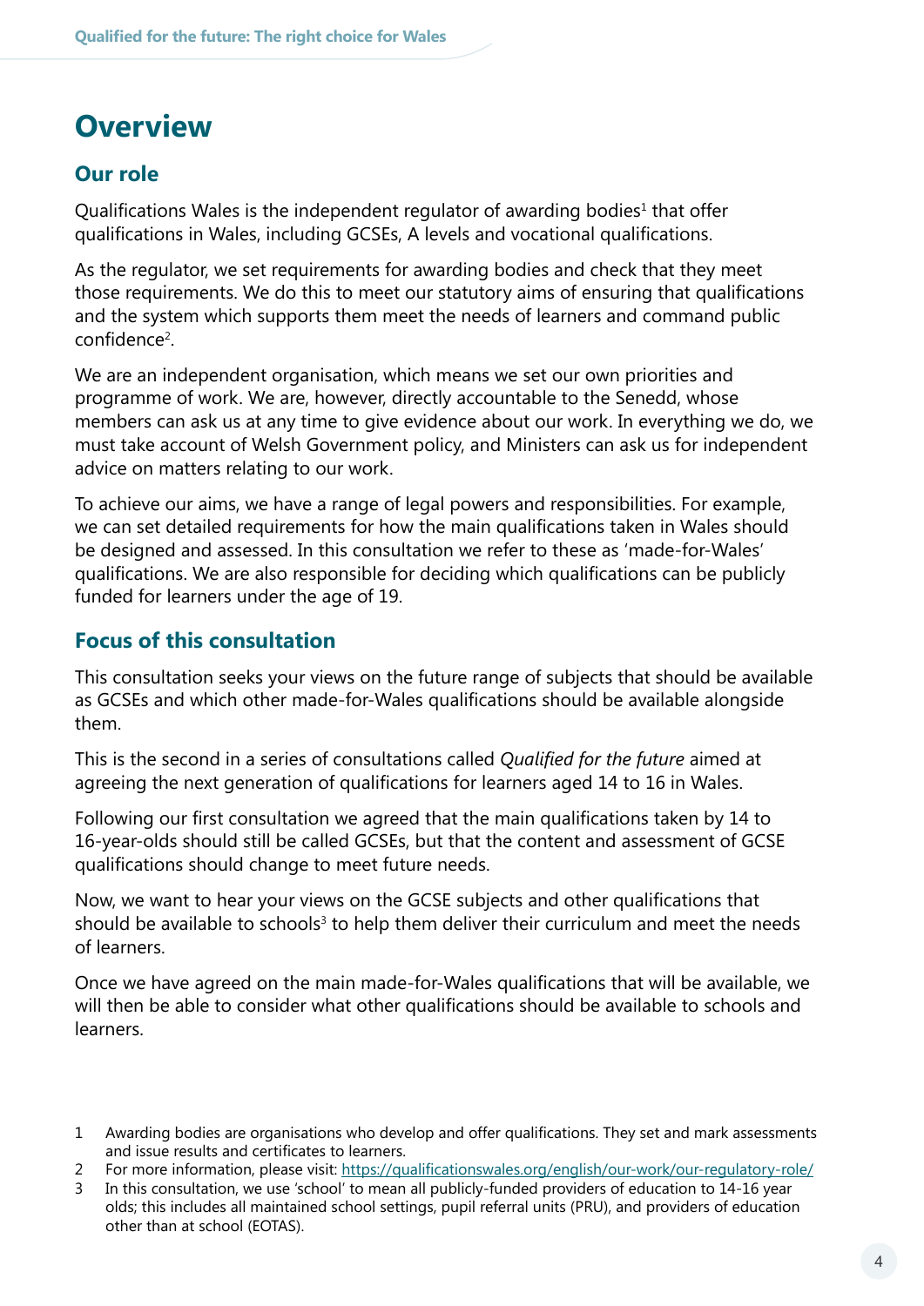# Overview

## Our role

Qualifications Wales is the independent regulator of awarding bodies[1] that offer qualifications in Wales, including GCSEs, A levels and vocational qualifications.

As the regulator, we set requirements for awarding bodies and check that they meet those requirements. We do this to meet our statutory aims of ensuring that qualifications and the system which supports them meet the needs of learners and command public confidence[2].

We are an independent organisation, which means we set our own priorities and programme of work. We are, however, directly accountable to the Senedd, whose members can ask us at any time to give evidence about our work. In everything we do, we must take account of Welsh Government policy, and Ministers can ask us for independent advice on matters relating to our work.

To achieve our aims, we have a range of legal powers and responsibilities. For example, we can set detailed requirements for how the main qualifications taken in Wales should be designed and assessed. In this consultation we refer to these as 'made-for-Wales' qualifications. We are also responsible for deciding which qualifications can be publicly funded for learners under the age of 19.

## Focus of this consultation

This consultation seeks your views on the future range of subjects that should be available as GCSEs and which other made-for-Wales qualifications should be available alongside them.

This is the second in a series of consultations called *Qualified for the future* aimed at agreeing the next generation of qualifications for learners aged 14 to 16 in Wales.

Following our first consultation we agreed that the main qualifications taken by 14 to 16-year-olds should still be called GCSEs, but that the content and assessment of GCSE qualifications should change to meet future needs.

Now, we want to hear your views on the GCSE subjects and other qualifications that should be available to schools[3] to help them deliver their curriculum and meet the needs of learners.

Once we have agreed on the main made-for-Wales qualifications that will be available, we will then be able to consider what other qualifications should be available to schools and learners.

1 Awarding bodies are organisations who develop and offer qualifications. They set and mark assessments and issue results and certificates to learners.

2 For more information, please visit: https://qualificationswales.org/english/our-work/our-regulatory-role/

3 In this consultation, we use 'school' to mean all publicly-funded providers of education to 14-16 year olds; this includes all maintained school settings, pupil referral units (PRU), and providers of education other than at school (EOTAS).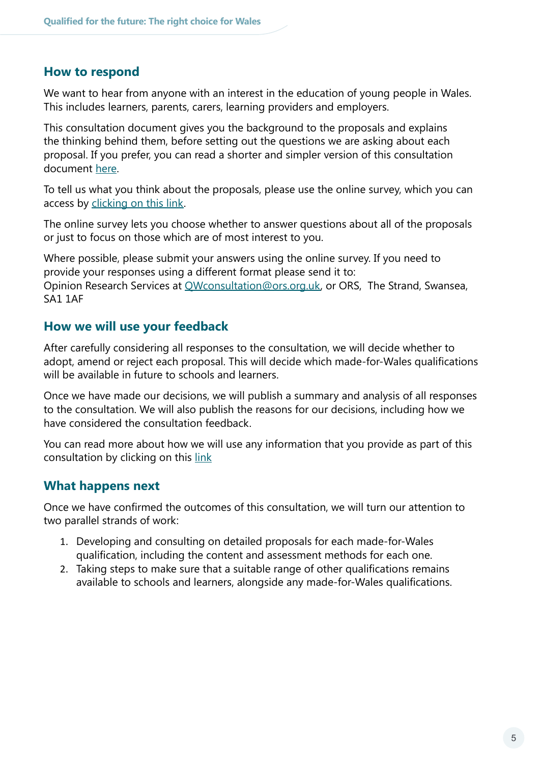## How to respond

We want to hear from anyone with an interest in the education of young people in Wales. This includes learners, parents, carers, learning providers and employers.

This consultation document gives you the background to the proposals and explains the thinking behind them, before setting out the questions we are asking about each proposal. If you prefer, you can read a shorter and simpler version of this consultation document here.

To tell us what you think about the proposals, please use the online survey, which you can access by clicking on this link.

The online survey lets you choose whether to answer questions about all of the proposals or just to focus on those which are of most interest to you.

Where possible, please submit your answers using the online survey. If you need to provide your responses using a different format please send it to:
Opinion Research Services at QWconsultation@ors.org.uk, or ORS, The Strand, Swansea, SA1 1AF

## How we will use your feedback

After carefully considering all responses to the consultation, we will decide whether to adopt, amend or reject each proposal. This will decide which made-for-Wales qualifications will be available in future to schools and learners.

Once we have made our decisions, we will publish a summary and analysis of all responses to the consultation. We will also publish the reasons for our decisions, including how we have considered the consultation feedback.

You can read more about how we will use any information that you provide as part of this consultation by clicking on this link

## What happens next

Once we have confirmed the outcomes of this consultation, we will turn our attention to two parallel strands of work:

1. Developing and consulting on detailed proposals for each made-for-Wales qualification, including the content and assessment methods for each one.
2. Taking steps to make sure that a suitable range of other qualifications remains available to schools and learners, alongside any made-for-Wales qualifications.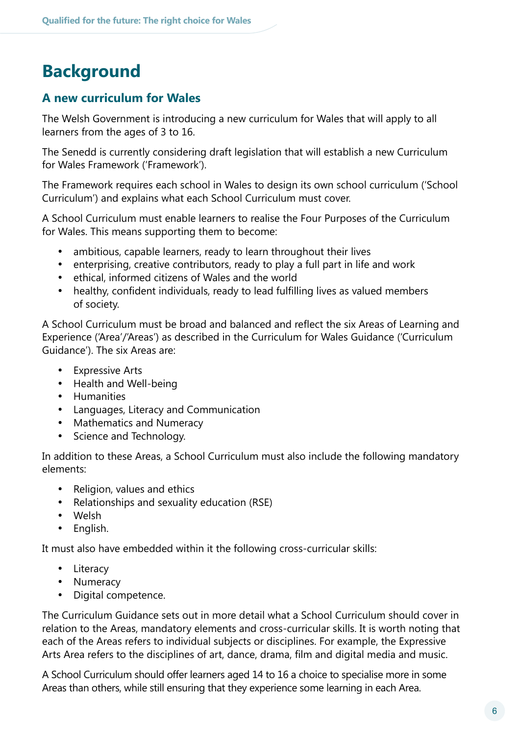# Background

## A new curriculum for Wales

The Welsh Government is introducing a new curriculum for Wales that will apply to all learners from the ages of 3 to 16.

The Senedd is currently considering draft legislation that will establish a new Curriculum for Wales Framework ('Framework').

The Framework requires each school in Wales to design its own school curriculum ('School Curriculum') and explains what each School Curriculum must cover.

A School Curriculum must enable learners to realise the Four Purposes of the Curriculum for Wales. This means supporting them to become:

- ambitious, capable learners, ready to learn throughout their lives
- enterprising, creative contributors, ready to play a full part in life and work
- ethical, informed citizens of Wales and the world
- healthy, confident individuals, ready to lead fulfilling lives as valued members of society.

A School Curriculum must be broad and balanced and reflect the six Areas of Learning and Experience ('Area'/'Areas') as described in the Curriculum for Wales Guidance ('Curriculum Guidance'). The six Areas are:

- Expressive Arts
- Health and Well-being
- Humanities
- Languages, Literacy and Communication
- Mathematics and Numeracy
- Science and Technology.

In addition to these Areas, a School Curriculum must also include the following mandatory elements:

- Religion, values and ethics
- Relationships and sexuality education (RSE)
- Welsh
- English.

It must also have embedded within it the following cross-curricular skills:

- Literacy
- Numeracy
- Digital competence.

The Curriculum Guidance sets out in more detail what a School Curriculum should cover in relation to the Areas, mandatory elements and cross-curricular skills. It is worth noting that each of the Areas refers to individual subjects or disciplines. For example, the Expressive Arts Area refers to the disciplines of art, dance, drama, film and digital media and music.

A School Curriculum should offer learners aged 14 to 16 a choice to specialise more in some Areas than others, while still ensuring that they experience some learning in each Area.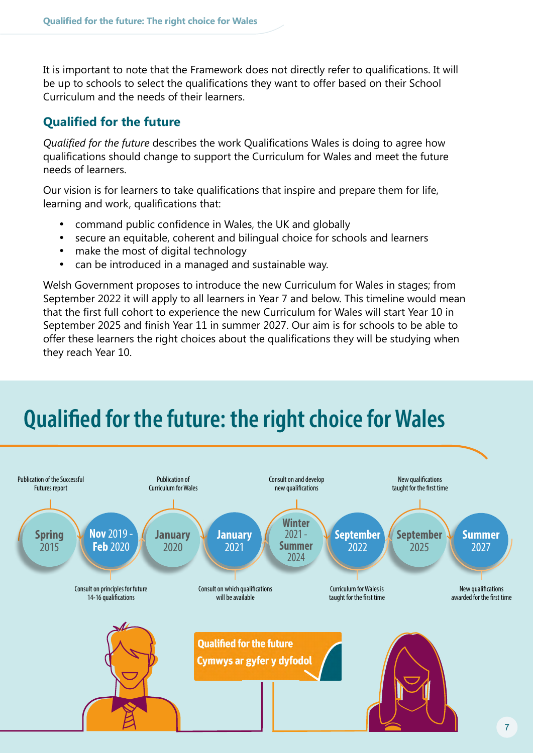It is important to note that the Framework does not directly refer to qualifications. It will be up to schools to select the qualifications they want to offer based on their School Curriculum and the needs of their learners.

## Qualified for the future

*Qualified for the future* describes the work Qualifications Wales is doing to agree how qualifications should change to support the Curriculum for Wales and meet the future needs of learners.

Our vision is for learners to take qualifications that inspire and prepare them for life, learning and work, qualifications that:

- command public confidence in Wales, the UK and globally
- secure an equitable, coherent and bilingual choice for schools and learners
- make the most of digital technology
- can be introduced in a managed and sustainable way.

Welsh Government proposes to introduce the new Curriculum for Wales in stages; from September 2022 it will apply to all learners in Year 7 and below. This timeline would mean that the first full cohort to experience the new Curriculum for Wales will start Year 10 in September 2025 and finish Year 11 in summer 2027. Our aim is for schools to be able to offer these learners the right choices about the qualifications they will be studying when they reach Year 10.

# Qualified for the future: the right choice for Wales

- **Spring 2015**: Publication of the Successful Futures report
- **Nov 2019 - Feb 2020**: Consult on principles for future 14-16 qualifications
- **January 2020**: Publication of Curriculum for Wales
- **January 2021**: Consult on which qualifications will be available
- **Winter 2021 - Summer 2024**: Consult on and develop new qualifications
- **September 2022**: Curriculum for Wales is taught for the first time
- **September 2025**: New qualifications taught for the first time
- **Summer 2027**: New qualifications awarded for the first time

**Qualified for the future**
**Cymwys ar gyfer y dyfodol**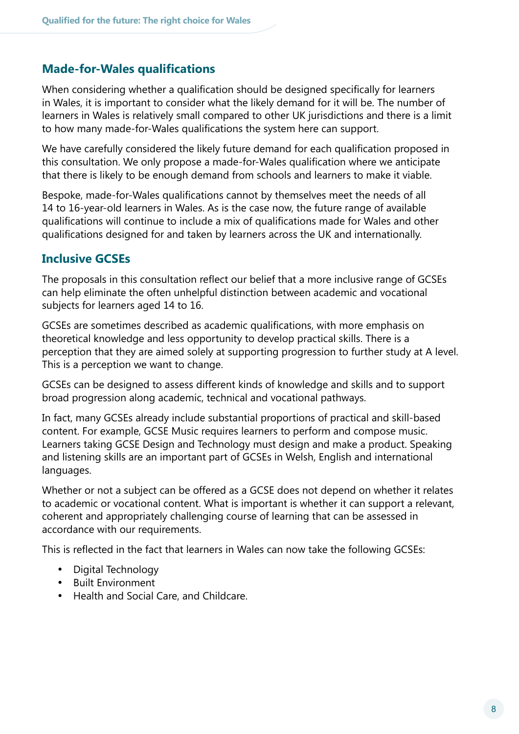## Made-for-Wales qualifications

When considering whether a qualification should be designed specifically for learners in Wales, it is important to consider what the likely demand for it will be. The number of learners in Wales is relatively small compared to other UK jurisdictions and there is a limit to how many made-for-Wales qualifications the system here can support.

We have carefully considered the likely future demand for each qualification proposed in this consultation. We only propose a made-for-Wales qualification where we anticipate that there is likely to be enough demand from schools and learners to make it viable.

Bespoke, made-for-Wales qualifications cannot by themselves meet the needs of all 14 to 16-year-old learners in Wales. As is the case now, the future range of available qualifications will continue to include a mix of qualifications made for Wales and other qualifications designed for and taken by learners across the UK and internationally.

## Inclusive GCSEs

The proposals in this consultation reflect our belief that a more inclusive range of GCSEs can help eliminate the often unhelpful distinction between academic and vocational subjects for learners aged 14 to 16.

GCSEs are sometimes described as academic qualifications, with more emphasis on theoretical knowledge and less opportunity to develop practical skills. There is a perception that they are aimed solely at supporting progression to further study at A level. This is a perception we want to change.

GCSEs can be designed to assess different kinds of knowledge and skills and to support broad progression along academic, technical and vocational pathways.

In fact, many GCSEs already include substantial proportions of practical and skill-based content. For example, GCSE Music requires learners to perform and compose music. Learners taking GCSE Design and Technology must design and make a product. Speaking and listening skills are an important part of GCSEs in Welsh, English and international languages.

Whether or not a subject can be offered as a GCSE does not depend on whether it relates to academic or vocational content. What is important is whether it can support a relevant, coherent and appropriately challenging course of learning that can be assessed in accordance with our requirements.

This is reflected in the fact that learners in Wales can now take the following GCSEs:

- Digital Technology
- Built Environment
- Health and Social Care, and Childcare.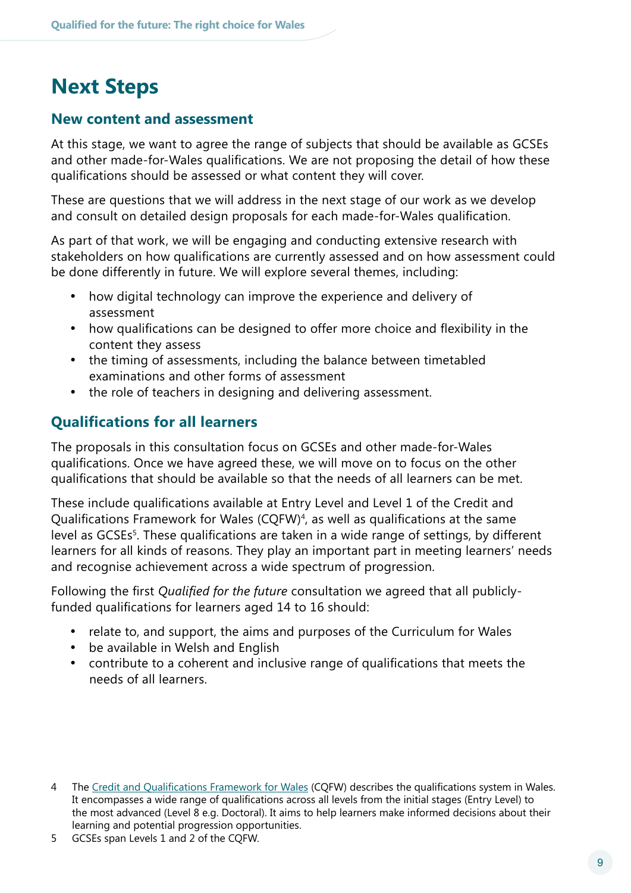# Next Steps

## New content and assessment

At this stage, we want to agree the range of subjects that should be available as GCSEs and other made-for-Wales qualifications. We are not proposing the detail of how these qualifications should be assessed or what content they will cover.

These are questions that we will address in the next stage of our work as we develop and consult on detailed design proposals for each made-for-Wales qualification.

As part of that work, we will be engaging and conducting extensive research with stakeholders on how qualifications are currently assessed and on how assessment could be done differently in future. We will explore several themes, including:

- how digital technology can improve the experience and delivery of assessment
- how qualifications can be designed to offer more choice and flexibility in the content they assess
- the timing of assessments, including the balance between timetabled examinations and other forms of assessment
- the role of teachers in designing and delivering assessment.

## Qualifications for all learners

The proposals in this consultation focus on GCSEs and other made-for-Wales qualifications. Once we have agreed these, we will move on to focus on the other qualifications that should be available so that the needs of all learners can be met.

These include qualifications available at Entry Level and Level 1 of the Credit and Qualifications Framework for Wales (CQFW)[4], as well as qualifications at the same level as GCSEs[5]. These qualifications are taken in a wide range of settings, by different learners for all kinds of reasons. They play an important part in meeting learners' needs and recognise achievement across a wide spectrum of progression.

Following the first *Qualified for the future* consultation we agreed that all publicly-funded qualifications for learners aged 14 to 16 should:

- relate to, and support, the aims and purposes of the Curriculum for Wales
- be available in Welsh and English
- contribute to a coherent and inclusive range of qualifications that meets the needs of all learners.

4 The Credit and Qualifications Framework for Wales (CQFW) describes the qualifications system in Wales. It encompasses a wide range of qualifications across all levels from the initial stages (Entry Level) to the most advanced (Level 8 e.g. Doctoral). It aims to help learners make informed decisions about their learning and potential progression opportunities.

5 GCSEs span Levels 1 and 2 of the CQFW.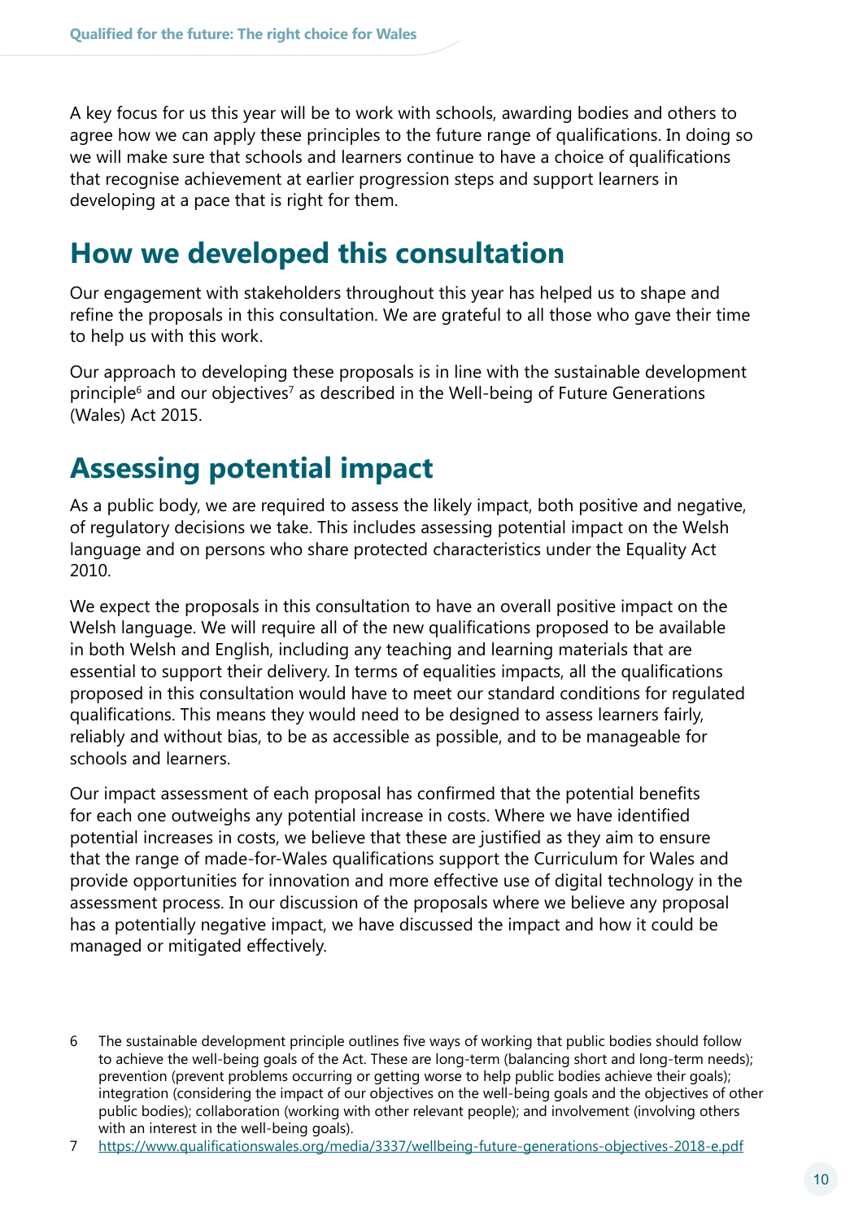A key focus for us this year will be to work with schools, awarding bodies and others to agree how we can apply these principles to the future range of qualifications. In doing so we will make sure that schools and learners continue to have a choice of qualifications that recognise achievement at earlier progression steps and support learners in developing at a pace that is right for them.

## How we developed this consultation

Our engagement with stakeholders throughout this year has helped us to shape and refine the proposals in this consultation. We are grateful to all those who gave their time to help us with this work.

Our approach to developing these proposals is in line with the sustainable development principle[6] and our objectives[7] as described in the Well-being of Future Generations (Wales) Act 2015.

## Assessing potential impact

As a public body, we are required to assess the likely impact, both positive and negative, of regulatory decisions we take. This includes assessing potential impact on the Welsh language and on persons who share protected characteristics under the Equality Act 2010.

We expect the proposals in this consultation to have an overall positive impact on the Welsh language. We will require all of the new qualifications proposed to be available in both Welsh and English, including any teaching and learning materials that are essential to support their delivery. In terms of equalities impacts, all the qualifications proposed in this consultation would have to meet our standard conditions for regulated qualifications. This means they would need to be designed to assess learners fairly, reliably and without bias, to be as accessible as possible, and to be manageable for schools and learners.

Our impact assessment of each proposal has confirmed that the potential benefits for each one outweighs any potential increase in costs. Where we have identified potential increases in costs, we believe that these are justified as they aim to ensure that the range of made-for-Wales qualifications support the Curriculum for Wales and provide opportunities for innovation and more effective use of digital technology in the assessment process. In our discussion of the proposals where we believe any proposal has a potentially negative impact, we have discussed the impact and how it could be managed or mitigated effectively.

6 The sustainable development principle outlines five ways of working that public bodies should follow to achieve the well-being goals of the Act. These are long-term (balancing short and long-term needs); prevention (prevent problems occurring or getting worse to help public bodies achieve their goals); integration (considering the impact of our objectives on the well-being goals and the objectives of other public bodies); collaboration (working with other relevant people); and involvement (involving others with an interest in the well-being goals).

7 https://www.qualificationswales.org/media/3337/wellbeing-future-generations-objectives-2018-e.pdf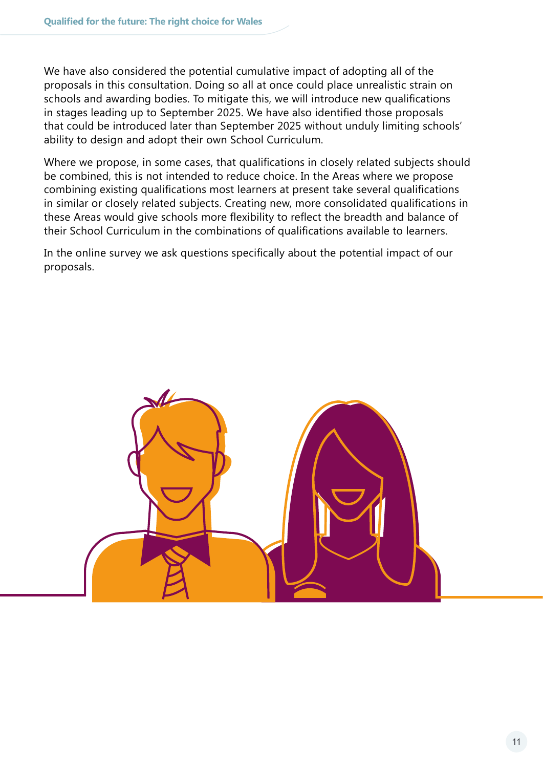We have also considered the potential cumulative impact of adopting all of the proposals in this consultation. Doing so all at once could place unrealistic strain on schools and awarding bodies. To mitigate this, we will introduce new qualifications in stages leading up to September 2025. We have also identified those proposals that could be introduced later than September 2025 without unduly limiting schools' ability to design and adopt their own School Curriculum.

Where we propose, in some cases, that qualifications in closely related subjects should be combined, this is not intended to reduce choice. In the Areas where we propose combining existing qualifications most learners at present take several qualifications in similar or closely related subjects. Creating new, more consolidated qualifications in these Areas would give schools more flexibility to reflect the breadth and balance of their School Curriculum in the combinations of qualifications available to learners.

In the online survey we ask questions specifically about the potential impact of our proposals.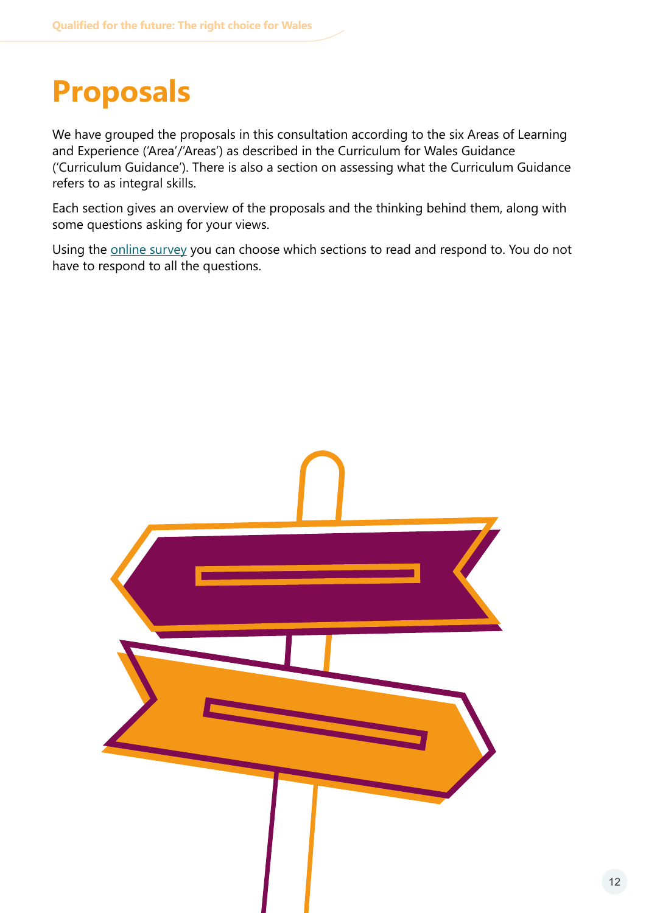# Proposals

We have grouped the proposals in this consultation according to the six Areas of Learning and Experience ('Area'/'Areas') as described in the Curriculum for Wales Guidance ('Curriculum Guidance'). There is also a section on assessing what the Curriculum Guidance refers to as integral skills.

Each section gives an overview of the proposals and the thinking behind them, along with some questions asking for your views.

Using the online survey you can choose which sections to read and respond to. You do not have to respond to all the questions.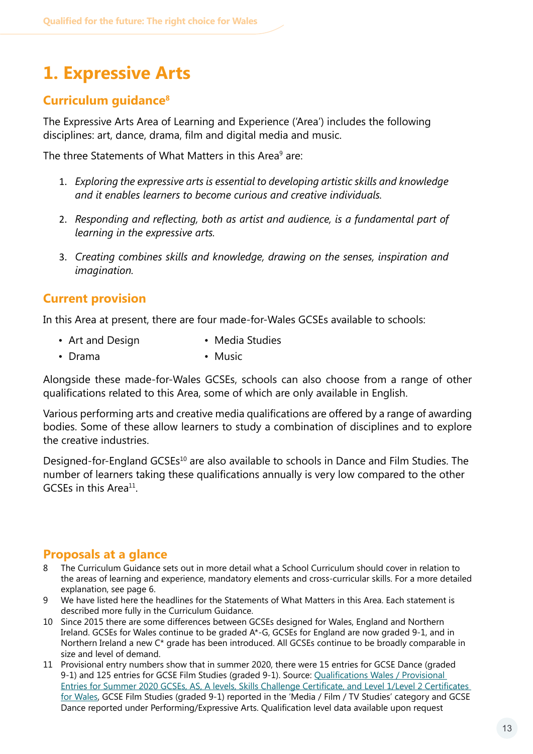# 1. Expressive Arts

## Curriculum guidance[8]

The Expressive Arts Area of Learning and Experience ('Area') includes the following disciplines: art, dance, drama, film and digital media and music.

The three Statements of What Matters in this Area[9] are:

1. *Exploring the expressive arts is essential to developing artistic skills and knowledge and it enables learners to become curious and creative individuals.*
2. *Responding and reflecting, both as artist and audience, is a fundamental part of learning in the expressive arts.*
3. *Creating combines skills and knowledge, drawing on the senses, inspiration and imagination.*

## Current provision

In this Area at present, there are four made-for-Wales GCSEs available to schools:

- Art and Design
- Drama
- Media Studies
- Music

Alongside these made-for-Wales GCSEs, schools can also choose from a range of other qualifications related to this Area, some of which are only available in English.

Various performing arts and creative media qualifications are offered by a range of awarding bodies. Some of these allow learners to study a combination of disciplines and to explore the creative industries.

Designed-for-England GCSEs[10] are also available to schools in Dance and Film Studies. The number of learners taking these qualifications annually is very low compared to the other GCSEs in this Area[11].

## Proposals at a glance

8 The Curriculum Guidance sets out in more detail what a School Curriculum should cover in relation to the areas of learning and experience, mandatory elements and cross-curricular skills. For a more detailed explanation, see page 6.

9 We have listed here the headlines for the Statements of What Matters in this Area. Each statement is described more fully in the Curriculum Guidance.

10 Since 2015 there are some differences between GCSEs designed for Wales, England and Northern Ireland. GCSEs for Wales continue to be graded A*-G, GCSEs for England are now graded 9-1, and in Northern Ireland a new C* grade has been introduced. All GCSEs continue to be broadly comparable in size and level of demand.

11 Provisional entry numbers show that in summer 2020, there were 15 entries for GCSE Dance (graded 9-1) and 125 entries for GCSE Film Studies (graded 9-1). Source: Qualifications Wales / Provisional Entries for Summer 2020 GCSEs, AS, A levels, Skills Challenge Certificate, and Level 1/Level 2 Certificates for Wales, GCSE Film Studies (graded 9-1) reported in the 'Media / Film / TV Studies' category and GCSE Dance reported under Performing/Expressive Arts. Qualification level data available upon request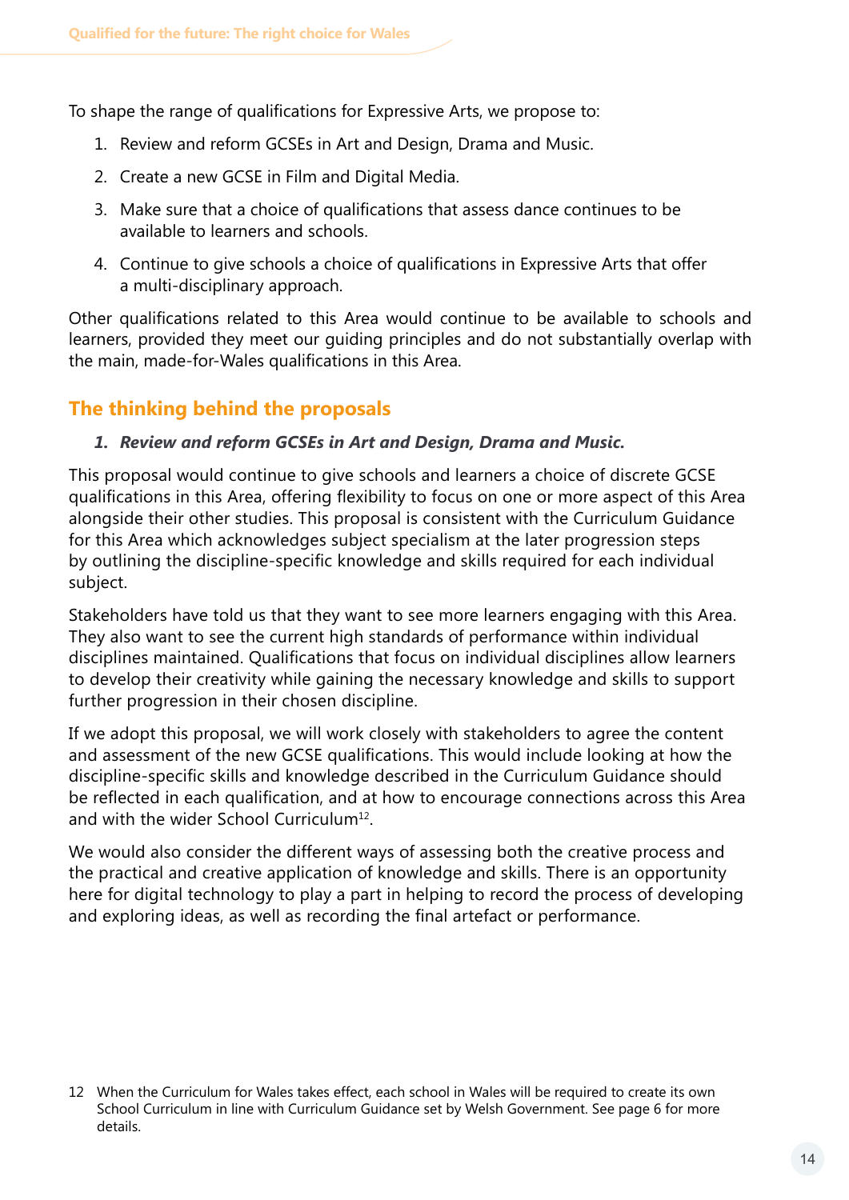To shape the range of qualifications for Expressive Arts, we propose to:

1. Review and reform GCSEs in Art and Design, Drama and Music.
2. Create a new GCSE in Film and Digital Media.
3. Make sure that a choice of qualifications that assess dance continues to be available to learners and schools.
4. Continue to give schools a choice of qualifications in Expressive Arts that offer a multi-disciplinary approach.

Other qualifications related to this Area would continue to be available to schools and learners, provided they meet our guiding principles and do not substantially overlap with the main, made-for-Wales qualifications in this Area.

## The thinking behind the proposals

### *1. Review and reform GCSEs in Art and Design, Drama and Music.*

This proposal would continue to give schools and learners a choice of discrete GCSE qualifications in this Area, offering flexibility to focus on one or more aspect of this Area alongside their other studies. This proposal is consistent with the Curriculum Guidance for this Area which acknowledges subject specialism at the later progression steps by outlining the discipline-specific knowledge and skills required for each individual subject.

Stakeholders have told us that they want to see more learners engaging with this Area. They also want to see the current high standards of performance within individual disciplines maintained. Qualifications that focus on individual disciplines allow learners to develop their creativity while gaining the necessary knowledge and skills to support further progression in their chosen discipline.

If we adopt this proposal, we will work closely with stakeholders to agree the content and assessment of the new GCSE qualifications. This would include looking at how the discipline-specific skills and knowledge described in the Curriculum Guidance should be reflected in each qualification, and at how to encourage connections across this Area and with the wider School Curriculum[12].

We would also consider the different ways of assessing both the creative process and the practical and creative application of knowledge and skills. There is an opportunity here for digital technology to play a part in helping to record the process of developing and exploring ideas, as well as recording the final artefact or performance.

12 When the Curriculum for Wales takes effect, each school in Wales will be required to create its own School Curriculum in line with Curriculum Guidance set by Welsh Government. See page 6 for more details.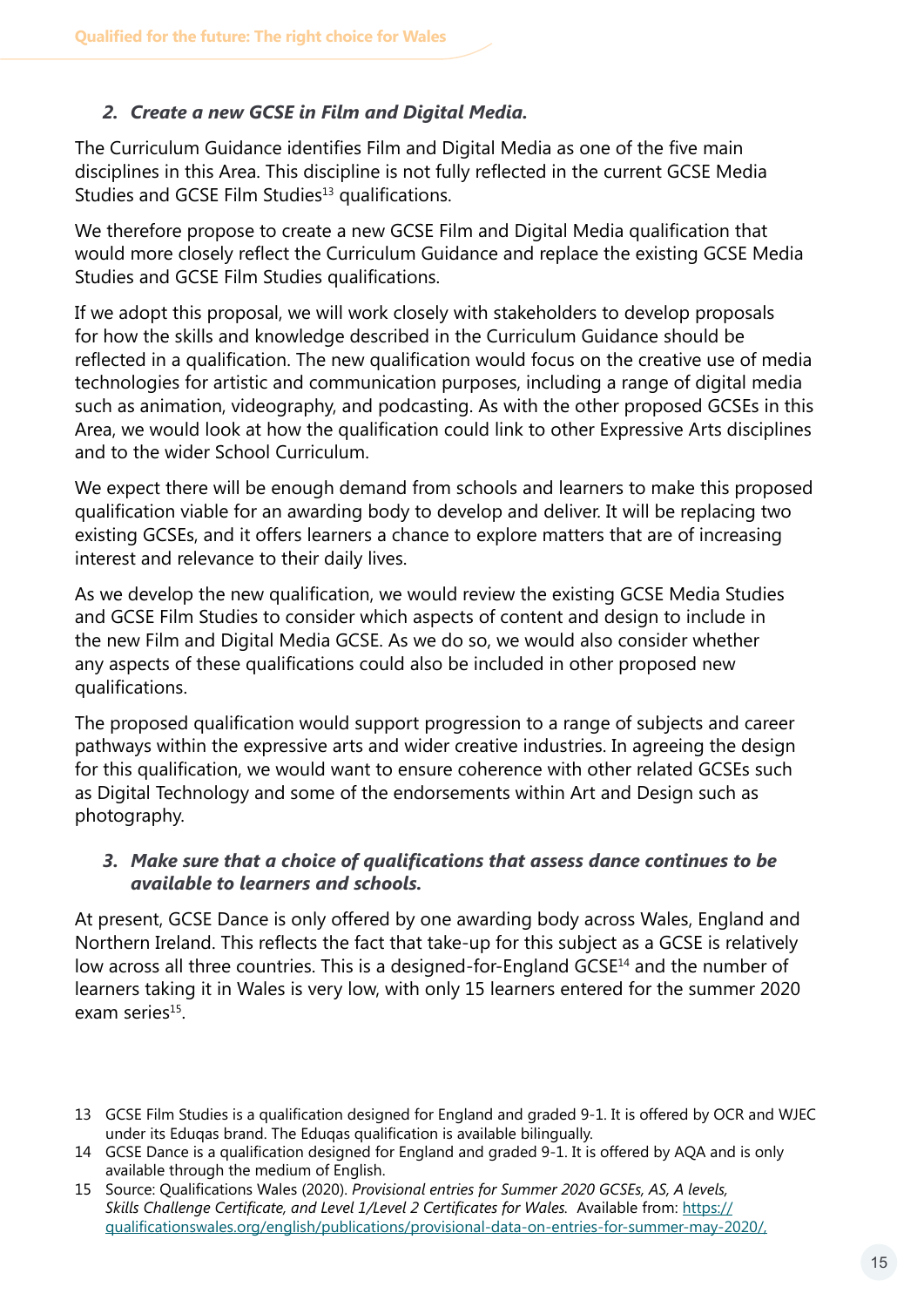### *2. Create a new GCSE in Film and Digital Media.*

The Curriculum Guidance identifies Film and Digital Media as one of the five main disciplines in this Area. This discipline is not fully reflected in the current GCSE Media Studies and GCSE Film Studies[13] qualifications.

We therefore propose to create a new GCSE Film and Digital Media qualification that would more closely reflect the Curriculum Guidance and replace the existing GCSE Media Studies and GCSE Film Studies qualifications.

If we adopt this proposal, we will work closely with stakeholders to develop proposals for how the skills and knowledge described in the Curriculum Guidance should be reflected in a qualification. The new qualification would focus on the creative use of media technologies for artistic and communication purposes, including a range of digital media such as animation, videography, and podcasting. As with the other proposed GCSEs in this Area, we would look at how the qualification could link to other Expressive Arts disciplines and to the wider School Curriculum.

We expect there will be enough demand from schools and learners to make this proposed qualification viable for an awarding body to develop and deliver. It will be replacing two existing GCSEs, and it offers learners a chance to explore matters that are of increasing interest and relevance to their daily lives.

As we develop the new qualification, we would review the existing GCSE Media Studies and GCSE Film Studies to consider which aspects of content and design to include in the new Film and Digital Media GCSE. As we do so, we would also consider whether any aspects of these qualifications could also be included in other proposed new qualifications.

The proposed qualification would support progression to a range of subjects and career pathways within the expressive arts and wider creative industries. In agreeing the design for this qualification, we would want to ensure coherence with other related GCSEs such as Digital Technology and some of the endorsements within Art and Design such as photography.

### *3. Make sure that a choice of qualifications that assess dance continues to be available to learners and schools.*

At present, GCSE Dance is only offered by one awarding body across Wales, England and Northern Ireland. This reflects the fact that take-up for this subject as a GCSE is relatively low across all three countries. This is a designed-for-England GCSE[14] and the number of learners taking it in Wales is very low, with only 15 learners entered for the summer 2020 exam series[15].

---

13 GCSE Film Studies is a qualification designed for England and graded 9-1. It is offered by OCR and WJEC under its Eduqas brand. The Eduqas qualification is available bilingually.

14 GCSE Dance is a qualification designed for England and graded 9-1. It is offered by AQA and is only available through the medium of English.

15 Source: Qualifications Wales (2020). *Provisional entries for Summer 2020 GCSEs, AS, A levels, Skills Challenge Certificate, and Level 1/Level 2 Certificates for Wales.* Available from: [https://qualificationswales.org/english/publications/provisional-data-on-entries-for-summer-may-2020/](https://qualificationswales.org/english/publications/provisional-data-on-entries-for-summer-may-2020/).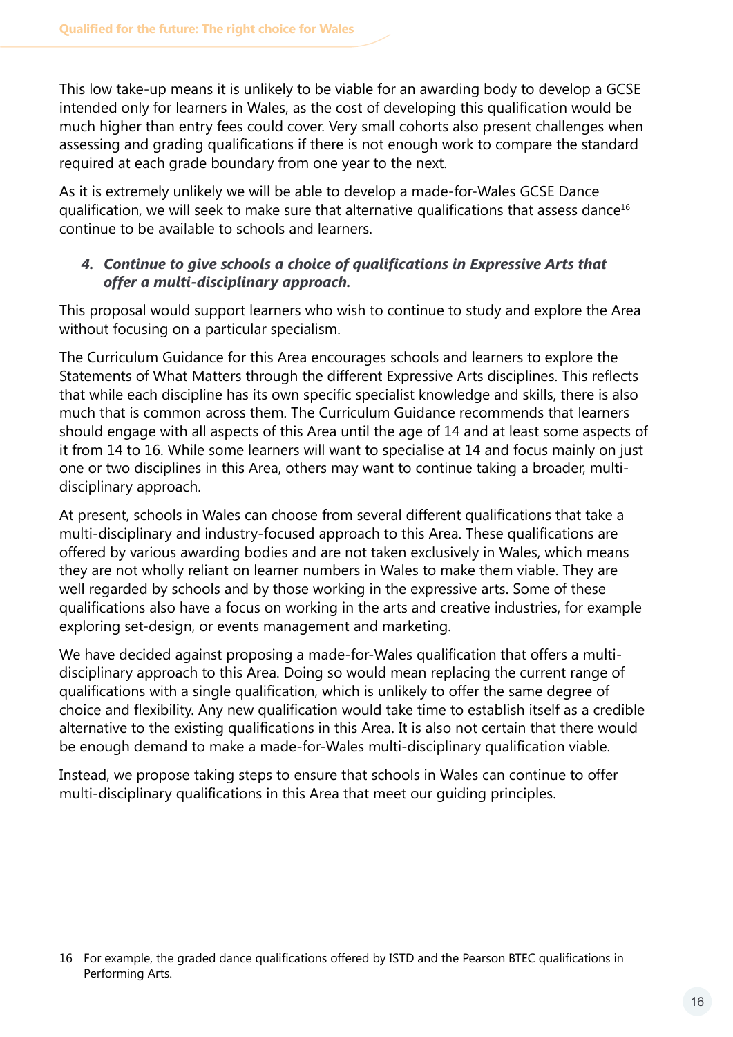This low take-up means it is unlikely to be viable for an awarding body to develop a GCSE intended only for learners in Wales, as the cost of developing this qualification would be much higher than entry fees could cover. Very small cohorts also present challenges when assessing and grading qualifications if there is not enough work to compare the standard required at each grade boundary from one year to the next.

As it is extremely unlikely we will be able to develop a made-for-Wales GCSE Dance qualification, we will seek to make sure that alternative qualifications that assess dance[16] continue to be available to schools and learners.

4. ***Continue to give schools a choice of qualifications in Expressive Arts that offer a multi-disciplinary approach.***

This proposal would support learners who wish to continue to study and explore the Area without focusing on a particular specialism.

The Curriculum Guidance for this Area encourages schools and learners to explore the Statements of What Matters through the different Expressive Arts disciplines. This reflects that while each discipline has its own specific specialist knowledge and skills, there is also much that is common across them. The Curriculum Guidance recommends that learners should engage with all aspects of this Area until the age of 14 and at least some aspects of it from 14 to 16. While some learners will want to specialise at 14 and focus mainly on just one or two disciplines in this Area, others may want to continue taking a broader, multi-disciplinary approach.

At present, schools in Wales can choose from several different qualifications that take a multi-disciplinary and industry-focused approach to this Area. These qualifications are offered by various awarding bodies and are not taken exclusively in Wales, which means they are not wholly reliant on learner numbers in Wales to make them viable. They are well regarded by schools and by those working in the expressive arts. Some of these qualifications also have a focus on working in the arts and creative industries, for example exploring set-design, or events management and marketing.

We have decided against proposing a made-for-Wales qualification that offers a multi-disciplinary approach to this Area. Doing so would mean replacing the current range of qualifications with a single qualification, which is unlikely to offer the same degree of choice and flexibility. Any new qualification would take time to establish itself as a credible alternative to the existing qualifications in this Area. It is also not certain that there would be enough demand to make a made-for-Wales multi-disciplinary qualification viable.

Instead, we propose taking steps to ensure that schools in Wales can continue to offer multi-disciplinary qualifications in this Area that meet our guiding principles.

16 For example, the graded dance qualifications offered by ISTD and the Pearson BTEC qualifications in Performing Arts.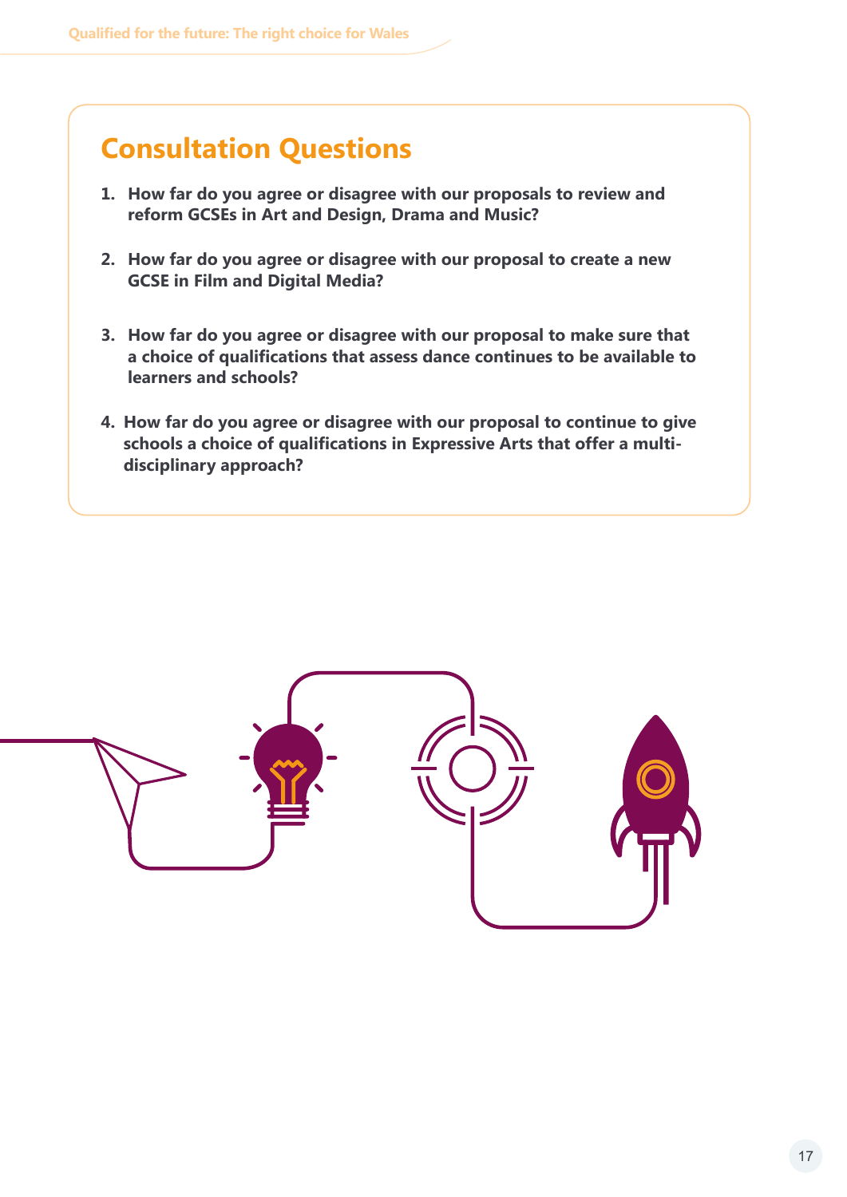## Consultation Questions

1. **How far do you agree or disagree with our proposals to review and reform GCSEs in Art and Design, Drama and Music?**

2. **How far do you agree or disagree with our proposal to create a new GCSE in Film and Digital Media?**

3. **How far do you agree or disagree with our proposal to make sure that a choice of qualifications that assess dance continues to be available to learners and schools?**

4. **How far do you agree or disagree with our proposal to continue to give schools a choice of qualifications in Expressive Arts that offer a multi-disciplinary approach?**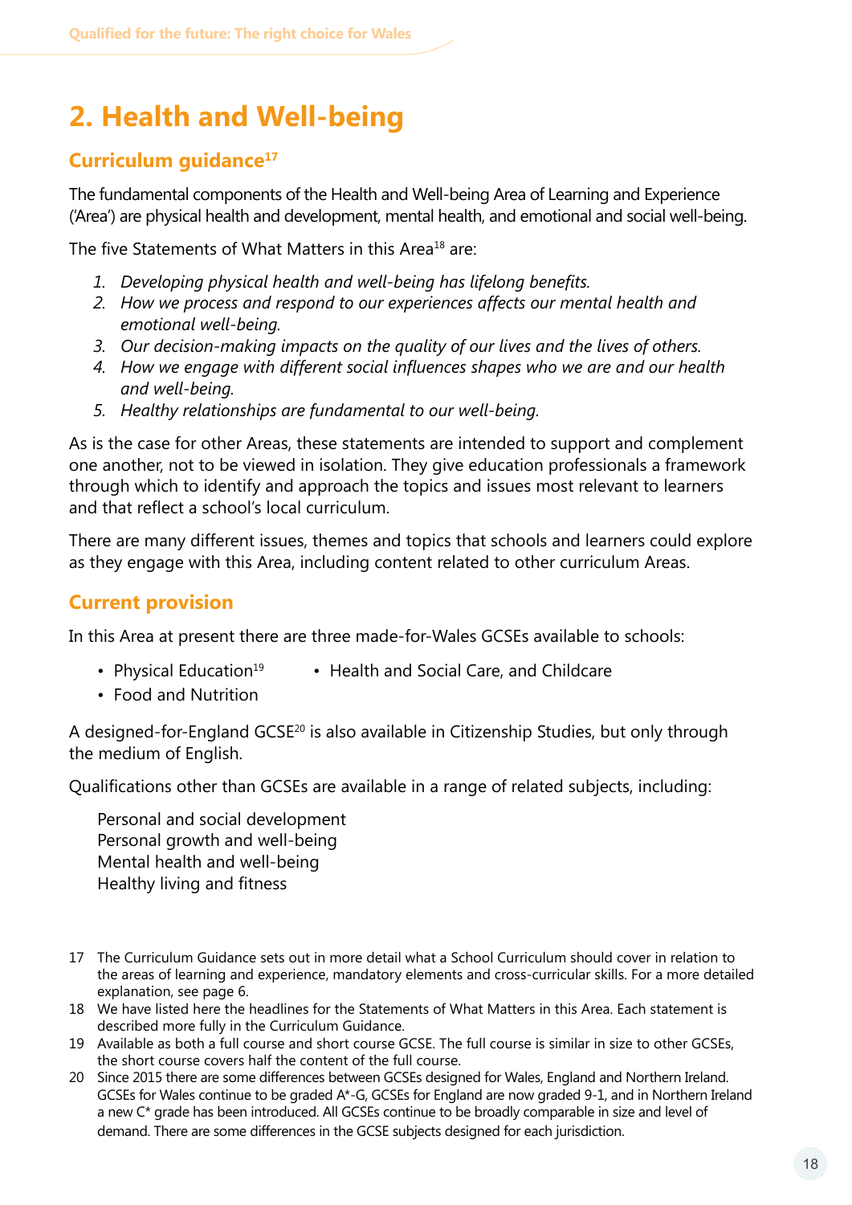## 2. Health and Well-being

### Curriculum guidance[17]

The fundamental components of the Health and Well-being Area of Learning and Experience ('Area') are physical health and development, mental health, and emotional and social well-being.

The five Statements of What Matters in this Area[18] are:

1. *Developing physical health and well-being has lifelong benefits.*
2. *How we process and respond to our experiences affects our mental health and emotional well-being.*
3. *Our decision-making impacts on the quality of our lives and the lives of others.*
4. *How we engage with different social influences shapes who we are and our health and well-being.*
5. *Healthy relationships are fundamental to our well-being.*

As is the case for other Areas, these statements are intended to support and complement one another, not to be viewed in isolation. They give education professionals a framework through which to identify and approach the topics and issues most relevant to learners and that reflect a school's local curriculum.

There are many different issues, themes and topics that schools and learners could explore as they engage with this Area, including content related to other curriculum Areas.

### Current provision

In this Area at present there are three made-for-Wales GCSEs available to schools:

- Physical Education[19]
- Food and Nutrition
- Health and Social Care, and Childcare

A designed-for-England GCSE[20] is also available in Citizenship Studies, but only through the medium of English.

Qualifications other than GCSEs are available in a range of related subjects, including:

Personal and social development
Personal growth and well-being
Mental health and well-being
Healthy living and fitness

17 The Curriculum Guidance sets out in more detail what a School Curriculum should cover in relation to the areas of learning and experience, mandatory elements and cross-curricular skills. For a more detailed explanation, see page 6.

18 We have listed here the headlines for the Statements of What Matters in this Area. Each statement is described more fully in the Curriculum Guidance.

19 Available as both a full course and short course GCSE. The full course is similar in size to other GCSEs, the short course covers half the content of the full course.

20 Since 2015 there are some differences between GCSEs designed for Wales, England and Northern Ireland. GCSEs for Wales continue to be graded A*-G, GCSEs for England are now graded 9-1, and in Northern Ireland a new C* grade has been introduced. All GCSEs continue to be broadly comparable in size and level of demand. There are some differences in the GCSE subjects designed for each jurisdiction.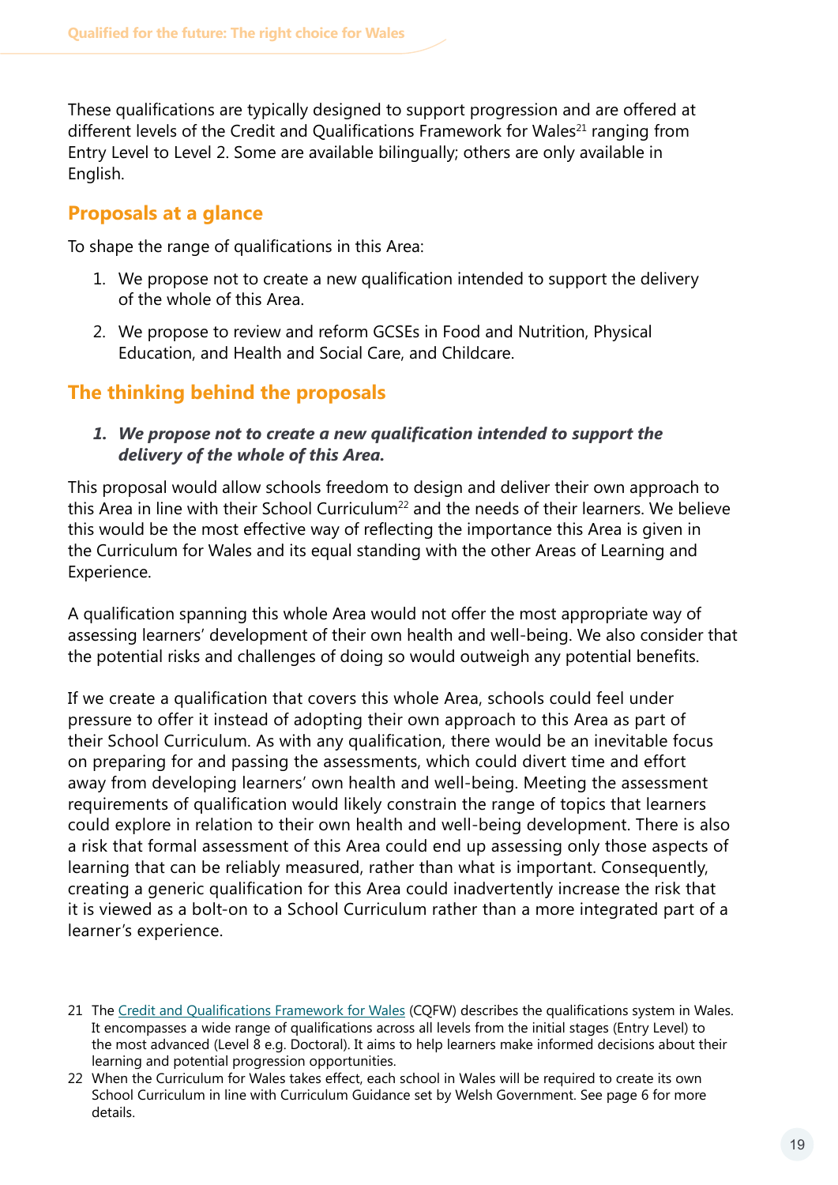These qualifications are typically designed to support progression and are offered at different levels of the Credit and Qualifications Framework for Wales[21] ranging from Entry Level to Level 2. Some are available bilingually; others are only available in English.

## Proposals at a glance

To shape the range of qualifications in this Area:

1. We propose not to create a new qualification intended to support the delivery of the whole of this Area.
2. We propose to review and reform GCSEs in Food and Nutrition, Physical Education, and Health and Social Care, and Childcare.

## The thinking behind the proposals

1. ***We propose not to create a new qualification intended to support the delivery of the whole of this Area.***

This proposal would allow schools freedom to design and deliver their own approach to this Area in line with their School Curriculum[22] and the needs of their learners. We believe this would be the most effective way of reflecting the importance this Area is given in the Curriculum for Wales and its equal standing with the other Areas of Learning and Experience.

A qualification spanning this whole Area would not offer the most appropriate way of assessing learners' development of their own health and well-being. We also consider that the potential risks and challenges of doing so would outweigh any potential benefits.

If we create a qualification that covers this whole Area, schools could feel under pressure to offer it instead of adopting their own approach to this Area as part of their School Curriculum. As with any qualification, there would be an inevitable focus on preparing for and passing the assessments, which could divert time and effort away from developing learners' own health and well-being. Meeting the assessment requirements of qualification would likely constrain the range of topics that learners could explore in relation to their own health and well-being development. There is also a risk that formal assessment of this Area could end up assessing only those aspects of learning that can be reliably measured, rather than what is important. Consequently, creating a generic qualification for this Area could inadvertently increase the risk that it is viewed as a bolt-on to a School Curriculum rather than a more integrated part of a learner's experience.

21 The Credit and Qualifications Framework for Wales (CQFW) describes the qualifications system in Wales. It encompasses a wide range of qualifications across all levels from the initial stages (Entry Level) to the most advanced (Level 8 e.g. Doctoral). It aims to help learners make informed decisions about their learning and potential progression opportunities.

22 When the Curriculum for Wales takes effect, each school in Wales will be required to create its own School Curriculum in line with Curriculum Guidance set by Welsh Government. See page 6 for more details.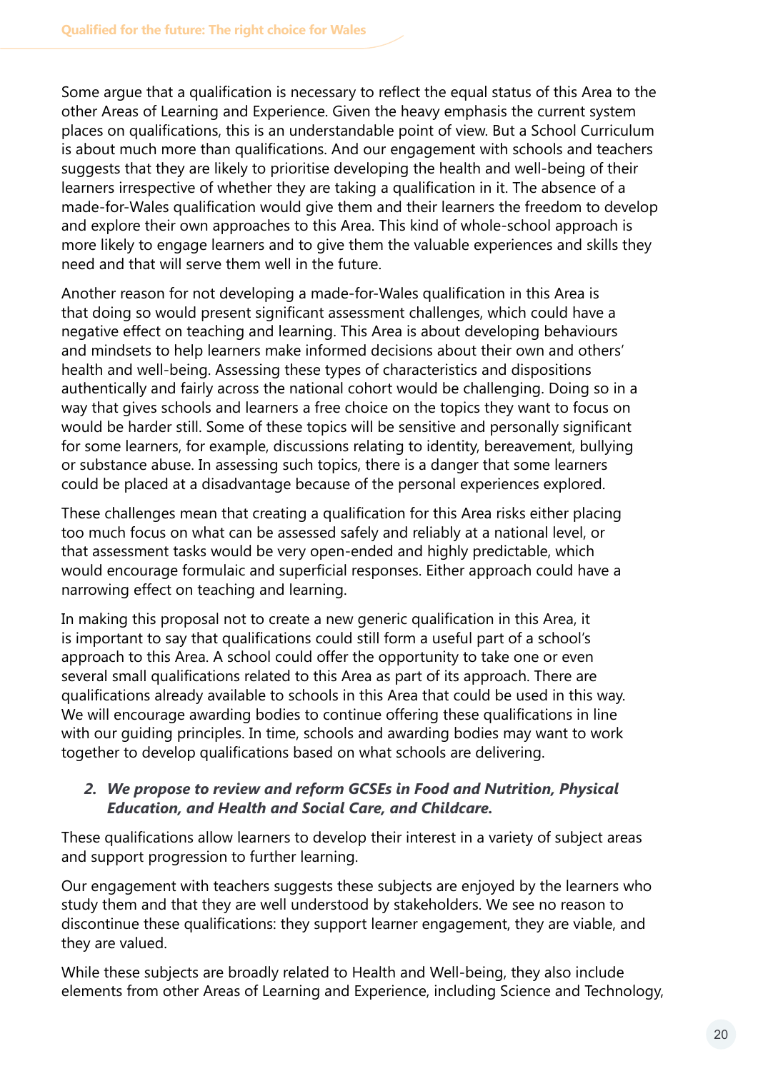Some argue that a qualification is necessary to reflect the equal status of this Area to the other Areas of Learning and Experience. Given the heavy emphasis the current system places on qualifications, this is an understandable point of view. But a School Curriculum is about much more than qualifications. And our engagement with schools and teachers suggests that they are likely to prioritise developing the health and well-being of their learners irrespective of whether they are taking a qualification in it. The absence of a made-for-Wales qualification would give them and their learners the freedom to develop and explore their own approaches to this Area. This kind of whole-school approach is more likely to engage learners and to give them the valuable experiences and skills they need and that will serve them well in the future.

Another reason for not developing a made-for-Wales qualification in this Area is that doing so would present significant assessment challenges, which could have a negative effect on teaching and learning. This Area is about developing behaviours and mindsets to help learners make informed decisions about their own and others' health and well-being. Assessing these types of characteristics and dispositions authentically and fairly across the national cohort would be challenging. Doing so in a way that gives schools and learners a free choice on the topics they want to focus on would be harder still. Some of these topics will be sensitive and personally significant for some learners, for example, discussions relating to identity, bereavement, bullying or substance abuse. In assessing such topics, there is a danger that some learners could be placed at a disadvantage because of the personal experiences explored.

These challenges mean that creating a qualification for this Area risks either placing too much focus on what can be assessed safely and reliably at a national level, or that assessment tasks would be very open-ended and highly predictable, which would encourage formulaic and superficial responses. Either approach could have a narrowing effect on teaching and learning.

In making this proposal not to create a new generic qualification in this Area, it is important to say that qualifications could still form a useful part of a school's approach to this Area. A school could offer the opportunity to take one or even several small qualifications related to this Area as part of its approach. There are qualifications already available to schools in this Area that could be used in this way. We will encourage awarding bodies to continue offering these qualifications in line with our guiding principles. In time, schools and awarding bodies may want to work together to develop qualifications based on what schools are delivering.

2. ***We propose to review and reform GCSEs in Food and Nutrition, Physical Education, and Health and Social Care, and Childcare.***

These qualifications allow learners to develop their interest in a variety of subject areas and support progression to further learning.

Our engagement with teachers suggests these subjects are enjoyed by the learners who study them and that they are well understood by stakeholders. We see no reason to discontinue these qualifications: they support learner engagement, they are viable, and they are valued.

While these subjects are broadly related to Health and Well-being, they also include elements from other Areas of Learning and Experience, including Science and Technology,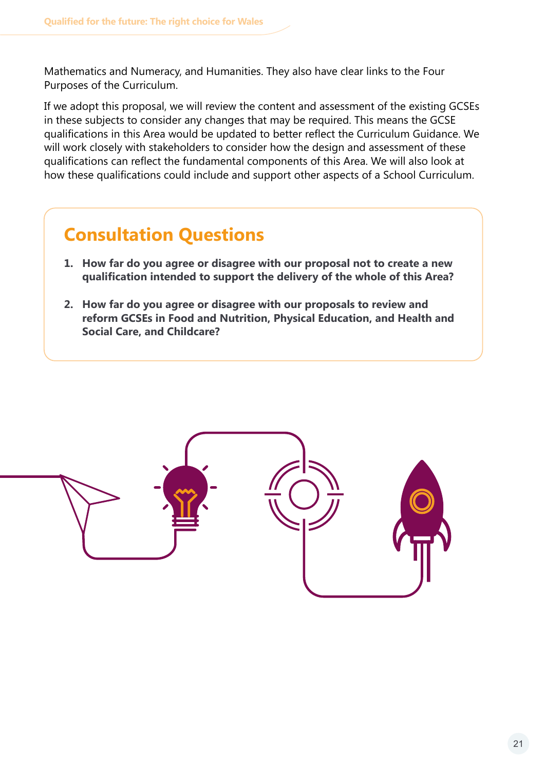Mathematics and Numeracy, and Humanities. They also have clear links to the Four Purposes of the Curriculum.

If we adopt this proposal, we will review the content and assessment of the existing GCSEs in these subjects to consider any changes that may be required. This means the GCSE qualifications in this Area would be updated to better reflect the Curriculum Guidance. We will work closely with stakeholders to consider how the design and assessment of these qualifications can reflect the fundamental components of this Area. We will also look at how these qualifications could include and support other aspects of a School Curriculum.

## Consultation Questions

1. **How far do you agree or disagree with our proposal not to create a new qualification intended to support the delivery of the whole of this Area?**

2. **How far do you agree or disagree with our proposals to review and reform GCSEs in Food and Nutrition, Physical Education, and Health and Social Care, and Childcare?**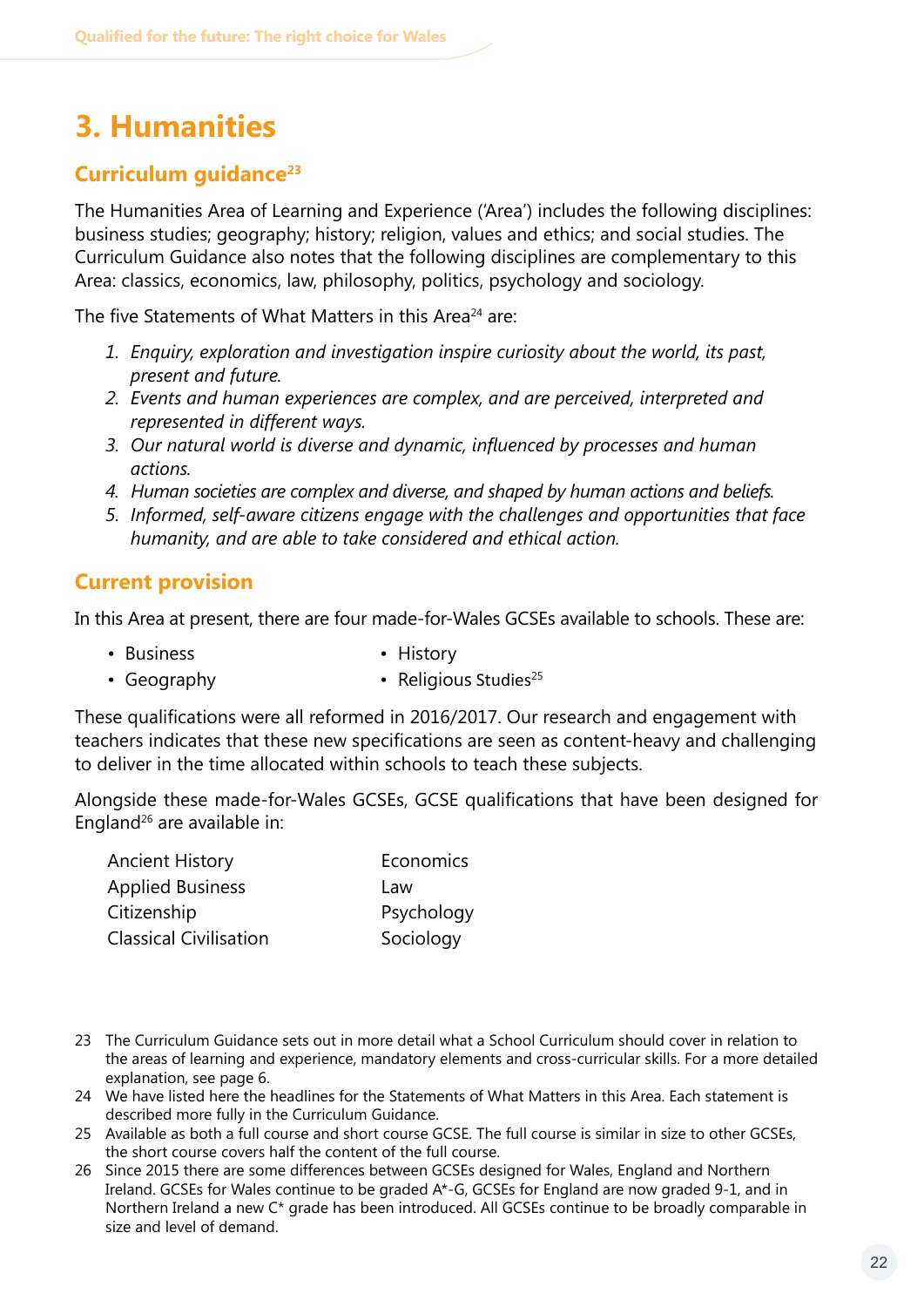# 3. Humanities

## Curriculum guidance[23]

The Humanities Area of Learning and Experience ('Area') includes the following disciplines: business studies; geography; history; religion, values and ethics; and social studies. The Curriculum Guidance also notes that the following disciplines are complementary to this Area: classics, economics, law, philosophy, politics, psychology and sociology.

The five Statements of What Matters in this Area[24] are:

1. *Enquiry, exploration and investigation inspire curiosity about the world, its past, present and future.*
2. *Events and human experiences are complex, and are perceived, interpreted and represented in different ways.*
3. *Our natural world is diverse and dynamic, influenced by processes and human actions.*
4. *Human societies are complex and diverse, and shaped by human actions and beliefs.*
5. *Informed, self-aware citizens engage with the challenges and opportunities that face humanity, and are able to take considered and ethical action.*

## Current provision

In this Area at present, there are four made-for-Wales GCSEs available to schools. These are:

- Business
- Geography
- History
- Religious Studies[25]

These qualifications were all reformed in 2016/2017. Our research and engagement with teachers indicates that these new specifications are seen as content-heavy and challenging to deliver in the time allocated within schools to teach these subjects.

Alongside these made-for-Wales GCSEs, GCSE qualifications that have been designed for England[26] are available in:

Ancient History
Applied Business
Citizenship
Classical Civilisation
Economics
Law
Psychology
Sociology

---

23 The Curriculum Guidance sets out in more detail what a School Curriculum should cover in relation to the areas of learning and experience, mandatory elements and cross-curricular skills. For a more detailed explanation, see page 6.

24 We have listed here the headlines for the Statements of What Matters in this Area. Each statement is described more fully in the Curriculum Guidance.

25 Available as both a full course and short course GCSE. The full course is similar in size to other GCSEs, the short course covers half the content of the full course.

26 Since 2015 there are some differences between GCSEs designed for Wales, England and Northern Ireland. GCSEs for Wales continue to be graded A*-G, GCSEs for England are now graded 9-1, and in Northern Ireland a new C* grade has been introduced. All GCSEs continue to be broadly comparable in size and level of demand.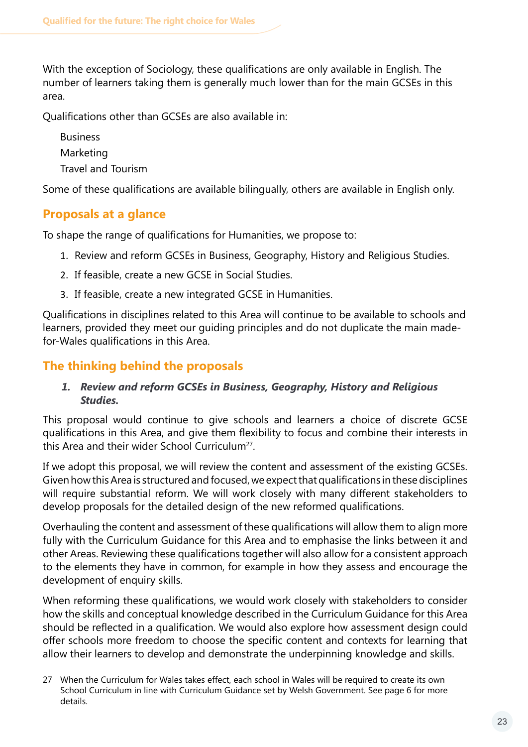With the exception of Sociology, these qualifications are only available in English. The number of learners taking them is generally much lower than for the main GCSEs in this area.

Qualifications other than GCSEs are also available in:

- Business
- Marketing
- Travel and Tourism

Some of these qualifications are available bilingually, others are available in English only.

## Proposals at a glance

To shape the range of qualifications for Humanities, we propose to:

1. Review and reform GCSEs in Business, Geography, History and Religious Studies.
2. If feasible, create a new GCSE in Social Studies.
3. If feasible, create a new integrated GCSE in Humanities.

Qualifications in disciplines related to this Area will continue to be available to schools and learners, provided they meet our guiding principles and do not duplicate the main made-for-Wales qualifications in this Area.

## The thinking behind the proposals

### *1. Review and reform GCSEs in Business, Geography, History and Religious Studies.*

This proposal would continue to give schools and learners a choice of discrete GCSE qualifications in this Area, and give them flexibility to focus and combine their interests in this Area and their wider School Curriculum[27].

If we adopt this proposal, we will review the content and assessment of the existing GCSEs. Given how this Area is structured and focused, we expect that qualifications in these disciplines will require substantial reform. We will work closely with many different stakeholders to develop proposals for the detailed design of the new reformed qualifications.

Overhauling the content and assessment of these qualifications will allow them to align more fully with the Curriculum Guidance for this Area and to emphasise the links between it and other Areas. Reviewing these qualifications together will also allow for a consistent approach to the elements they have in common, for example in how they assess and encourage the development of enquiry skills.

When reforming these qualifications, we would work closely with stakeholders to consider how the skills and conceptual knowledge described in the Curriculum Guidance for this Area should be reflected in a qualification. We would also explore how assessment design could offer schools more freedom to choose the specific content and contexts for learning that allow their learners to develop and demonstrate the underpinning knowledge and skills.

27 When the Curriculum for Wales takes effect, each school in Wales will be required to create its own School Curriculum in line with Curriculum Guidance set by Welsh Government. See page 6 for more details.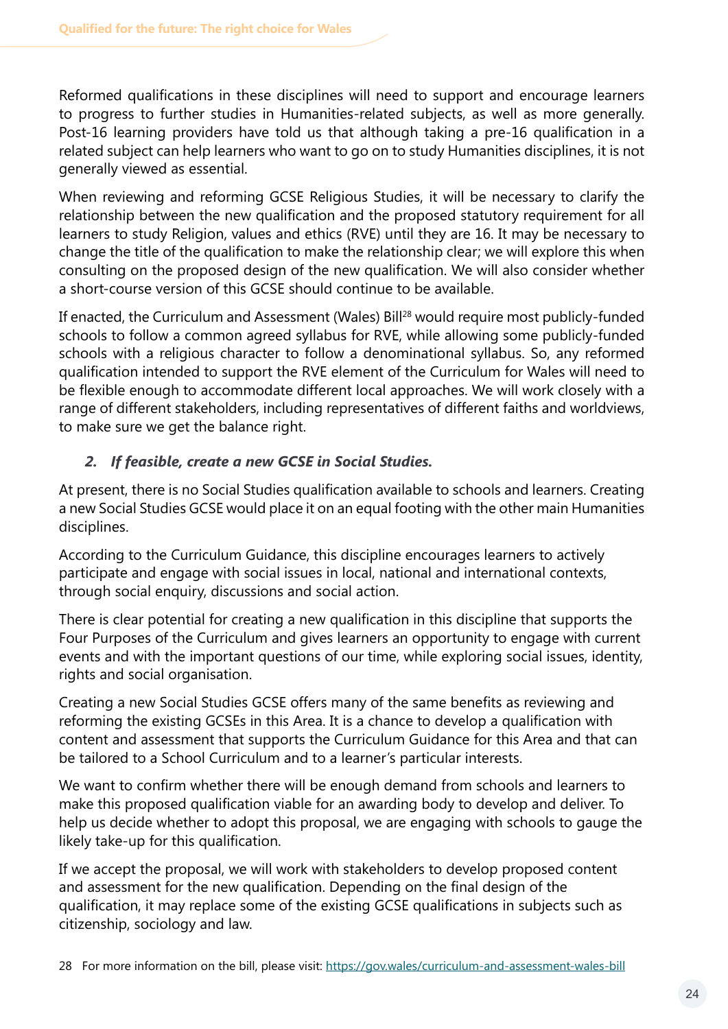Reformed qualifications in these disciplines will need to support and encourage learners to progress to further studies in Humanities-related subjects, as well as more generally. Post-16 learning providers have told us that although taking a pre-16 qualification in a related subject can help learners who want to go on to study Humanities disciplines, it is not generally viewed as essential.

When reviewing and reforming GCSE Religious Studies, it will be necessary to clarify the relationship between the new qualification and the proposed statutory requirement for all learners to study Religion, values and ethics (RVE) until they are 16. It may be necessary to change the title of the qualification to make the relationship clear; we will explore this when consulting on the proposed design of the new qualification. We will also consider whether a short-course version of this GCSE should continue to be available.

If enacted, the Curriculum and Assessment (Wales) Bill[28] would require most publicly-funded schools to follow a common agreed syllabus for RVE, while allowing some publicly-funded schools with a religious character to follow a denominational syllabus. So, any reformed qualification intended to support the RVE element of the Curriculum for Wales will need to be flexible enough to accommodate different local approaches. We will work closely with a range of different stakeholders, including representatives of different faiths and worldviews, to make sure we get the balance right.

### *2. If feasible, create a new GCSE in Social Studies.*

At present, there is no Social Studies qualification available to schools and learners. Creating a new Social Studies GCSE would place it on an equal footing with the other main Humanities disciplines.

According to the Curriculum Guidance, this discipline encourages learners to actively participate and engage with social issues in local, national and international contexts, through social enquiry, discussions and social action.

There is clear potential for creating a new qualification in this discipline that supports the Four Purposes of the Curriculum and gives learners an opportunity to engage with current events and with the important questions of our time, while exploring social issues, identity, rights and social organisation.

Creating a new Social Studies GCSE offers many of the same benefits as reviewing and reforming the existing GCSEs in this Area. It is a chance to develop a qualification with content and assessment that supports the Curriculum Guidance for this Area and that can be tailored to a School Curriculum and to a learner's particular interests.

We want to confirm whether there will be enough demand from schools and learners to make this proposed qualification viable for an awarding body to develop and deliver. To help us decide whether to adopt this proposal, we are engaging with schools to gauge the likely take-up for this qualification.

If we accept the proposal, we will work with stakeholders to develop proposed content and assessment for the new qualification. Depending on the final design of the qualification, it may replace some of the existing GCSE qualifications in subjects such as citizenship, sociology and law.

28 For more information on the bill, please visit: https://gov.wales/curriculum-and-assessment-wales-bill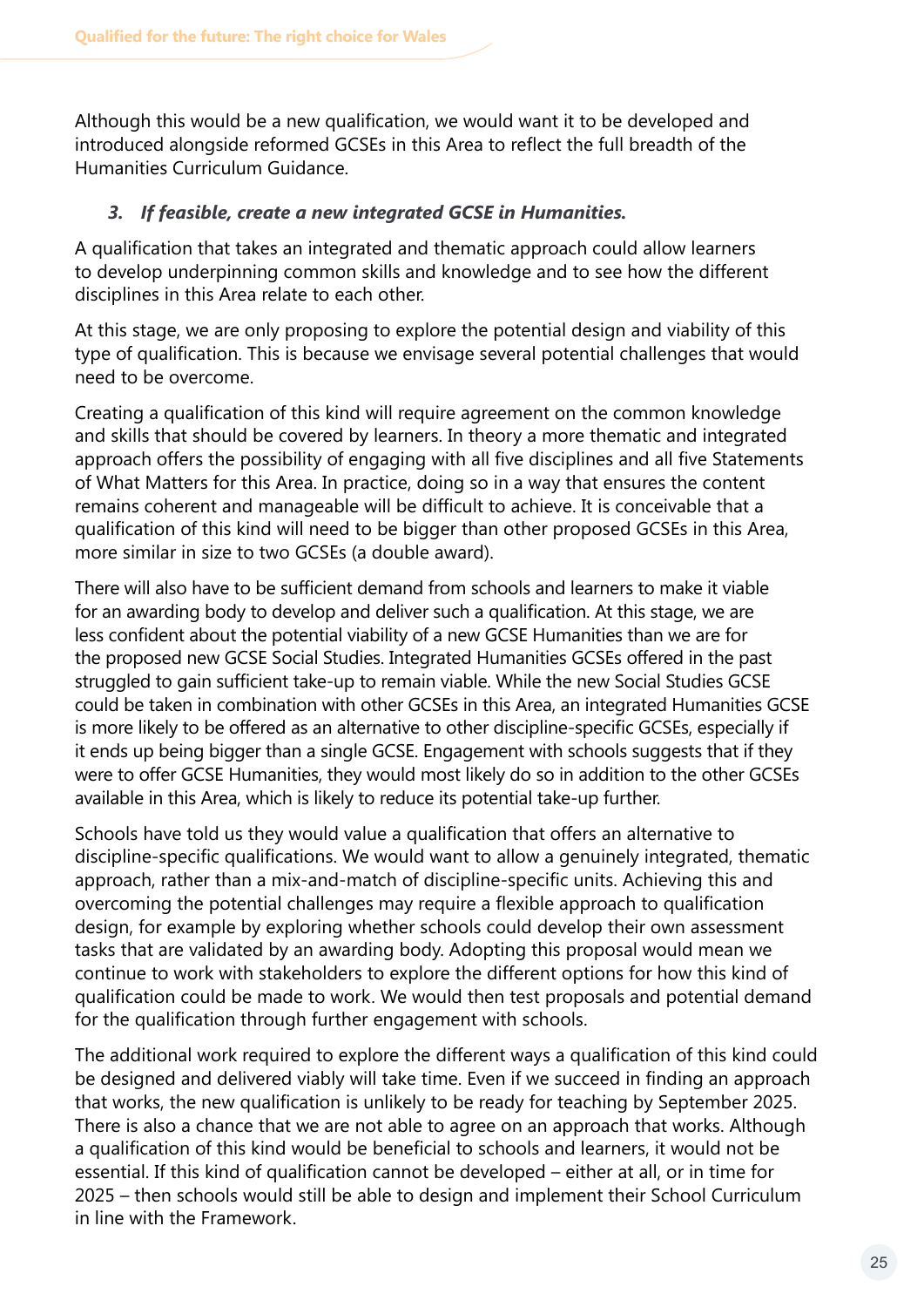Although this would be a new qualification, we would want it to be developed and introduced alongside reformed GCSEs in this Area to reflect the full breadth of the Humanities Curriculum Guidance.

***3. If feasible, create a new integrated GCSE in Humanities.***

A qualification that takes an integrated and thematic approach could allow learners to develop underpinning common skills and knowledge and to see how the different disciplines in this Area relate to each other.

At this stage, we are only proposing to explore the potential design and viability of this type of qualification. This is because we envisage several potential challenges that would need to be overcome.

Creating a qualification of this kind will require agreement on the common knowledge and skills that should be covered by learners. In theory a more thematic and integrated approach offers the possibility of engaging with all five disciplines and all five Statements of What Matters for this Area. In practice, doing so in a way that ensures the content remains coherent and manageable will be difficult to achieve. It is conceivable that a qualification of this kind will need to be bigger than other proposed GCSEs in this Area, more similar in size to two GCSEs (a double award).

There will also have to be sufficient demand from schools and learners to make it viable for an awarding body to develop and deliver such a qualification. At this stage, we are less confident about the potential viability of a new GCSE Humanities than we are for the proposed new GCSE Social Studies. Integrated Humanities GCSEs offered in the past struggled to gain sufficient take-up to remain viable. While the new Social Studies GCSE could be taken in combination with other GCSEs in this Area, an integrated Humanities GCSE is more likely to be offered as an alternative to other discipline-specific GCSEs, especially if it ends up being bigger than a single GCSE. Engagement with schools suggests that if they were to offer GCSE Humanities, they would most likely do so in addition to the other GCSEs available in this Area, which is likely to reduce its potential take-up further.

Schools have told us they would value a qualification that offers an alternative to discipline-specific qualifications. We would want to allow a genuinely integrated, thematic approach, rather than a mix-and-match of discipline-specific units. Achieving this and overcoming the potential challenges may require a flexible approach to qualification design, for example by exploring whether schools could develop their own assessment tasks that are validated by an awarding body. Adopting this proposal would mean we continue to work with stakeholders to explore the different options for how this kind of qualification could be made to work. We would then test proposals and potential demand for the qualification through further engagement with schools.

The additional work required to explore the different ways a qualification of this kind could be designed and delivered viably will take time. Even if we succeed in finding an approach that works, the new qualification is unlikely to be ready for teaching by September 2025. There is also a chance that we are not able to agree on an approach that works. Although a qualification of this kind would be beneficial to schools and learners, it would not be essential. If this kind of qualification cannot be developed – either at all, or in time for 2025 – then schools would still be able to design and implement their School Curriculum in line with the Framework.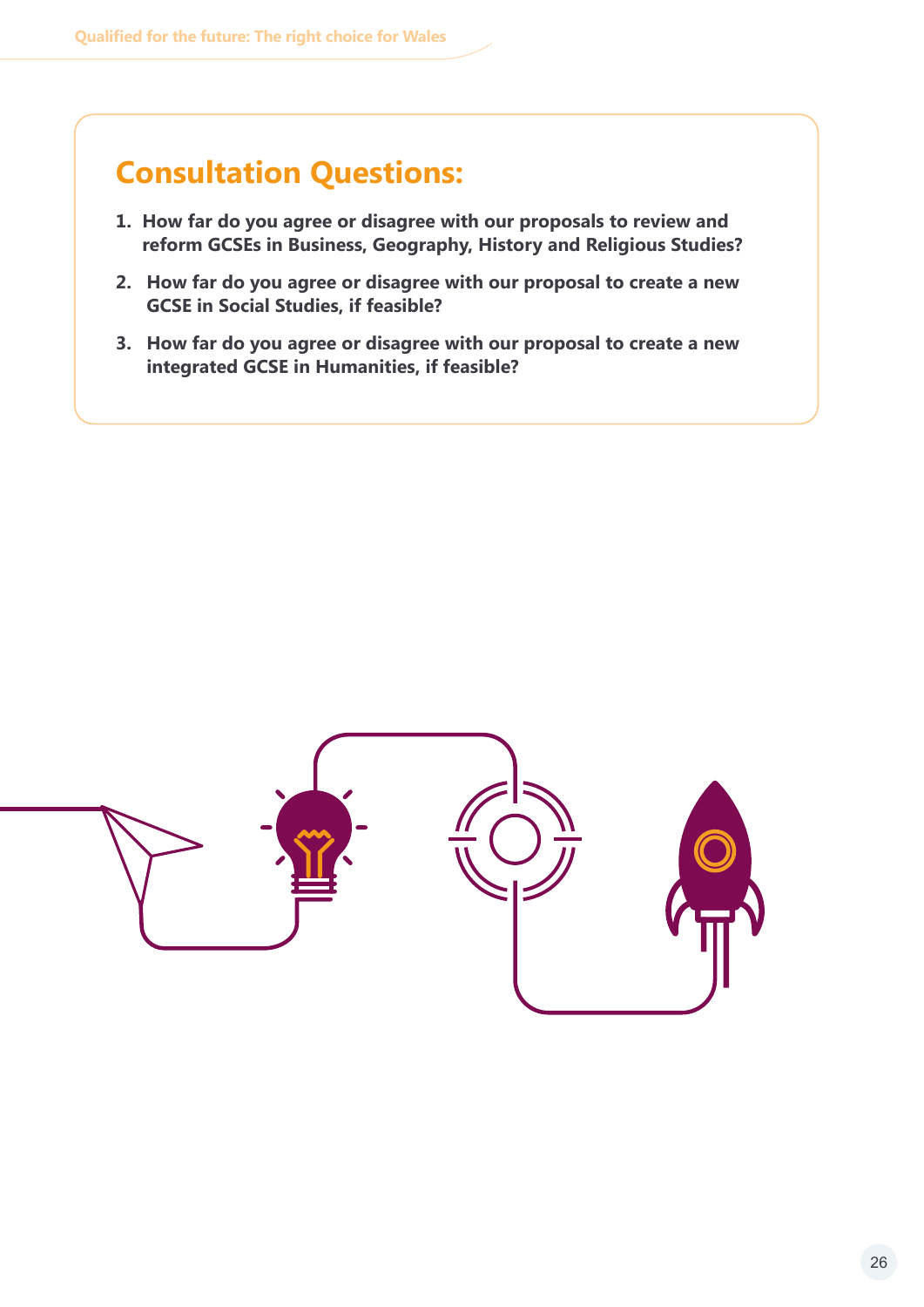## Consultation Questions:

1. **How far do you agree or disagree with our proposals to review and reform GCSEs in Business, Geography, History and Religious Studies?**
2. **How far do you agree or disagree with our proposal to create a new GCSE in Social Studies, if feasible?**
3. **How far do you agree or disagree with our proposal to create a new integrated GCSE in Humanities, if feasible?**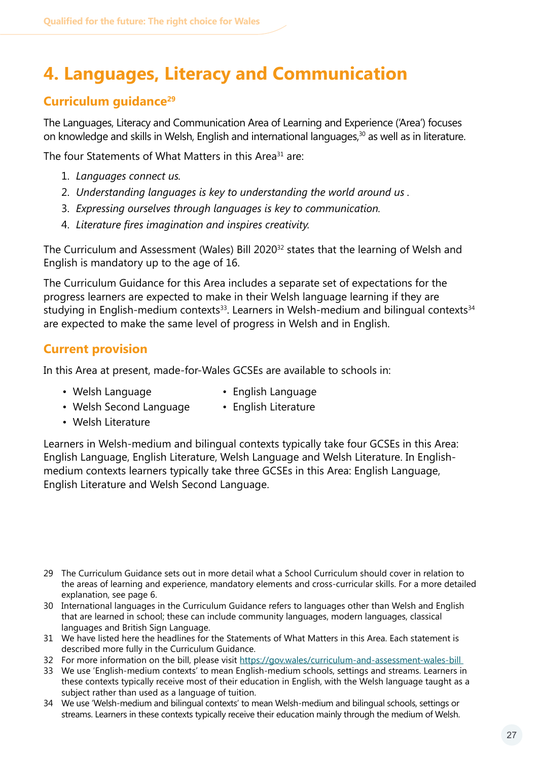# 4. Languages, Literacy and Communication

## Curriculum guidance[29]

The Languages, Literacy and Communication Area of Learning and Experience ('Area') focuses on knowledge and skills in Welsh, English and international languages,[30] as well as in literature.

The four Statements of What Matters in this Area[31] are:

1. *Languages connect us.*
2. *Understanding languages is key to understanding the world around us .*
3. *Expressing ourselves through languages is key to communication.*
4. *Literature fires imagination and inspires creativity.*

The Curriculum and Assessment (Wales) Bill 2020[32] states that the learning of Welsh and English is mandatory up to the age of 16.

The Curriculum Guidance for this Area includes a separate set of expectations for the progress learners are expected to make in their Welsh language learning if they are studying in English-medium contexts[33]. Learners in Welsh-medium and bilingual contexts[34] are expected to make the same level of progress in Welsh and in English.

## Current provision

In this Area at present, made-for-Wales GCSEs are available to schools in:

- Welsh Language
- Welsh Second Language
- Welsh Literature
- English Language
- English Literature

Learners in Welsh-medium and bilingual contexts typically take four GCSEs in this Area: English Language, English Literature, Welsh Language and Welsh Literature. In English-medium contexts learners typically take three GCSEs in this Area: English Language, English Literature and Welsh Second Language.

29 The Curriculum Guidance sets out in more detail what a School Curriculum should cover in relation to the areas of learning and experience, mandatory elements and cross-curricular skills. For a more detailed explanation, see page 6.

30 International languages in the Curriculum Guidance refers to languages other than Welsh and English that are learned in school; these can include community languages, modern languages, classical languages and British Sign Language.

31 We have listed here the headlines for the Statements of What Matters in this Area. Each statement is described more fully in the Curriculum Guidance.

32 For more information on the bill, please visit https://gov.wales/curriculum-and-assessment-wales-bill

33 We use 'English-medium contexts' to mean English-medium schools, settings and streams. Learners in these contexts typically receive most of their education in English, with the Welsh language taught as a subject rather than used as a language of tuition.

34 We use 'Welsh-medium and bilingual contexts' to mean Welsh-medium and bilingual schools, settings or streams. Learners in these contexts typically receive their education mainly through the medium of Welsh.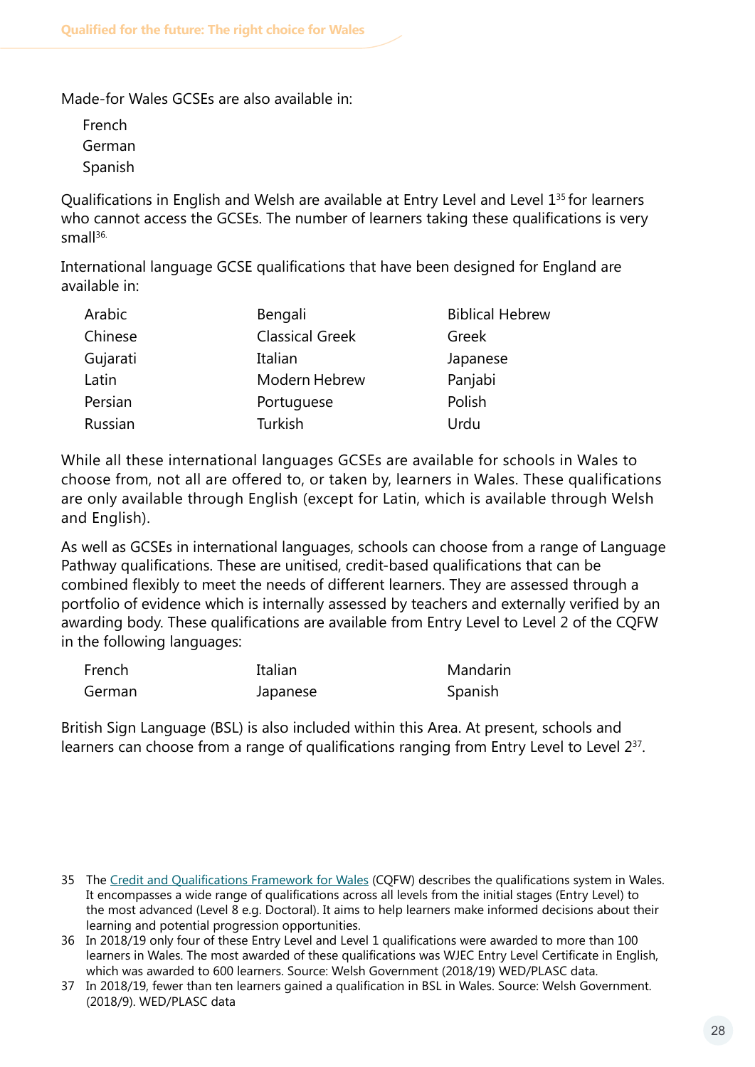Made-for Wales GCSEs are also available in:

- French
- German
- Spanish

Qualifications in English and Welsh are available at Entry Level and Level 1[35] for learners who cannot access the GCSEs. The number of learners taking these qualifications is very small[36].

International language GCSE qualifications that have been designed for England are available in:

| | | |
|---|---|---|
| Arabic | Bengali | Biblical Hebrew |
| Chinese | Classical Greek | Greek |
| Gujarati | Italian | Japanese |
| Latin | Modern Hebrew | Panjabi |
| Persian | Portuguese | Polish |
| Russian | Turkish | Urdu |

While all these international languages GCSEs are available for schools in Wales to choose from, not all are offered to, or taken by, learners in Wales. These qualifications are only available through English (except for Latin, which is available through Welsh and English).

As well as GCSEs in international languages, schools can choose from a range of Language Pathway qualifications. These are unitised, credit-based qualifications that can be combined flexibly to meet the needs of different learners. They are assessed through a portfolio of evidence which is internally assessed by teachers and externally verified by an awarding body. These qualifications are available from Entry Level to Level 2 of the CQFW in the following languages:

| | | |
|---|---|---|
| French | Italian | Mandarin |
| German | Japanese | Spanish |

British Sign Language (BSL) is also included within this Area. At present, schools and learners can choose from a range of qualifications ranging from Entry Level to Level 2[37].

---

35 The Credit and Qualifications Framework for Wales (CQFW) describes the qualifications system in Wales. It encompasses a wide range of qualifications across all levels from the initial stages (Entry Level) to the most advanced (Level 8 e.g. Doctoral). It aims to help learners make informed decisions about their learning and potential progression opportunities.

36 In 2018/19 only four of these Entry Level and Level 1 qualifications were awarded to more than 100 learners in Wales. The most awarded of these qualifications was WJEC Entry Level Certificate in English, which was awarded to 600 learners. Source: Welsh Government (2018/19) WED/PLASC data.

37 In 2018/19, fewer than ten learners gained a qualification in BSL in Wales. Source: Welsh Government. (2018/9). WED/PLASC data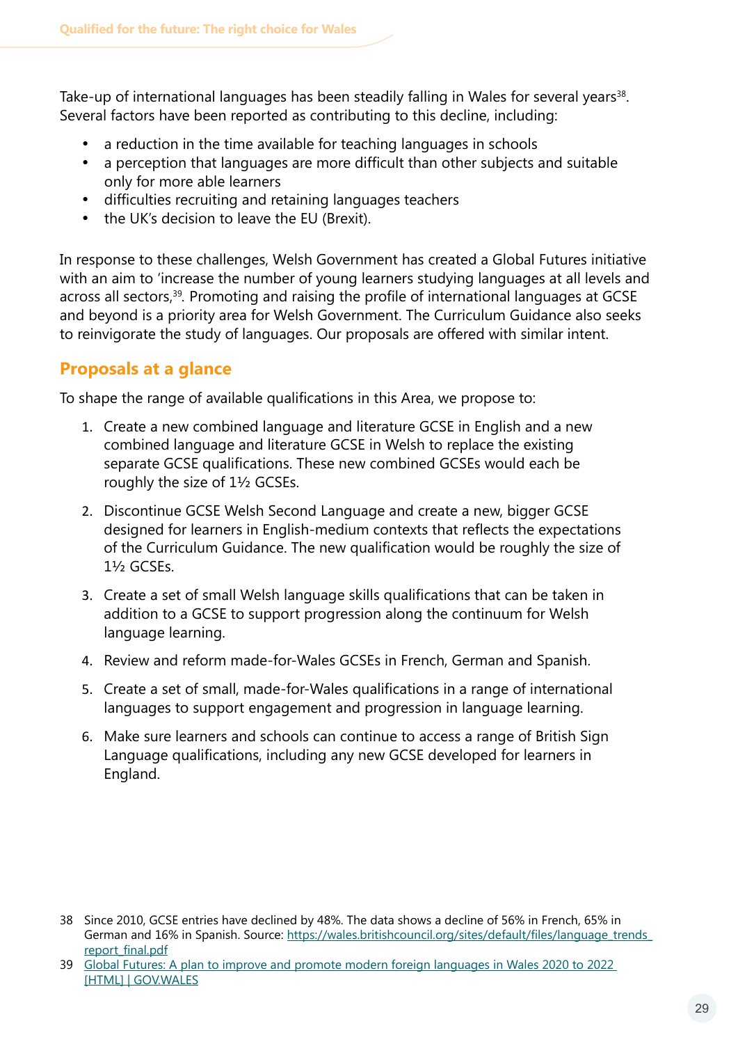Take-up of international languages has been steadily falling in Wales for several years[38]. Several factors have been reported as contributing to this decline, including:

- a reduction in the time available for teaching languages in schools
- a perception that languages are more difficult than other subjects and suitable only for more able learners
- difficulties recruiting and retaining languages teachers
- the UK's decision to leave the EU (Brexit).

In response to these challenges, Welsh Government has created a Global Futures initiative with an aim to 'increase the number of young learners studying languages at all levels and across all sectors,[39]. Promoting and raising the profile of international languages at GCSE and beyond is a priority area for Welsh Government. The Curriculum Guidance also seeks to reinvigorate the study of languages. Our proposals are offered with similar intent.

## Proposals at a glance

To shape the range of available qualifications in this Area, we propose to:

1. Create a new combined language and literature GCSE in English and a new combined language and literature GCSE in Welsh to replace the existing separate GCSE qualifications. These new combined GCSEs would each be roughly the size of 1½ GCSEs.

2. Discontinue GCSE Welsh Second Language and create a new, bigger GCSE designed for learners in English-medium contexts that reflects the expectations of the Curriculum Guidance. The new qualification would be roughly the size of 1½ GCSEs.

3. Create a set of small Welsh language skills qualifications that can be taken in addition to a GCSE to support progression along the continuum for Welsh language learning.

4. Review and reform made-for-Wales GCSEs in French, German and Spanish.

5. Create a set of small, made-for-Wales qualifications in a range of international languages to support engagement and progression in language learning.

6. Make sure learners and schools can continue to access a range of British Sign Language qualifications, including any new GCSE developed for learners in England.

---

38 Since 2010, GCSE entries have declined by 48%. The data shows a decline of 56% in French, 65% in German and 16% in Spanish. Source: https://wales.britishcouncil.org/sites/default/files/language_trends_report_final.pdf

39 Global Futures: A plan to improve and promote modern foreign languages in Wales 2020 to 2022 [HTML] | GOV.WALES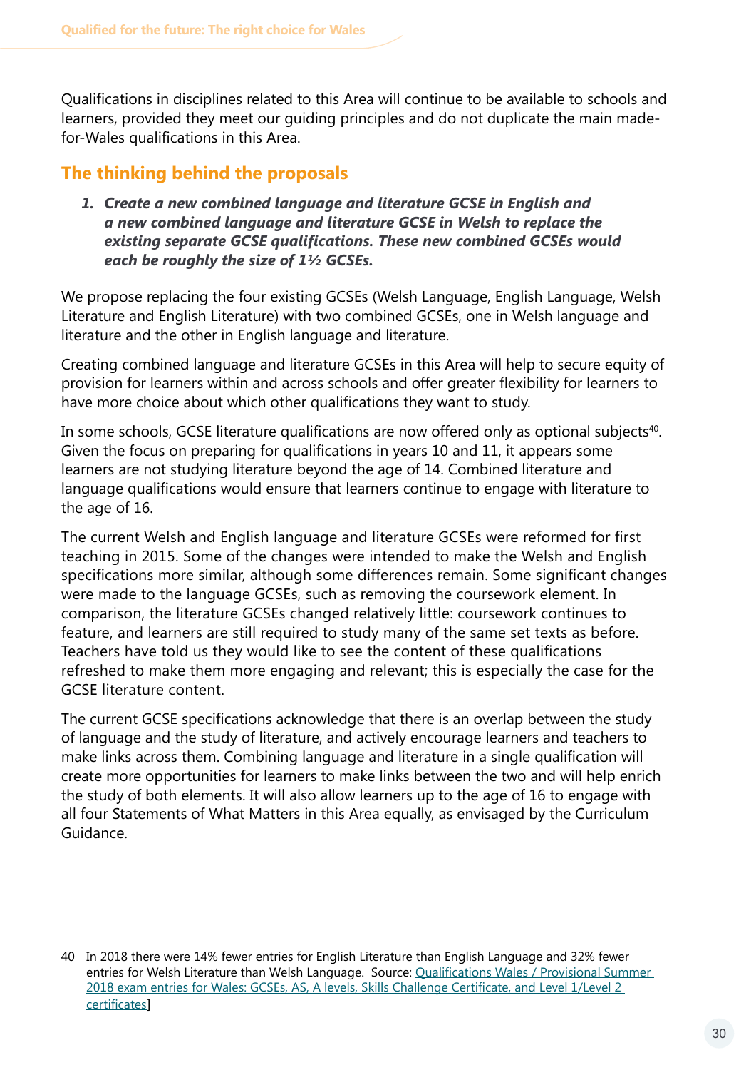Qualifications in disciplines related to this Area will continue to be available to schools and learners, provided they meet our guiding principles and do not duplicate the main made-for-Wales qualifications in this Area.

## The thinking behind the proposals

1. ***Create a new combined language and literature GCSE in English and a new combined language and literature GCSE in Welsh to replace the existing separate GCSE qualifications. These new combined GCSEs would each be roughly the size of 1½ GCSEs.***

We propose replacing the four existing GCSEs (Welsh Language, English Language, Welsh Literature and English Literature) with two combined GCSEs, one in Welsh language and literature and the other in English language and literature.

Creating combined language and literature GCSEs in this Area will help to secure equity of provision for learners within and across schools and offer greater flexibility for learners to have more choice about which other qualifications they want to study.

In some schools, GCSE literature qualifications are now offered only as optional subjects[40]. Given the focus on preparing for qualifications in years 10 and 11, it appears some learners are not studying literature beyond the age of 14. Combined literature and language qualifications would ensure that learners continue to engage with literature to the age of 16.

The current Welsh and English language and literature GCSEs were reformed for first teaching in 2015. Some of the changes were intended to make the Welsh and English specifications more similar, although some differences remain. Some significant changes were made to the language GCSEs, such as removing the coursework element. In comparison, the literature GCSEs changed relatively little: coursework continues to feature, and learners are still required to study many of the same set texts as before. Teachers have told us they would like to see the content of these qualifications refreshed to make them more engaging and relevant; this is especially the case for the GCSE literature content.

The current GCSE specifications acknowledge that there is an overlap between the study of language and the study of literature, and actively encourage learners and teachers to make links across them. Combining language and literature in a single qualification will create more opportunities for learners to make links between the two and will help enrich the study of both elements. It will also allow learners up to the age of 16 to engage with all four Statements of What Matters in this Area equally, as envisaged by the Curriculum Guidance.

40 In 2018 there were 14% fewer entries for English Literature than English Language and 32% fewer entries for Welsh Literature than Welsh Language. Source: Qualifications Wales / Provisional Summer 2018 exam entries for Wales: GCSEs, AS, A levels, Skills Challenge Certificate, and Level 1/Level 2 certificates]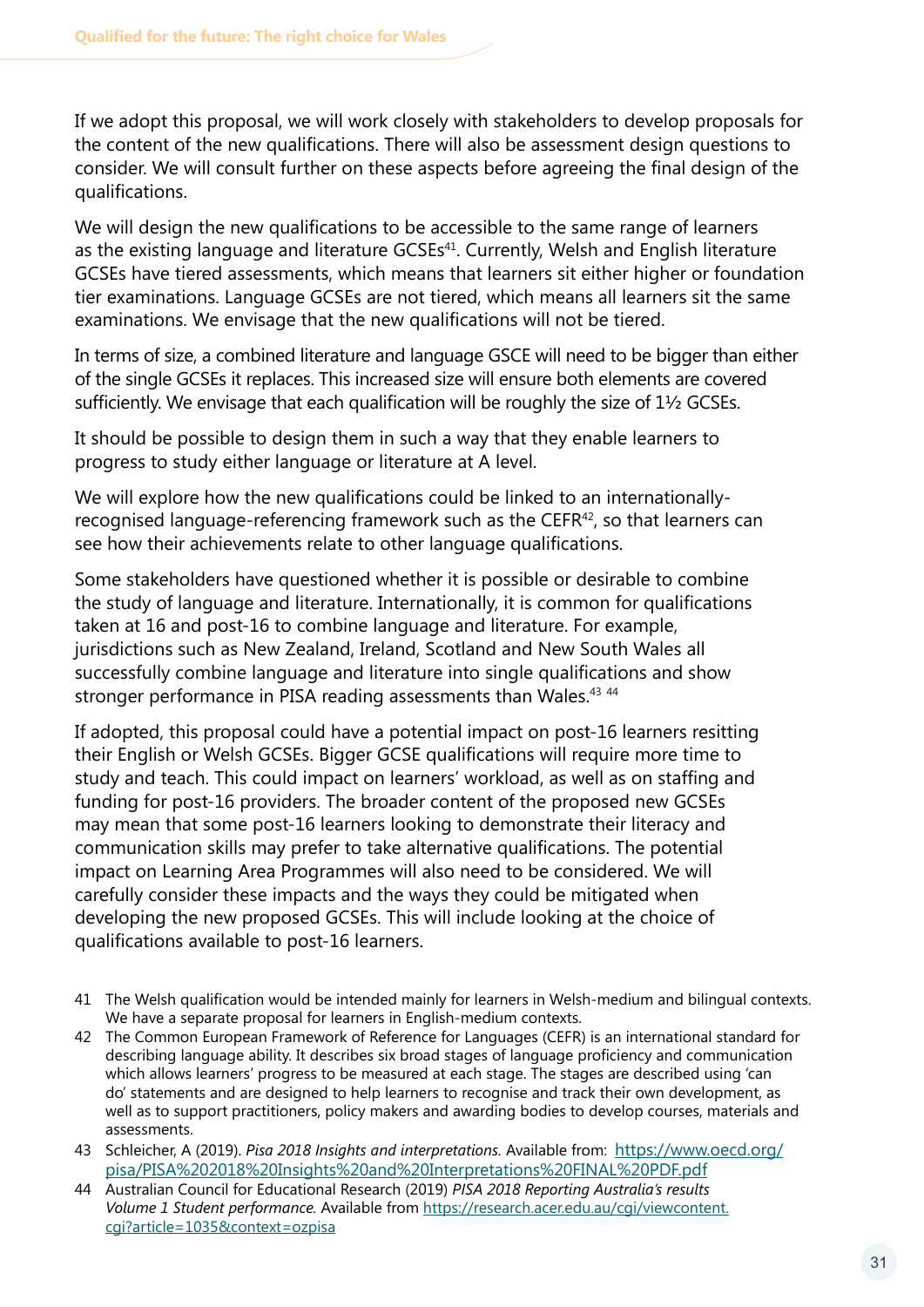If we adopt this proposal, we will work closely with stakeholders to develop proposals for the content of the new qualifications. There will also be assessment design questions to consider. We will consult further on these aspects before agreeing the final design of the qualifications.

We will design the new qualifications to be accessible to the same range of learners as the existing language and literature GCSEs[41]. Currently, Welsh and English literature GCSEs have tiered assessments, which means that learners sit either higher or foundation tier examinations. Language GCSEs are not tiered, which means all learners sit the same examinations. We envisage that the new qualifications will not be tiered.

In terms of size, a combined literature and language GSCE will need to be bigger than either of the single GCSEs it replaces. This increased size will ensure both elements are covered sufficiently. We envisage that each qualification will be roughly the size of 1½ GCSEs.

It should be possible to design them in such a way that they enable learners to progress to study either language or literature at A level.

We will explore how the new qualifications could be linked to an internationally-recognised language-referencing framework such as the CEFR[42], so that learners can see how their achievements relate to other language qualifications.

Some stakeholders have questioned whether it is possible or desirable to combine the study of language and literature. Internationally, it is common for qualifications taken at 16 and post-16 to combine language and literature. For example, jurisdictions such as New Zealand, Ireland, Scotland and New South Wales all successfully combine language and literature into single qualifications and show stronger performance in PISA reading assessments than Wales.[43] [44]

If adopted, this proposal could have a potential impact on post-16 learners resitting their English or Welsh GCSEs. Bigger GCSE qualifications will require more time to study and teach. This could impact on learners' workload, as well as on staffing and funding for post-16 providers. The broader content of the proposed new GCSEs may mean that some post-16 learners looking to demonstrate their literacy and communication skills may prefer to take alternative qualifications. The potential impact on Learning Area Programmes will also need to be considered. We will carefully consider these impacts and the ways they could be mitigated when developing the new proposed GCSEs. This will include looking at the choice of qualifications available to post-16 learners.

41 The Welsh qualification would be intended mainly for learners in Welsh-medium and bilingual contexts. We have a separate proposal for learners in English-medium contexts.

42 The Common European Framework of Reference for Languages (CEFR) is an international standard for describing language ability. It describes six broad stages of language proficiency and communication which allows learners' progress to be measured at each stage. The stages are described using 'can do' statements and are designed to help learners to recognise and track their own development, as well as to support practitioners, policy makers and awarding bodies to develop courses, materials and assessments.

43 Schleicher, A (2019). *Pisa 2018 Insights and interpretations.* Available from: https://www.oecd.org/pisa/PISA%202018%20Insights%20and%20Interpretations%20FINAL%20PDF.pdf

44 Australian Council for Educational Research (2019) *PISA 2018 Reporting Australia's results Volume 1 Student performance.* Available from https://research.acer.edu.au/cgi/viewcontent.cgi?article=1035&context=ozpisa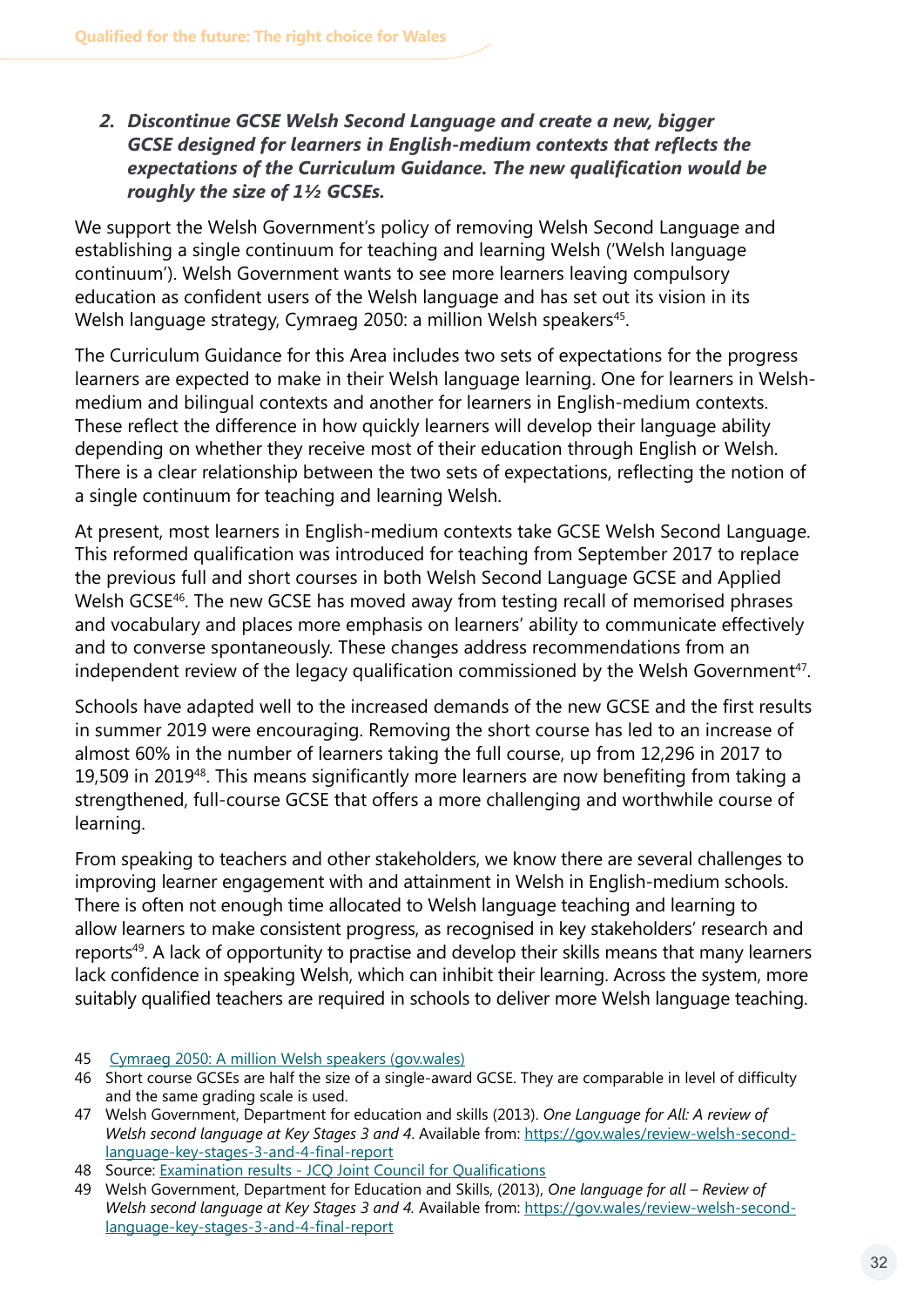2. ***Discontinue GCSE Welsh Second Language and create a new, bigger GCSE designed for learners in English-medium contexts that reflects the expectations of the Curriculum Guidance. The new qualification would be roughly the size of 1½ GCSEs.***

We support the Welsh Government's policy of removing Welsh Second Language and establishing a single continuum for teaching and learning Welsh ('Welsh language continuum'). Welsh Government wants to see more learners leaving compulsory education as confident users of the Welsh language and has set out its vision in its Welsh language strategy, Cymraeg 2050: a million Welsh speakers[45].

The Curriculum Guidance for this Area includes two sets of expectations for the progress learners are expected to make in their Welsh language learning. One for learners in Welsh-medium and bilingual contexts and another for learners in English-medium contexts. These reflect the difference in how quickly learners will develop their language ability depending on whether they receive most of their education through English or Welsh. There is a clear relationship between the two sets of expectations, reflecting the notion of a single continuum for teaching and learning Welsh.

At present, most learners in English-medium contexts take GCSE Welsh Second Language. This reformed qualification was introduced for teaching from September 2017 to replace the previous full and short courses in both Welsh Second Language GCSE and Applied Welsh GCSE[46]. The new GCSE has moved away from testing recall of memorised phrases and vocabulary and places more emphasis on learners' ability to communicate effectively and to converse spontaneously. These changes address recommendations from an independent review of the legacy qualification commissioned by the Welsh Government[47].

Schools have adapted well to the increased demands of the new GCSE and the first results in summer 2019 were encouraging. Removing the short course has led to an increase of almost 60% in the number of learners taking the full course, up from 12,296 in 2017 to 19,509 in 2019[48]. This means significantly more learners are now benefiting from taking a strengthened, full-course GCSE that offers a more challenging and worthwhile course of learning.

From speaking to teachers and other stakeholders, we know there are several challenges to improving learner engagement with and attainment in Welsh in English-medium schools. There is often not enough time allocated to Welsh language teaching and learning to allow learners to make consistent progress, as recognised in key stakeholders' research and reports[49]. A lack of opportunity to practise and develop their skills means that many learners lack confidence in speaking Welsh, which can inhibit their learning. Across the system, more suitably qualified teachers are required in schools to deliver more Welsh language teaching.

---

45 Cymraeg 2050: A million Welsh speakers (gov.wales)

46 Short course GCSEs are half the size of a single-award GCSE. They are comparable in level of difficulty and the same grading scale is used.

47 Welsh Government, Department for education and skills (2013). *One Language for All: A review of Welsh second language at Key Stages 3 and 4*. Available from: https://gov.wales/review-welsh-second-language-key-stages-3-and-4-final-report

48 Source: Examination results - JCQ Joint Council for Qualifications

49 Welsh Government, Department for Education and Skills, (2013), *One language for all – Review of Welsh second language at Key Stages 3 and 4.* Available from: https://gov.wales/review-welsh-second-language-key-stages-3-and-4-final-report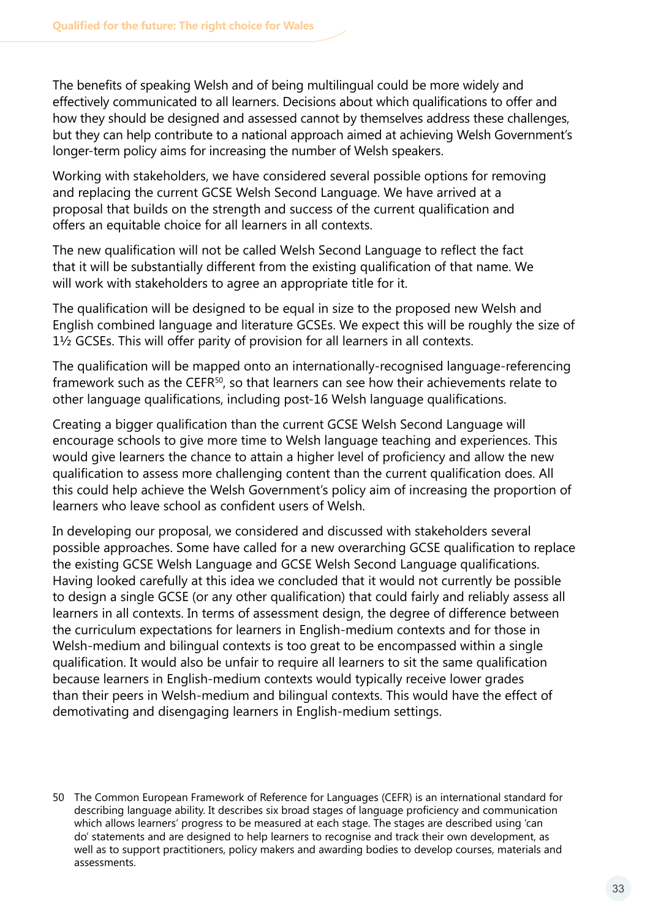The benefits of speaking Welsh and of being multilingual could be more widely and effectively communicated to all learners. Decisions about which qualifications to offer and how they should be designed and assessed cannot by themselves address these challenges, but they can help contribute to a national approach aimed at achieving Welsh Government's longer-term policy aims for increasing the number of Welsh speakers.

Working with stakeholders, we have considered several possible options for removing and replacing the current GCSE Welsh Second Language. We have arrived at a proposal that builds on the strength and success of the current qualification and offers an equitable choice for all learners in all contexts.

The new qualification will not be called Welsh Second Language to reflect the fact that it will be substantially different from the existing qualification of that name. We will work with stakeholders to agree an appropriate title for it.

The qualification will be designed to be equal in size to the proposed new Welsh and English combined language and literature GCSEs. We expect this will be roughly the size of 1½ GCSEs. This will offer parity of provision for all learners in all contexts.

The qualification will be mapped onto an internationally-recognised language-referencing framework such as the CEFR[50], so that learners can see how their achievements relate to other language qualifications, including post-16 Welsh language qualifications.

Creating a bigger qualification than the current GCSE Welsh Second Language will encourage schools to give more time to Welsh language teaching and experiences. This would give learners the chance to attain a higher level of proficiency and allow the new qualification to assess more challenging content than the current qualification does. All this could help achieve the Welsh Government's policy aim of increasing the proportion of learners who leave school as confident users of Welsh.

In developing our proposal, we considered and discussed with stakeholders several possible approaches. Some have called for a new overarching GCSE qualification to replace the existing GCSE Welsh Language and GCSE Welsh Second Language qualifications. Having looked carefully at this idea we concluded that it would not currently be possible to design a single GCSE (or any other qualification) that could fairly and reliably assess all learners in all contexts. In terms of assessment design, the degree of difference between the curriculum expectations for learners in English-medium contexts and for those in Welsh-medium and bilingual contexts is too great to be encompassed within a single qualification. It would also be unfair to require all learners to sit the same qualification because learners in English-medium contexts would typically receive lower grades than their peers in Welsh-medium and bilingual contexts. This would have the effect of demotivating and disengaging learners in English-medium settings.

50 The Common European Framework of Reference for Languages (CEFR) is an international standard for describing language ability. It describes six broad stages of language proficiency and communication which allows learners' progress to be measured at each stage. The stages are described using 'can do' statements and are designed to help learners to recognise and track their own development, as well as to support practitioners, policy makers and awarding bodies to develop courses, materials and assessments.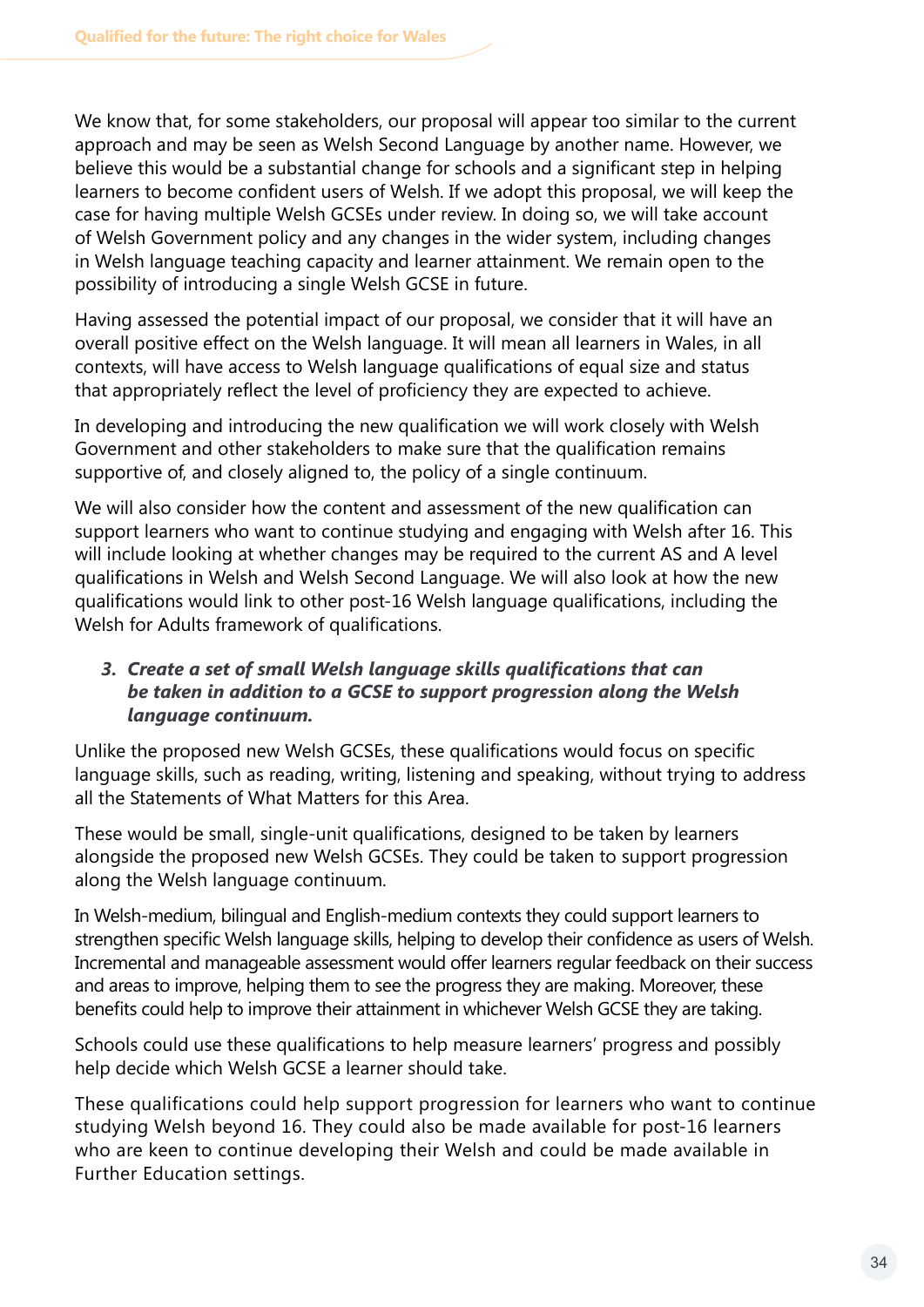We know that, for some stakeholders, our proposal will appear too similar to the current approach and may be seen as Welsh Second Language by another name. However, we believe this would be a substantial change for schools and a significant step in helping learners to become confident users of Welsh. If we adopt this proposal, we will keep the case for having multiple Welsh GCSEs under review. In doing so, we will take account of Welsh Government policy and any changes in the wider system, including changes in Welsh language teaching capacity and learner attainment. We remain open to the possibility of introducing a single Welsh GCSE in future.

Having assessed the potential impact of our proposal, we consider that it will have an overall positive effect on the Welsh language. It will mean all learners in Wales, in all contexts, will have access to Welsh language qualifications of equal size and status that appropriately reflect the level of proficiency they are expected to achieve.

In developing and introducing the new qualification we will work closely with Welsh Government and other stakeholders to make sure that the qualification remains supportive of, and closely aligned to, the policy of a single continuum.

We will also consider how the content and assessment of the new qualification can support learners who want to continue studying and engaging with Welsh after 16. This will include looking at whether changes may be required to the current AS and A level qualifications in Welsh and Welsh Second Language. We will also look at how the new qualifications would link to other post-16 Welsh language qualifications, including the Welsh for Adults framework of qualifications.

3. ***Create a set of small Welsh language skills qualifications that can be taken in addition to a GCSE to support progression along the Welsh language continuum.***

Unlike the proposed new Welsh GCSEs, these qualifications would focus on specific language skills, such as reading, writing, listening and speaking, without trying to address all the Statements of What Matters for this Area.

These would be small, single-unit qualifications, designed to be taken by learners alongside the proposed new Welsh GCSEs. They could be taken to support progression along the Welsh language continuum.

In Welsh-medium, bilingual and English-medium contexts they could support learners to strengthen specific Welsh language skills, helping to develop their confidence as users of Welsh. Incremental and manageable assessment would offer learners regular feedback on their success and areas to improve, helping them to see the progress they are making. Moreover, these benefits could help to improve their attainment in whichever Welsh GCSE they are taking.

Schools could use these qualifications to help measure learners' progress and possibly help decide which Welsh GCSE a learner should take.

These qualifications could help support progression for learners who want to continue studying Welsh beyond 16. They could also be made available for post-16 learners who are keen to continue developing their Welsh and could be made available in Further Education settings.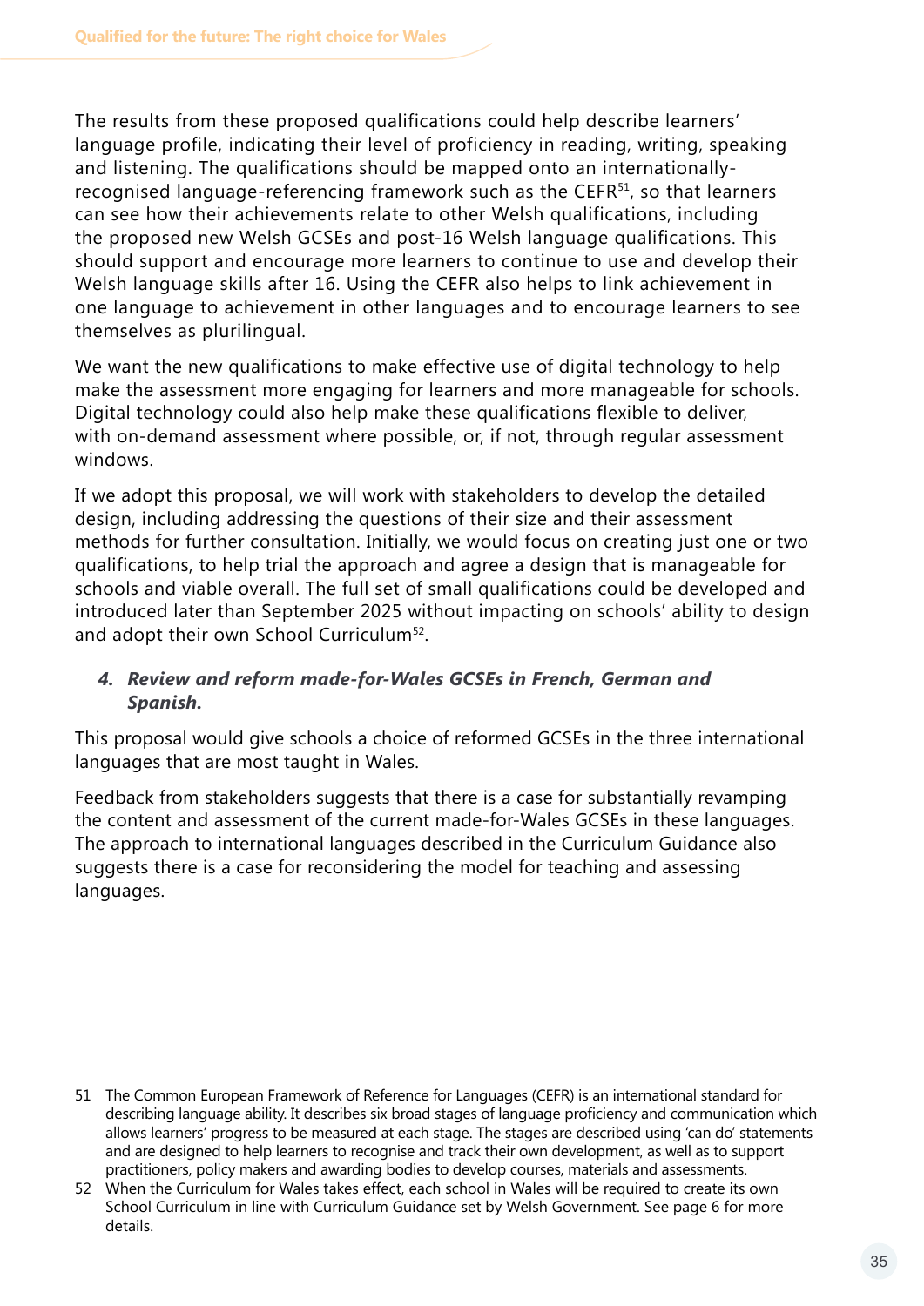The results from these proposed qualifications could help describe learners' language profile, indicating their level of proficiency in reading, writing, speaking and listening. The qualifications should be mapped onto an internationally-recognised language-referencing framework such as the CEFR[51], so that learners can see how their achievements relate to other Welsh qualifications, including the proposed new Welsh GCSEs and post-16 Welsh language qualifications. This should support and encourage more learners to continue to use and develop their Welsh language skills after 16. Using the CEFR also helps to link achievement in one language to achievement in other languages and to encourage learners to see themselves as plurilingual.

We want the new qualifications to make effective use of digital technology to help make the assessment more engaging for learners and more manageable for schools. Digital technology could also help make these qualifications flexible to deliver, with on-demand assessment where possible, or, if not, through regular assessment windows.

If we adopt this proposal, we will work with stakeholders to develop the detailed design, including addressing the questions of their size and their assessment methods for further consultation. Initially, we would focus on creating just one or two qualifications, to help trial the approach and agree a design that is manageable for schools and viable overall. The full set of small qualifications could be developed and introduced later than September 2025 without impacting on schools' ability to design and adopt their own School Curriculum[52].

#### *4. Review and reform made-for-Wales GCSEs in French, German and Spanish.*

This proposal would give schools a choice of reformed GCSEs in the three international languages that are most taught in Wales.

Feedback from stakeholders suggests that there is a case for substantially revamping the content and assessment of the current made-for-Wales GCSEs in these languages. The approach to international languages described in the Curriculum Guidance also suggests there is a case for reconsidering the model for teaching and assessing languages.

---

51 The Common European Framework of Reference for Languages (CEFR) is an international standard for describing language ability. It describes six broad stages of language proficiency and communication which allows learners' progress to be measured at each stage. The stages are described using 'can do' statements and are designed to help learners to recognise and track their own development, as well as to support practitioners, policy makers and awarding bodies to develop courses, materials and assessments.

52 When the Curriculum for Wales takes effect, each school in Wales will be required to create its own School Curriculum in line with Curriculum Guidance set by Welsh Government. See page 6 for more details.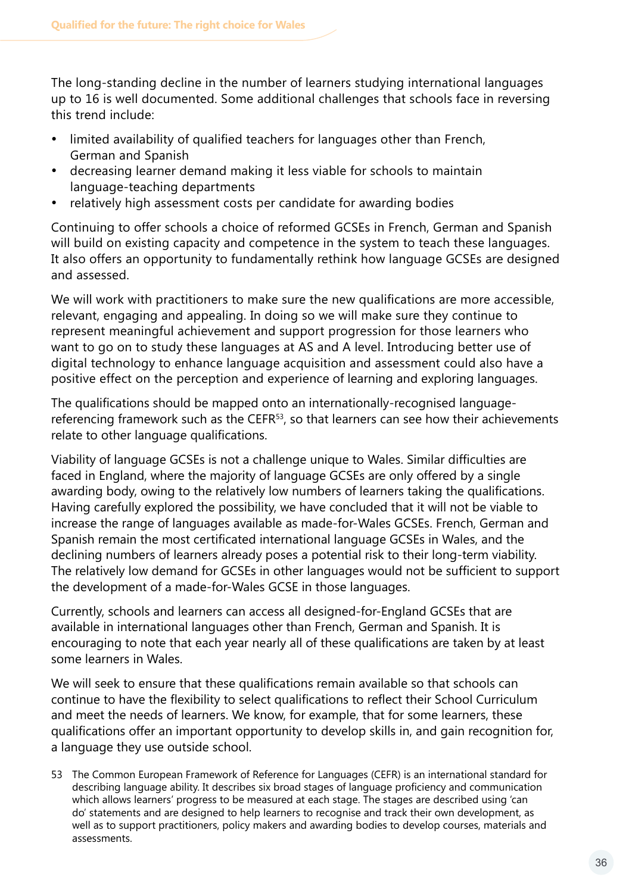The long-standing decline in the number of learners studying international languages up to 16 is well documented. Some additional challenges that schools face in reversing this trend include:

- limited availability of qualified teachers for languages other than French, German and Spanish
- decreasing learner demand making it less viable for schools to maintain language-teaching departments
- relatively high assessment costs per candidate for awarding bodies

Continuing to offer schools a choice of reformed GCSEs in French, German and Spanish will build on existing capacity and competence in the system to teach these languages. It also offers an opportunity to fundamentally rethink how language GCSEs are designed and assessed.

We will work with practitioners to make sure the new qualifications are more accessible, relevant, engaging and appealing. In doing so we will make sure they continue to represent meaningful achievement and support progression for those learners who want to go on to study these languages at AS and A level. Introducing better use of digital technology to enhance language acquisition and assessment could also have a positive effect on the perception and experience of learning and exploring languages.

The qualifications should be mapped onto an internationally-recognised language-referencing framework such as the CEFR[53], so that learners can see how their achievements relate to other language qualifications.

Viability of language GCSEs is not a challenge unique to Wales. Similar difficulties are faced in England, where the majority of language GCSEs are only offered by a single awarding body, owing to the relatively low numbers of learners taking the qualifications. Having carefully explored the possibility, we have concluded that it will not be viable to increase the range of languages available as made-for-Wales GCSEs. French, German and Spanish remain the most certificated international language GCSEs in Wales, and the declining numbers of learners already poses a potential risk to their long-term viability. The relatively low demand for GCSEs in other languages would not be sufficient to support the development of a made-for-Wales GCSE in those languages.

Currently, schools and learners can access all designed-for-England GCSEs that are available in international languages other than French, German and Spanish. It is encouraging to note that each year nearly all of these qualifications are taken by at least some learners in Wales.

We will seek to ensure that these qualifications remain available so that schools can continue to have the flexibility to select qualifications to reflect their School Curriculum and meet the needs of learners. We know, for example, that for some learners, these qualifications offer an important opportunity to develop skills in, and gain recognition for, a language they use outside school.

53 The Common European Framework of Reference for Languages (CEFR) is an international standard for describing language ability. It describes six broad stages of language proficiency and communication which allows learners' progress to be measured at each stage. The stages are described using 'can do' statements and are designed to help learners to recognise and track their own development, as well as to support practitioners, policy makers and awarding bodies to develop courses, materials and assessments.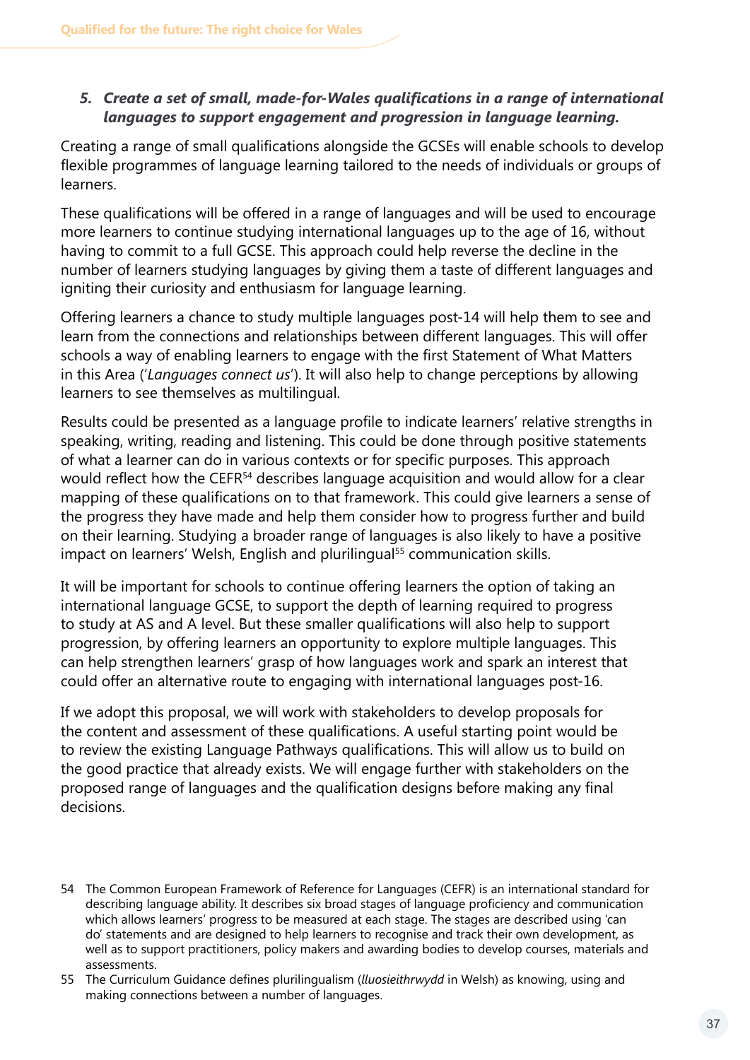### *5. Create a set of small, made-for-Wales qualifications in a range of international languages to support engagement and progression in language learning.*

Creating a range of small qualifications alongside the GCSEs will enable schools to develop flexible programmes of language learning tailored to the needs of individuals or groups of learners.

These qualifications will be offered in a range of languages and will be used to encourage more learners to continue studying international languages up to the age of 16, without having to commit to a full GCSE. This approach could help reverse the decline in the number of learners studying languages by giving them a taste of different languages and igniting their curiosity and enthusiasm for language learning.

Offering learners a chance to study multiple languages post-14 will help them to see and learn from the connections and relationships between different languages. This will offer schools a way of enabling learners to engage with the first Statement of What Matters in this Area ('*Languages connect us*'). It will also help to change perceptions by allowing learners to see themselves as multilingual.

Results could be presented as a language profile to indicate learners' relative strengths in speaking, writing, reading and listening. This could be done through positive statements of what a learner can do in various contexts or for specific purposes. This approach would reflect how the CEFR[54] describes language acquisition and would allow for a clear mapping of these qualifications on to that framework. This could give learners a sense of the progress they have made and help them consider how to progress further and build on their learning. Studying a broader range of languages is also likely to have a positive impact on learners' Welsh, English and plurilingual[55] communication skills.

It will be important for schools to continue offering learners the option of taking an international language GCSE, to support the depth of learning required to progress to study at AS and A level. But these smaller qualifications will also help to support progression, by offering learners an opportunity to explore multiple languages. This can help strengthen learners' grasp of how languages work and spark an interest that could offer an alternative route to engaging with international languages post-16.

If we adopt this proposal, we will work with stakeholders to develop proposals for the content and assessment of these qualifications. A useful starting point would be to review the existing Language Pathways qualifications. This will allow us to build on the good practice that already exists. We will engage further with stakeholders on the proposed range of languages and the qualification designs before making any final decisions.

54 The Common European Framework of Reference for Languages (CEFR) is an international standard for describing language ability. It describes six broad stages of language proficiency and communication which allows learners' progress to be measured at each stage. The stages are described using 'can do' statements and are designed to help learners to recognise and track their own development, as well as to support practitioners, policy makers and awarding bodies to develop courses, materials and assessments.

55 The Curriculum Guidance defines plurilingualism (*lluosieithrwydd* in Welsh) as knowing, using and making connections between a number of languages.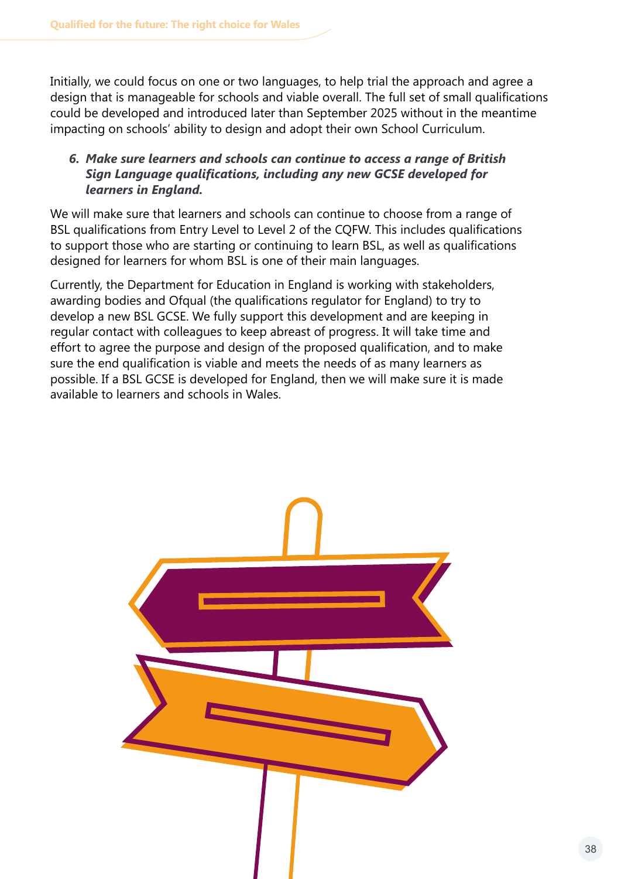Initially, we could focus on one or two languages, to help trial the approach and agree a design that is manageable for schools and viable overall. The full set of small qualifications could be developed and introduced later than September 2025 without in the meantime impacting on schools' ability to design and adopt their own School Curriculum.

6. ***Make sure learners and schools can continue to access a range of British Sign Language qualifications, including any new GCSE developed for learners in England.***

We will make sure that learners and schools can continue to choose from a range of BSL qualifications from Entry Level to Level 2 of the CQFW. This includes qualifications to support those who are starting or continuing to learn BSL, as well as qualifications designed for learners for whom BSL is one of their main languages.

Currently, the Department for Education in England is working with stakeholders, awarding bodies and Ofqual (the qualifications regulator for England) to try to develop a new BSL GCSE. We fully support this development and are keeping in regular contact with colleagues to keep abreast of progress. It will take time and effort to agree the purpose and design of the proposed qualification, and to make sure the end qualification is viable and meets the needs of as many learners as possible. If a BSL GCSE is developed for England, then we will make sure it is made available to learners and schools in Wales.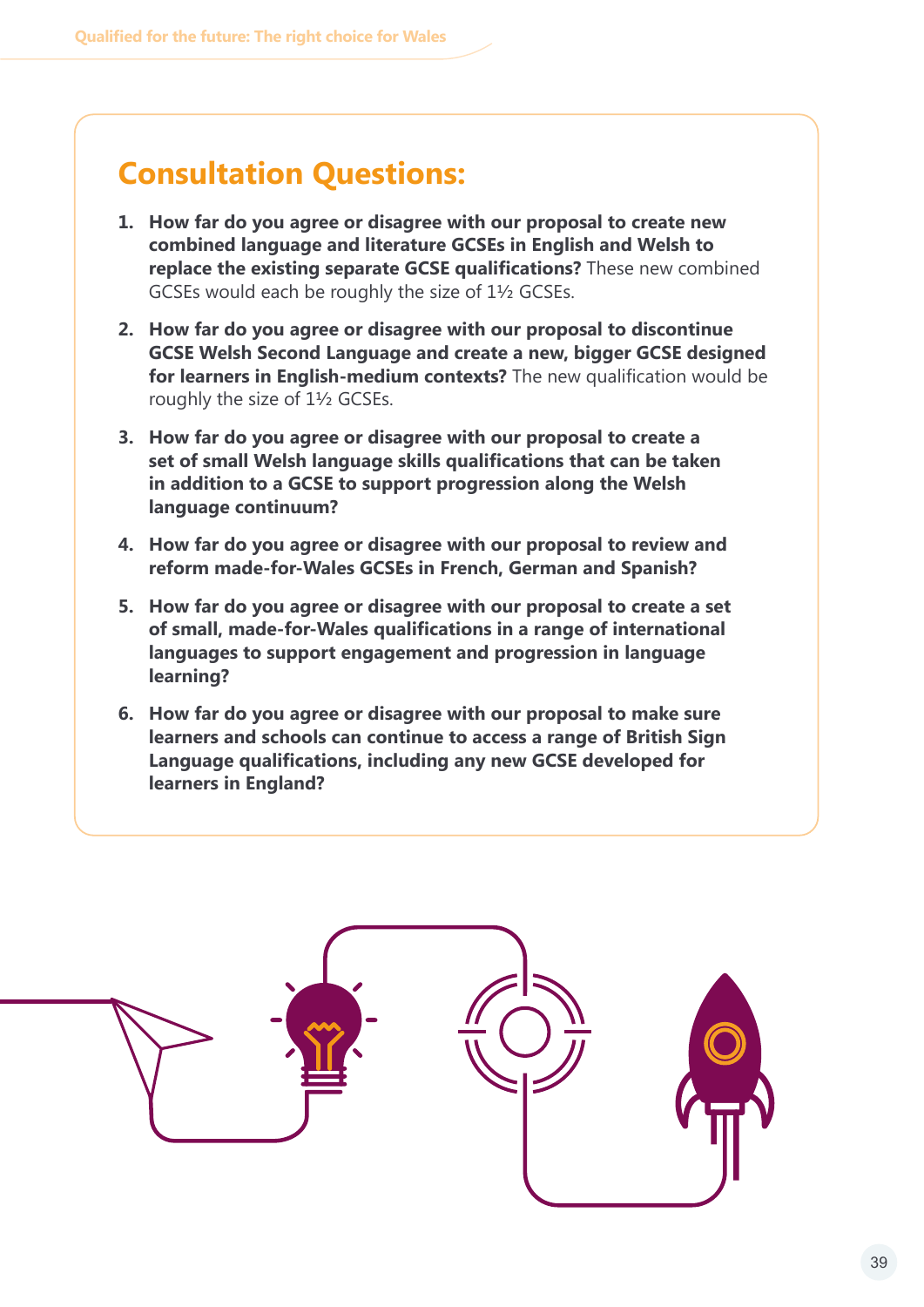## Consultation Questions:

1. **How far do you agree or disagree with our proposal to create new combined language and literature GCSEs in English and Welsh to replace the existing separate GCSE qualifications?** These new combined GCSEs would each be roughly the size of 1½ GCSEs.
2. **How far do you agree or disagree with our proposal to discontinue GCSE Welsh Second Language and create a new, bigger GCSE designed for learners in English-medium contexts?** The new qualification would be roughly the size of 1½ GCSEs.
3. **How far do you agree or disagree with our proposal to create a set of small Welsh language skills qualifications that can be taken in addition to a GCSE to support progression along the Welsh language continuum?**
4. **How far do you agree or disagree with our proposal to review and reform made-for-Wales GCSEs in French, German and Spanish?**
5. **How far do you agree or disagree with our proposal to create a set of small, made-for-Wales qualifications in a range of international languages to support engagement and progression in language learning?**
6. **How far do you agree or disagree with our proposal to make sure learners and schools can continue to access a range of British Sign Language qualifications, including any new GCSE developed for learners in England?**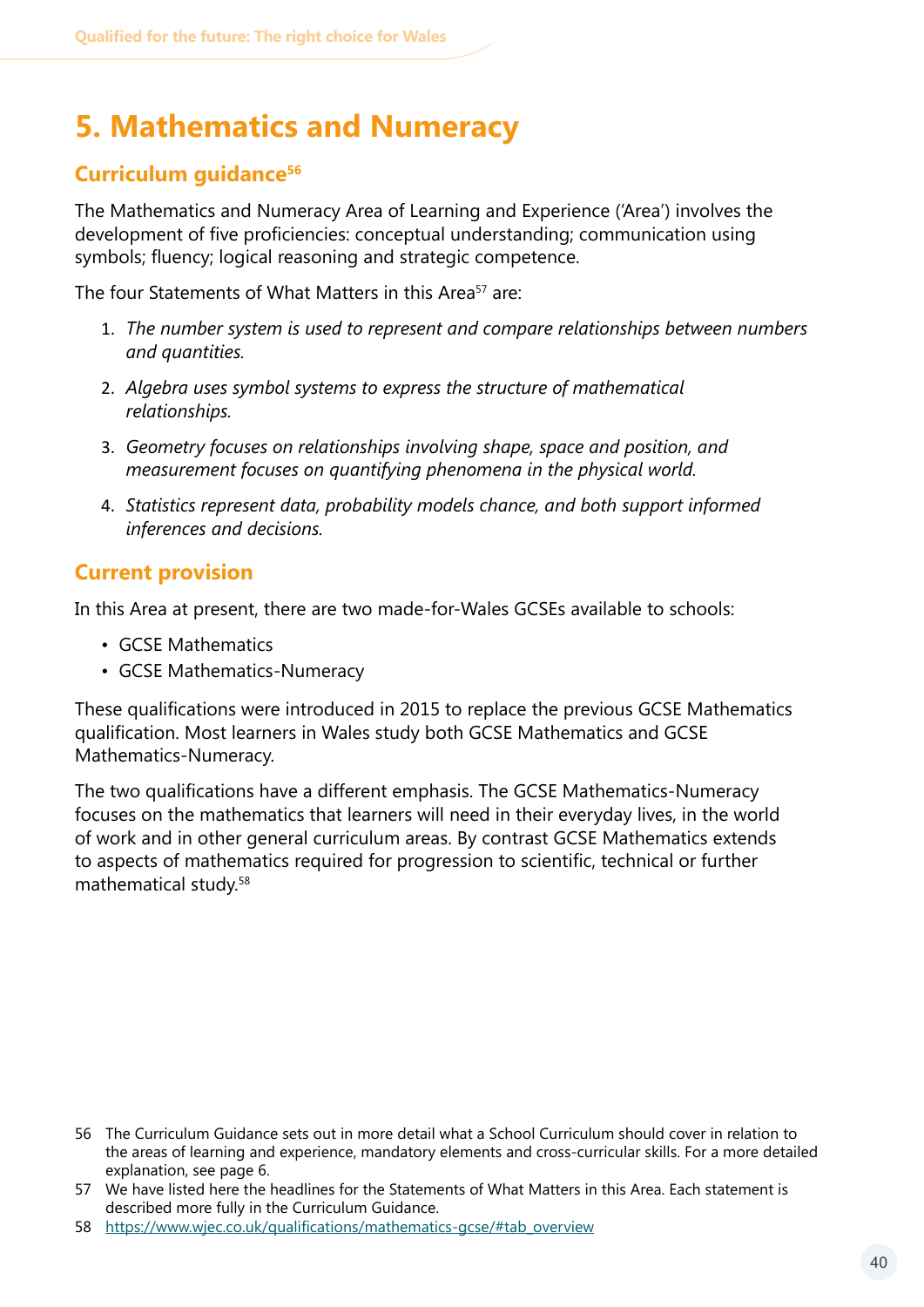# 5. Mathematics and Numeracy

## Curriculum guidance[56]

The Mathematics and Numeracy Area of Learning and Experience ('Area') involves the development of five proficiencies: conceptual understanding; communication using symbols; fluency; logical reasoning and strategic competence.

The four Statements of What Matters in this Area[57] are:

1. *The number system is used to represent and compare relationships between numbers and quantities.*
2. *Algebra uses symbol systems to express the structure of mathematical relationships.*
3. *Geometry focuses on relationships involving shape, space and position, and measurement focuses on quantifying phenomena in the physical world.*
4. *Statistics represent data, probability models chance, and both support informed inferences and decisions.*

## Current provision

In this Area at present, there are two made-for-Wales GCSEs available to schools:

- GCSE Mathematics
- GCSE Mathematics-Numeracy

These qualifications were introduced in 2015 to replace the previous GCSE Mathematics qualification. Most learners in Wales study both GCSE Mathematics and GCSE Mathematics-Numeracy.

The two qualifications have a different emphasis. The GCSE Mathematics-Numeracy focuses on the mathematics that learners will need in their everyday lives, in the world of work and in other general curriculum areas. By contrast GCSE Mathematics extends to aspects of mathematics required for progression to scientific, technical or further mathematical study.[58]

---

56 The Curriculum Guidance sets out in more detail what a School Curriculum should cover in relation to the areas of learning and experience, mandatory elements and cross-curricular skills. For a more detailed explanation, see page 6.

57 We have listed here the headlines for the Statements of What Matters in this Area. Each statement is described more fully in the Curriculum Guidance.

58 https://www.wjec.co.uk/qualifications/mathematics-gcse/#tab_overview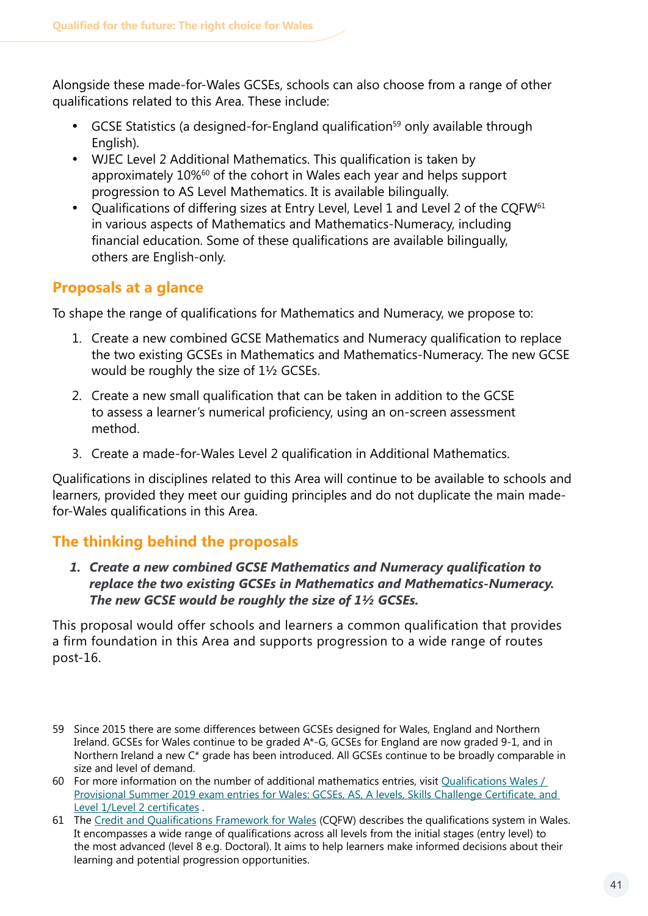Alongside these made-for-Wales GCSEs, schools can also choose from a range of other qualifications related to this Area. These include:

- GCSE Statistics (a designed-for-England qualification[59] only available through English).
- WJEC Level 2 Additional Mathematics. This qualification is taken by approximately 10%[60] of the cohort in Wales each year and helps support progression to AS Level Mathematics. It is available bilingually.
- Qualifications of differing sizes at Entry Level, Level 1 and Level 2 of the CQFW[61] in various aspects of Mathematics and Mathematics-Numeracy, including financial education. Some of these qualifications are available bilingually, others are English-only.

## Proposals at a glance

To shape the range of qualifications for Mathematics and Numeracy, we propose to:

1. Create a new combined GCSE Mathematics and Numeracy qualification to replace the two existing GCSEs in Mathematics and Mathematics-Numeracy. The new GCSE would be roughly the size of 1½ GCSEs.
2. Create a new small qualification that can be taken in addition to the GCSE to assess a learner's numerical proficiency, using an on-screen assessment method.
3. Create a made-for-Wales Level 2 qualification in Additional Mathematics.

Qualifications in disciplines related to this Area will continue to be available to schools and learners, provided they meet our guiding principles and do not duplicate the main made-for-Wales qualifications in this Area.

## The thinking behind the proposals

***1. Create a new combined GCSE Mathematics and Numeracy qualification to replace the two existing GCSEs in Mathematics and Mathematics-Numeracy. The new GCSE would be roughly the size of 1½ GCSEs.***

This proposal would offer schools and learners a common qualification that provides a firm foundation in this Area and supports progression to a wide range of routes post-16.

59 Since 2015 there are some differences between GCSEs designed for Wales, England and Northern Ireland. GCSEs for Wales continue to be graded A*-G, GCSEs for England are now graded 9-1, and in Northern Ireland a new C* grade has been introduced. All GCSEs continue to be broadly comparable in size and level of demand.

60 For more information on the number of additional mathematics entries, visit Qualifications Wales / Provisional Summer 2019 exam entries for Wales: GCSEs, AS, A levels, Skills Challenge Certificate, and Level 1/Level 2 certificates .

61 The Credit and Qualifications Framework for Wales (CQFW) describes the qualifications system in Wales. It encompasses a wide range of qualifications across all levels from the initial stages (entry level) to the most advanced (level 8 e.g. Doctoral). It aims to help learners make informed decisions about their learning and potential progression opportunities.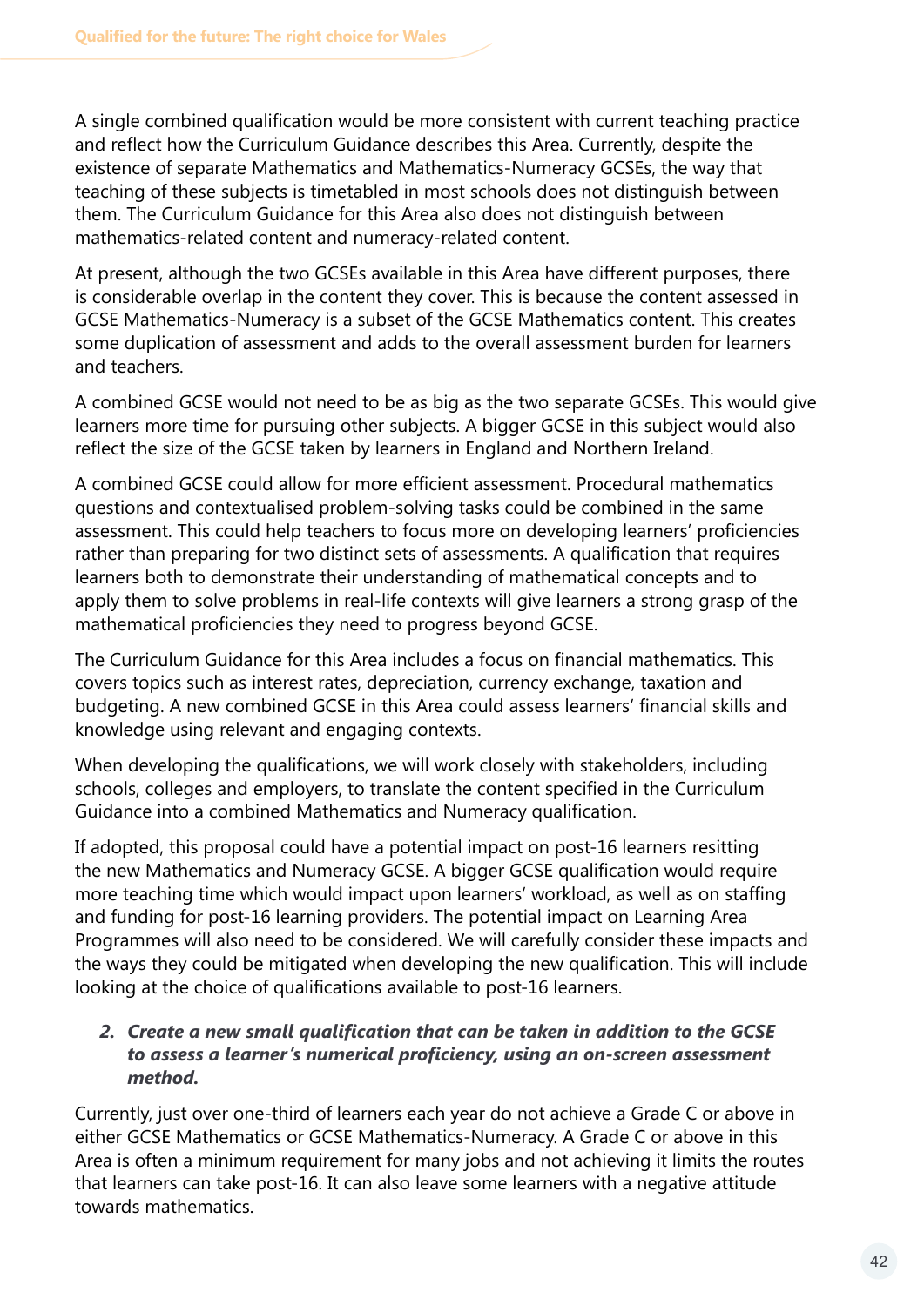A single combined qualification would be more consistent with current teaching practice and reflect how the Curriculum Guidance describes this Area. Currently, despite the existence of separate Mathematics and Mathematics-Numeracy GCSEs, the way that teaching of these subjects is timetabled in most schools does not distinguish between them. The Curriculum Guidance for this Area also does not distinguish between mathematics-related content and numeracy-related content.

At present, although the two GCSEs available in this Area have different purposes, there is considerable overlap in the content they cover. This is because the content assessed in GCSE Mathematics-Numeracy is a subset of the GCSE Mathematics content. This creates some duplication of assessment and adds to the overall assessment burden for learners and teachers.

A combined GCSE would not need to be as big as the two separate GCSEs. This would give learners more time for pursuing other subjects. A bigger GCSE in this subject would also reflect the size of the GCSE taken by learners in England and Northern Ireland.

A combined GCSE could allow for more efficient assessment. Procedural mathematics questions and contextualised problem-solving tasks could be combined in the same assessment. This could help teachers to focus more on developing learners' proficiencies rather than preparing for two distinct sets of assessments. A qualification that requires learners both to demonstrate their understanding of mathematical concepts and to apply them to solve problems in real-life contexts will give learners a strong grasp of the mathematical proficiencies they need to progress beyond GCSE.

The Curriculum Guidance for this Area includes a focus on financial mathematics. This covers topics such as interest rates, depreciation, currency exchange, taxation and budgeting. A new combined GCSE in this Area could assess learners' financial skills and knowledge using relevant and engaging contexts.

When developing the qualifications, we will work closely with stakeholders, including schools, colleges and employers, to translate the content specified in the Curriculum Guidance into a combined Mathematics and Numeracy qualification.

If adopted, this proposal could have a potential impact on post-16 learners resitting the new Mathematics and Numeracy GCSE. A bigger GCSE qualification would require more teaching time which would impact upon learners' workload, as well as on staffing and funding for post-16 learning providers. The potential impact on Learning Area Programmes will also need to be considered. We will carefully consider these impacts and the ways they could be mitigated when developing the new qualification. This will include looking at the choice of qualifications available to post-16 learners.

2. ***Create a new small qualification that can be taken in addition to the GCSE to assess a learner's numerical proficiency, using an on-screen assessment method.***

Currently, just over one-third of learners each year do not achieve a Grade C or above in either GCSE Mathematics or GCSE Mathematics-Numeracy. A Grade C or above in this Area is often a minimum requirement for many jobs and not achieving it limits the routes that learners can take post-16. It can also leave some learners with a negative attitude towards mathematics.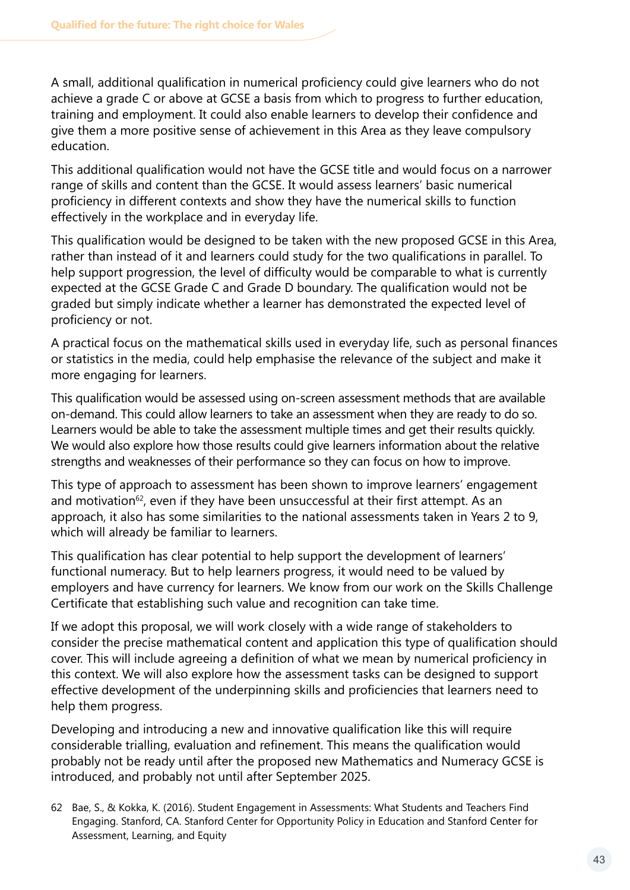A small, additional qualification in numerical proficiency could give learners who do not achieve a grade C or above at GCSE a basis from which to progress to further education, training and employment. It could also enable learners to develop their confidence and give them a more positive sense of achievement in this Area as they leave compulsory education.

This additional qualification would not have the GCSE title and would focus on a narrower range of skills and content than the GCSE. It would assess learners' basic numerical proficiency in different contexts and show they have the numerical skills to function effectively in the workplace and in everyday life.

This qualification would be designed to be taken with the new proposed GCSE in this Area, rather than instead of it and learners could study for the two qualifications in parallel. To help support progression, the level of difficulty would be comparable to what is currently expected at the GCSE Grade C and Grade D boundary. The qualification would not be graded but simply indicate whether a learner has demonstrated the expected level of proficiency or not.

A practical focus on the mathematical skills used in everyday life, such as personal finances or statistics in the media, could help emphasise the relevance of the subject and make it more engaging for learners.

This qualification would be assessed using on-screen assessment methods that are available on-demand. This could allow learners to take an assessment when they are ready to do so. Learners would be able to take the assessment multiple times and get their results quickly. We would also explore how those results could give learners information about the relative strengths and weaknesses of their performance so they can focus on how to improve.

This type of approach to assessment has been shown to improve learners' engagement and motivation[62], even if they have been unsuccessful at their first attempt. As an approach, it also has some similarities to the national assessments taken in Years 2 to 9, which will already be familiar to learners.

This qualification has clear potential to help support the development of learners' functional numeracy. But to help learners progress, it would need to be valued by employers and have currency for learners. We know from our work on the Skills Challenge Certificate that establishing such value and recognition can take time.

If we adopt this proposal, we will work closely with a wide range of stakeholders to consider the precise mathematical content and application this type of qualification should cover. This will include agreeing a definition of what we mean by numerical proficiency in this context. We will also explore how the assessment tasks can be designed to support effective development of the underpinning skills and proficiencies that learners need to help them progress.

Developing and introducing a new and innovative qualification like this will require considerable trialling, evaluation and refinement. This means the qualification would probably not be ready until after the proposed new Mathematics and Numeracy GCSE is introduced, and probably not until after September 2025.

62 Bae, S., & Kokka, K. (2016). Student Engagement in Assessments: What Students and Teachers Find Engaging. Stanford, CA. Stanford Center for Opportunity Policy in Education and Stanford Center for Assessment, Learning, and Equity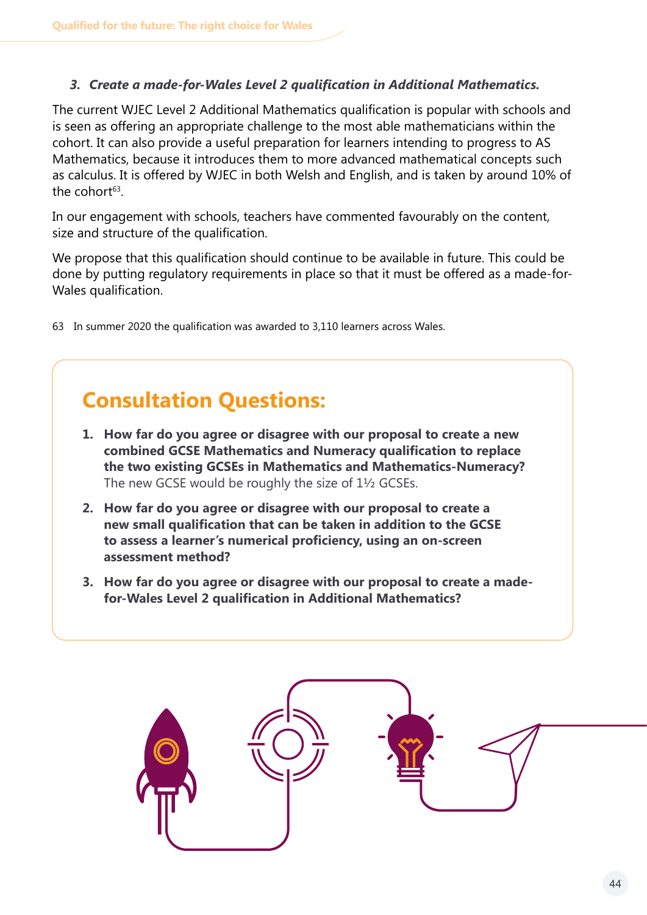### *3. Create a made-for-Wales Level 2 qualification in Additional Mathematics.*

The current WJEC Level 2 Additional Mathematics qualification is popular with schools and is seen as offering an appropriate challenge to the most able mathematicians within the cohort. It can also provide a useful preparation for learners intending to progress to AS Mathematics, because it introduces them to more advanced mathematical concepts such as calculus. It is offered by WJEC in both Welsh and English, and is taken by around 10% of the cohort[63].

In our engagement with schools, teachers have commented favourably on the content, size and structure of the qualification.

We propose that this qualification should continue to be available in future. This could be done by putting regulatory requirements in place so that it must be offered as a made-for-Wales qualification.

63 In summer 2020 the qualification was awarded to 3,110 learners across Wales.

## Consultation Questions:

1. **How far do you agree or disagree with our proposal to create a new combined GCSE Mathematics and Numeracy qualification to replace the two existing GCSEs in Mathematics and Mathematics-Numeracy?** The new GCSE would be roughly the size of 1½ GCSEs.
2. **How far do you agree or disagree with our proposal to create a new small qualification that can be taken in addition to the GCSE to assess a learner's numerical proficiency, using an on-screen assessment method?**
3. **How far do you agree or disagree with our proposal to create a made-for-Wales Level 2 qualification in Additional Mathematics?**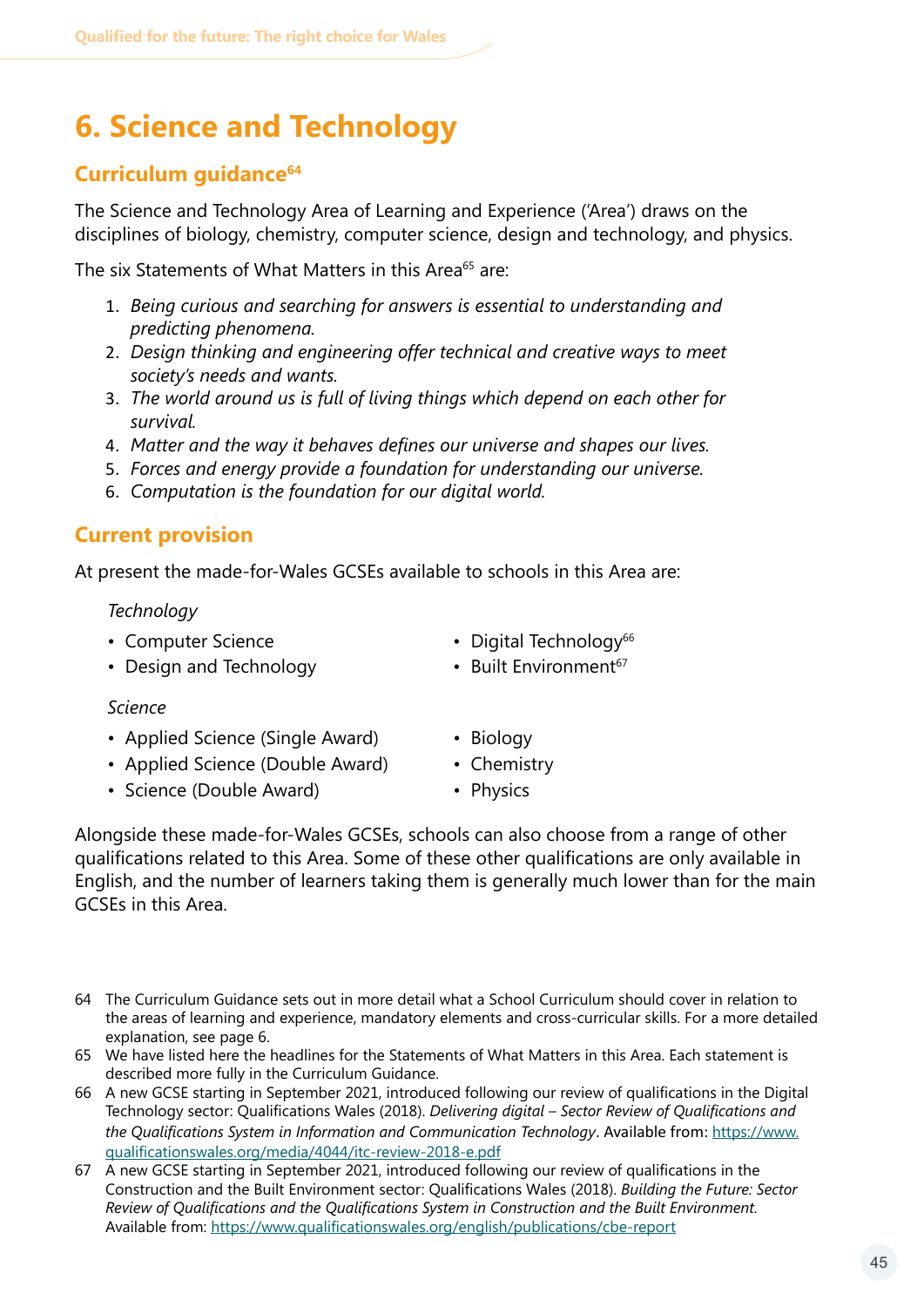# 6. Science and Technology

## Curriculum guidance[64]

The Science and Technology Area of Learning and Experience ('Area') draws on the disciplines of biology, chemistry, computer science, design and technology, and physics.

The six Statements of What Matters in this Area[65] are:

1. *Being curious and searching for answers is essential to understanding and predicting phenomena.*
2. *Design thinking and engineering offer technical and creative ways to meet society's needs and wants.*
3. *The world around us is full of living things which depend on each other for survival.*
4. *Matter and the way it behaves defines our universe and shapes our lives.*
5. *Forces and energy provide a foundation for understanding our universe.*
6. *Computation is the foundation for our digital world.*

## Current provision

At present the made-for-Wales GCSEs available to schools in this Area are:

*Technology*

- Computer Science
- Design and Technology
- Digital Technology[66]
- Built Environment[67]

*Science*

- Applied Science (Single Award)
- Applied Science (Double Award)
- Science (Double Award)
- Biology
- Chemistry
- Physics

Alongside these made-for-Wales GCSEs, schools can also choose from a range of other qualifications related to this Area. Some of these other qualifications are only available in English, and the number of learners taking them is generally much lower than for the main GCSEs in this Area.

---

64 The Curriculum Guidance sets out in more detail what a School Curriculum should cover in relation to the areas of learning and experience, mandatory elements and cross-curricular skills. For a more detailed explanation, see page 6.

65 We have listed here the headlines for the Statements of What Matters in this Area. Each statement is described more fully in the Curriculum Guidance.

66 A new GCSE starting in September 2021, introduced following our review of qualifications in the Digital Technology sector: Qualifications Wales (2018). *Delivering digital – Sector Review of Qualifications and the Qualifications System in Information and Communication Technology*. Available from: https://www.qualificationswales.org/media/4044/itc-review-2018-e.pdf

67 A new GCSE starting in September 2021, introduced following our review of qualifications in the Construction and the Built Environment sector: Qualifications Wales (2018). *Building the Future: Sector Review of Qualifications and the Qualifications System in Construction and the Built Environment.* Available from: https://www.qualificationswales.org/english/publications/cbe-report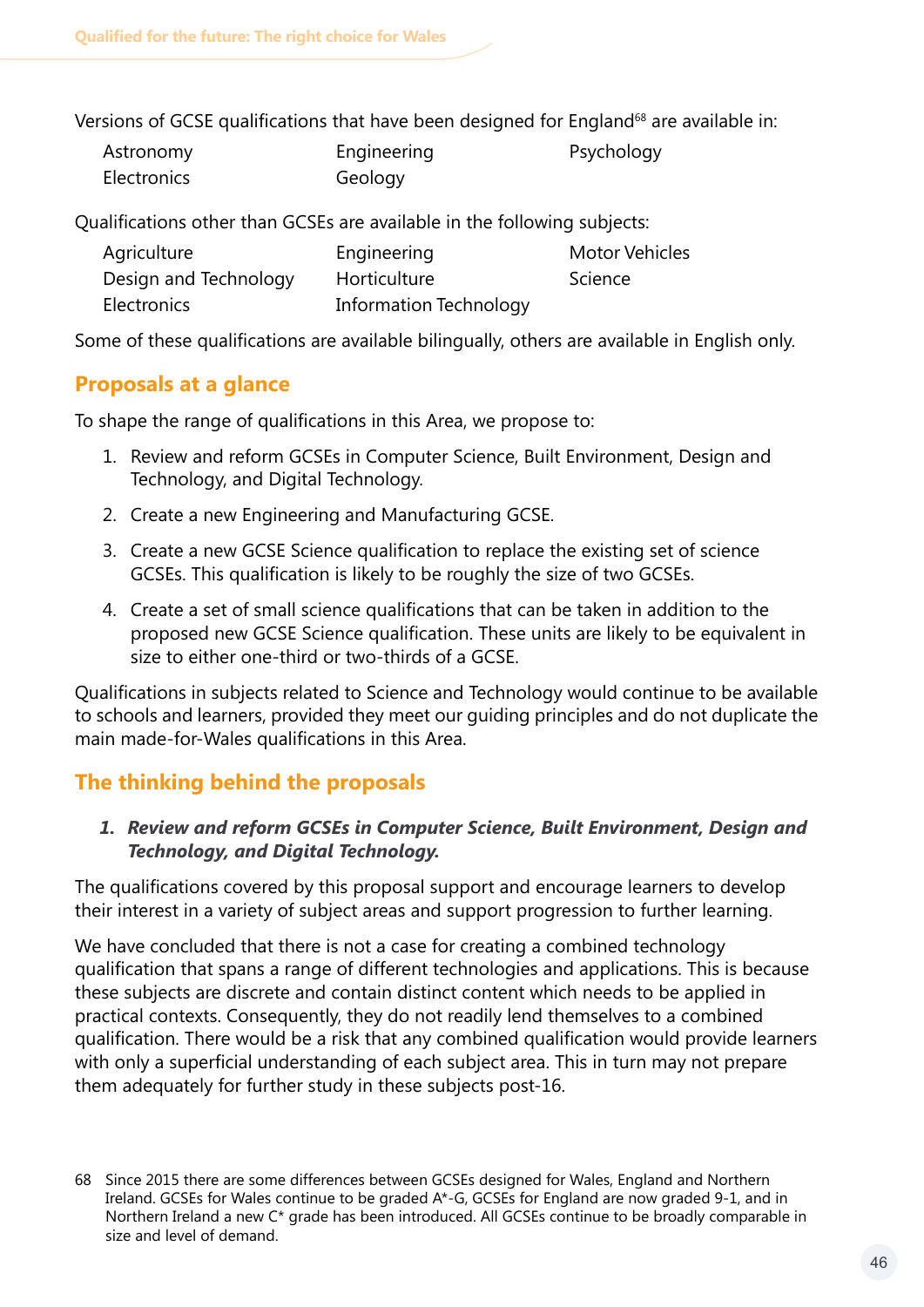Versions of GCSE qualifications that have been designed for England[68] are available in:

- Astronomy
- Electronics
- Engineering
- Geology
- Psychology

Qualifications other than GCSEs are available in the following subjects:

- Agriculture
- Design and Technology
- Electronics
- Engineering
- Horticulture
- Information Technology
- Motor Vehicles
- Science

Some of these qualifications are available bilingually, others are available in English only.

## Proposals at a glance

To shape the range of qualifications in this Area, we propose to:

1. Review and reform GCSEs in Computer Science, Built Environment, Design and Technology, and Digital Technology.
2. Create a new Engineering and Manufacturing GCSE.
3. Create a new GCSE Science qualification to replace the existing set of science GCSEs. This qualification is likely to be roughly the size of two GCSEs.
4. Create a set of small science qualifications that can be taken in addition to the proposed new GCSE Science qualification. These units are likely to be equivalent in size to either one-third or two-thirds of a GCSE.

Qualifications in subjects related to Science and Technology would continue to be available to schools and learners, provided they meet our guiding principles and do not duplicate the main made-for-Wales qualifications in this Area.

## The thinking behind the proposals

### *1. Review and reform GCSEs in Computer Science, Built Environment, Design and Technology, and Digital Technology.*

The qualifications covered by this proposal support and encourage learners to develop their interest in a variety of subject areas and support progression to further learning.

We have concluded that there is not a case for creating a combined technology qualification that spans a range of different technologies and applications. This is because these subjects are discrete and contain distinct content which needs to be applied in practical contexts. Consequently, they do not readily lend themselves to a combined qualification. There would be a risk that any combined qualification would provide learners with only a superficial understanding of each subject area. This in turn may not prepare them adequately for further study in these subjects post-16.

68 Since 2015 there are some differences between GCSEs designed for Wales, England and Northern Ireland. GCSEs for Wales continue to be graded A*-G, GCSEs for England are now graded 9-1, and in Northern Ireland a new C* grade has been introduced. All GCSEs continue to be broadly comparable in size and level of demand.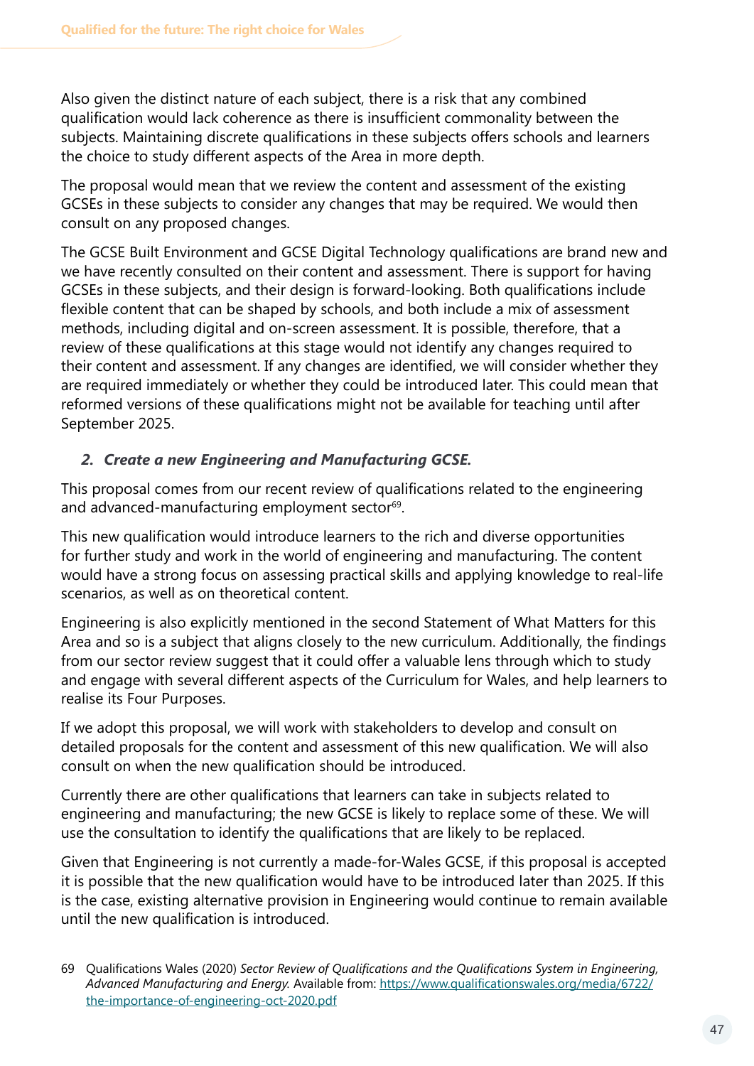Also given the distinct nature of each subject, there is a risk that any combined qualification would lack coherence as there is insufficient commonality between the subjects. Maintaining discrete qualifications in these subjects offers schools and learners the choice to study different aspects of the Area in more depth.

The proposal would mean that we review the content and assessment of the existing GCSEs in these subjects to consider any changes that may be required. We would then consult on any proposed changes.

The GCSE Built Environment and GCSE Digital Technology qualifications are brand new and we have recently consulted on their content and assessment. There is support for having GCSEs in these subjects, and their design is forward-looking. Both qualifications include flexible content that can be shaped by schools, and both include a mix of assessment methods, including digital and on-screen assessment. It is possible, therefore, that a review of these qualifications at this stage would not identify any changes required to their content and assessment. If any changes are identified, we will consider whether they are required immediately or whether they could be introduced later. This could mean that reformed versions of these qualifications might not be available for teaching until after September 2025.

***2. Create a new Engineering and Manufacturing GCSE.***

This proposal comes from our recent review of qualifications related to the engineering and advanced-manufacturing employment sector[69].

This new qualification would introduce learners to the rich and diverse opportunities for further study and work in the world of engineering and manufacturing. The content would have a strong focus on assessing practical skills and applying knowledge to real-life scenarios, as well as on theoretical content.

Engineering is also explicitly mentioned in the second Statement of What Matters for this Area and so is a subject that aligns closely to the new curriculum. Additionally, the findings from our sector review suggest that it could offer a valuable lens through which to study and engage with several different aspects of the Curriculum for Wales, and help learners to realise its Four Purposes.

If we adopt this proposal, we will work with stakeholders to develop and consult on detailed proposals for the content and assessment of this new qualification. We will also consult on when the new qualification should be introduced.

Currently there are other qualifications that learners can take in subjects related to engineering and manufacturing; the new GCSE is likely to replace some of these. We will use the consultation to identify the qualifications that are likely to be replaced.

Given that Engineering is not currently a made-for-Wales GCSE, if this proposal is accepted it is possible that the new qualification would have to be introduced later than 2025. If this is the case, existing alternative provision in Engineering would continue to remain available until the new qualification is introduced.

69 Qualifications Wales (2020) *Sector Review of Qualifications and the Qualifications System in Engineering, Advanced Manufacturing and Energy.* Available from: [https://www.qualificationswales.org/media/6722/the-importance-of-engineering-oct-2020.pdf](https://www.qualificationswales.org/media/6722/the-importance-of-engineering-oct-2020.pdf)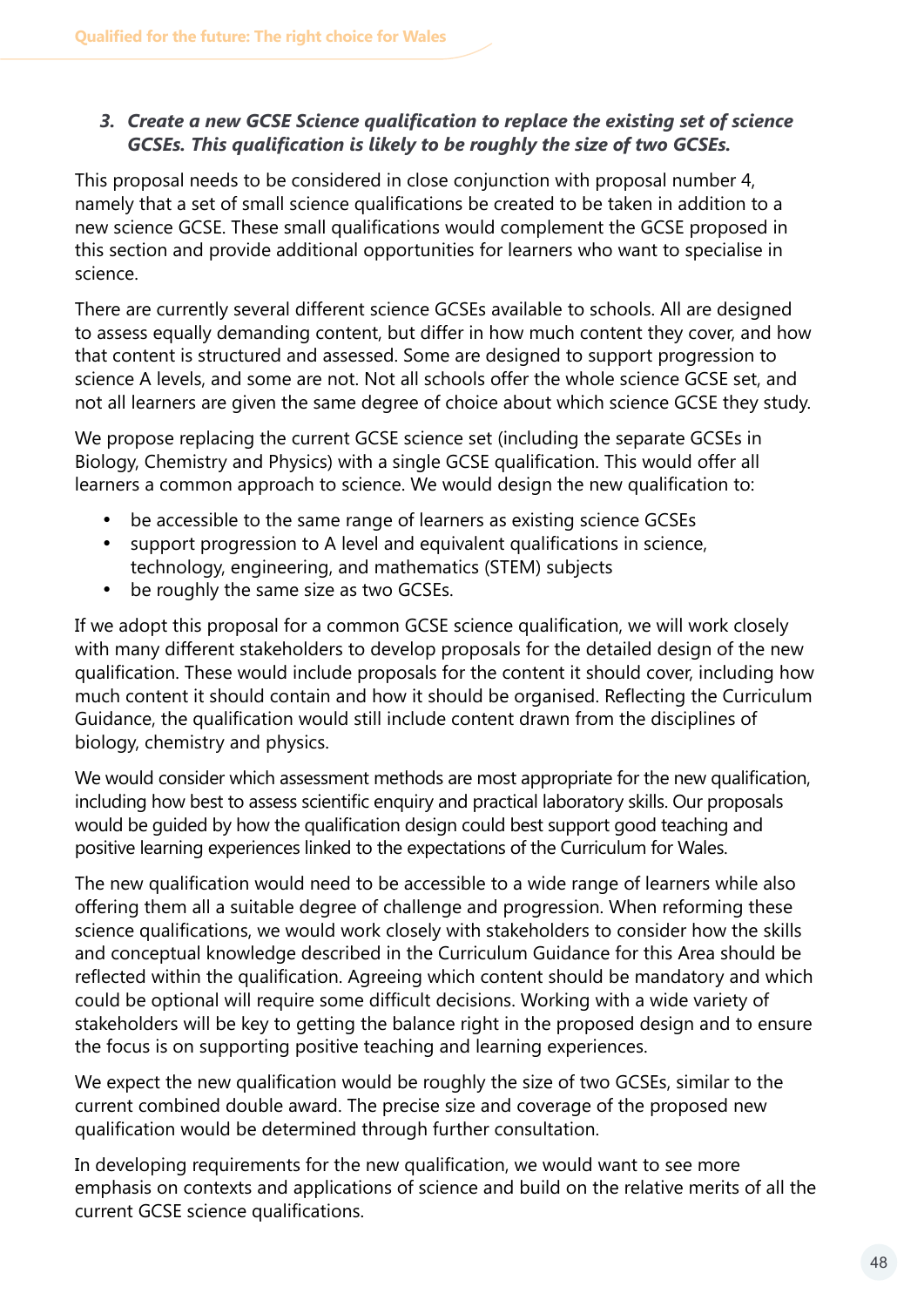### *3. Create a new GCSE Science qualification to replace the existing set of science GCSEs. This qualification is likely to be roughly the size of two GCSEs.*

This proposal needs to be considered in close conjunction with proposal number 4, namely that a set of small science qualifications be created to be taken in addition to a new science GCSE. These small qualifications would complement the GCSE proposed in this section and provide additional opportunities for learners who want to specialise in science.

There are currently several different science GCSEs available to schools. All are designed to assess equally demanding content, but differ in how much content they cover, and how that content is structured and assessed. Some are designed to support progression to science A levels, and some are not. Not all schools offer the whole science GCSE set, and not all learners are given the same degree of choice about which science GCSE they study.

We propose replacing the current GCSE science set (including the separate GCSEs in Biology, Chemistry and Physics) with a single GCSE qualification. This would offer all learners a common approach to science. We would design the new qualification to:

- be accessible to the same range of learners as existing science GCSEs
- support progression to A level and equivalent qualifications in science, technology, engineering, and mathematics (STEM) subjects
- be roughly the same size as two GCSEs.

If we adopt this proposal for a common GCSE science qualification, we will work closely with many different stakeholders to develop proposals for the detailed design of the new qualification. These would include proposals for the content it should cover, including how much content it should contain and how it should be organised. Reflecting the Curriculum Guidance, the qualification would still include content drawn from the disciplines of biology, chemistry and physics.

We would consider which assessment methods are most appropriate for the new qualification, including how best to assess scientific enquiry and practical laboratory skills. Our proposals would be guided by how the qualification design could best support good teaching and positive learning experiences linked to the expectations of the Curriculum for Wales.

The new qualification would need to be accessible to a wide range of learners while also offering them all a suitable degree of challenge and progression. When reforming these science qualifications, we would work closely with stakeholders to consider how the skills and conceptual knowledge described in the Curriculum Guidance for this Area should be reflected within the qualification. Agreeing which content should be mandatory and which could be optional will require some difficult decisions. Working with a wide variety of stakeholders will be key to getting the balance right in the proposed design and to ensure the focus is on supporting positive teaching and learning experiences.

We expect the new qualification would be roughly the size of two GCSEs, similar to the current combined double award. The precise size and coverage of the proposed new qualification would be determined through further consultation.

In developing requirements for the new qualification, we would want to see more emphasis on contexts and applications of science and build on the relative merits of all the current GCSE science qualifications.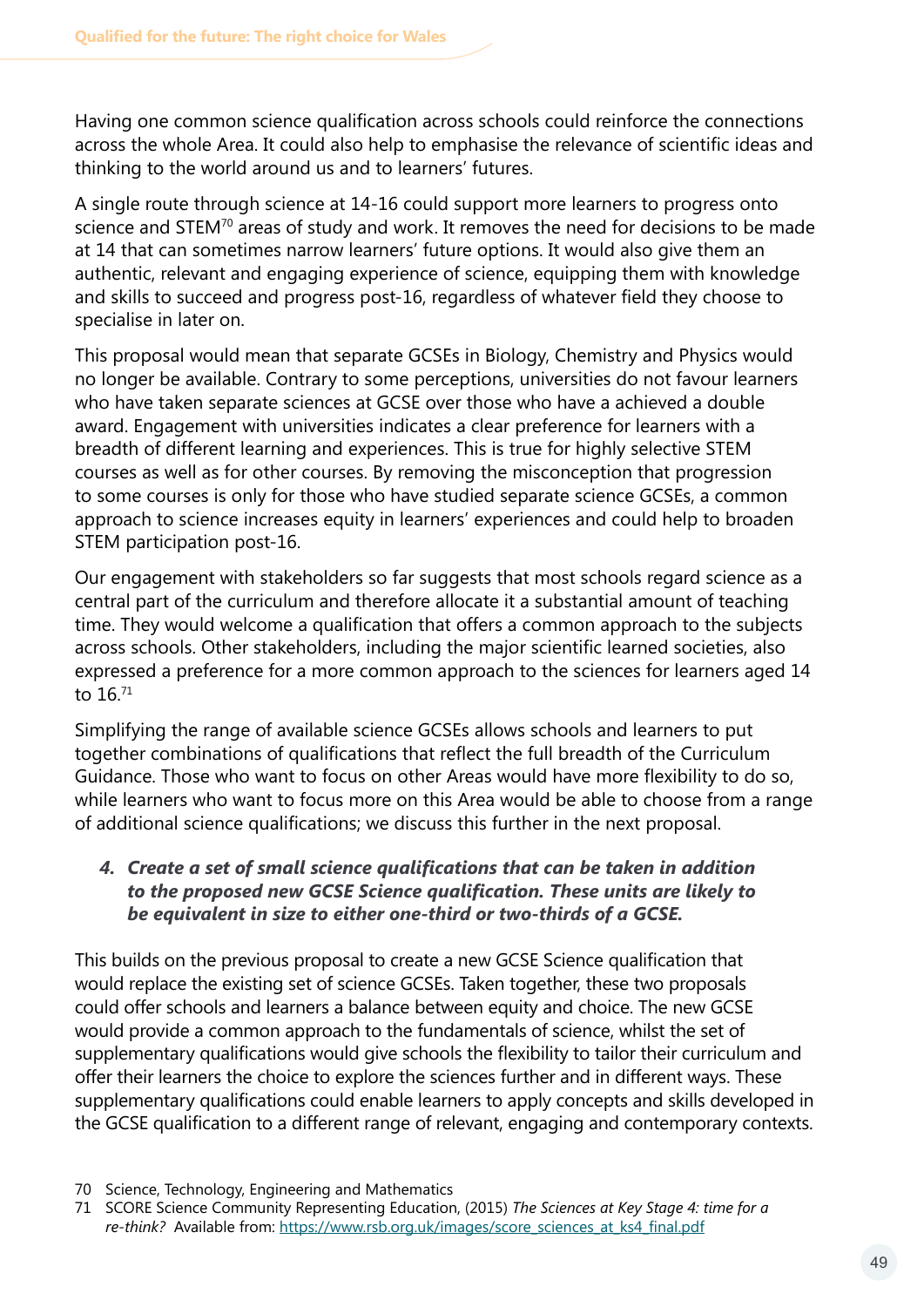Having one common science qualification across schools could reinforce the connections across the whole Area. It could also help to emphasise the relevance of scientific ideas and thinking to the world around us and to learners' futures.

A single route through science at 14-16 could support more learners to progress onto science and STEM[70] areas of study and work. It removes the need for decisions to be made at 14 that can sometimes narrow learners' future options. It would also give them an authentic, relevant and engaging experience of science, equipping them with knowledge and skills to succeed and progress post-16, regardless of whatever field they choose to specialise in later on.

This proposal would mean that separate GCSEs in Biology, Chemistry and Physics would no longer be available. Contrary to some perceptions, universities do not favour learners who have taken separate sciences at GCSE over those who have a achieved a double award. Engagement with universities indicates a clear preference for learners with a breadth of different learning and experiences. This is true for highly selective STEM courses as well as for other courses. By removing the misconception that progression to some courses is only for those who have studied separate science GCSEs, a common approach to science increases equity in learners' experiences and could help to broaden STEM participation post-16.

Our engagement with stakeholders so far suggests that most schools regard science as a central part of the curriculum and therefore allocate it a substantial amount of teaching time. They would welcome a qualification that offers a common approach to the subjects across schools. Other stakeholders, including the major scientific learned societies, also expressed a preference for a more common approach to the sciences for learners aged 14 to 16.[71]

Simplifying the range of available science GCSEs allows schools and learners to put together combinations of qualifications that reflect the full breadth of the Curriculum Guidance. Those who want to focus on other Areas would have more flexibility to do so, while learners who want to focus more on this Area would be able to choose from a range of additional science qualifications; we discuss this further in the next proposal.

4. ***Create a set of small science qualifications that can be taken in addition to the proposed new GCSE Science qualification. These units are likely to be equivalent in size to either one-third or two-thirds of a GCSE.***

This builds on the previous proposal to create a new GCSE Science qualification that would replace the existing set of science GCSEs. Taken together, these two proposals could offer schools and learners a balance between equity and choice. The new GCSE would provide a common approach to the fundamentals of science, whilst the set of supplementary qualifications would give schools the flexibility to tailor their curriculum and offer their learners the choice to explore the sciences further and in different ways. These supplementary qualifications could enable learners to apply concepts and skills developed in the GCSE qualification to a different range of relevant, engaging and contemporary contexts.

70 Science, Technology, Engineering and Mathematics

71 SCORE Science Community Representing Education, (2015) *The Sciences at Key Stage 4: time for a re-think?* Available from: https://www.rsb.org.uk/images/score_sciences_at_ks4_final.pdf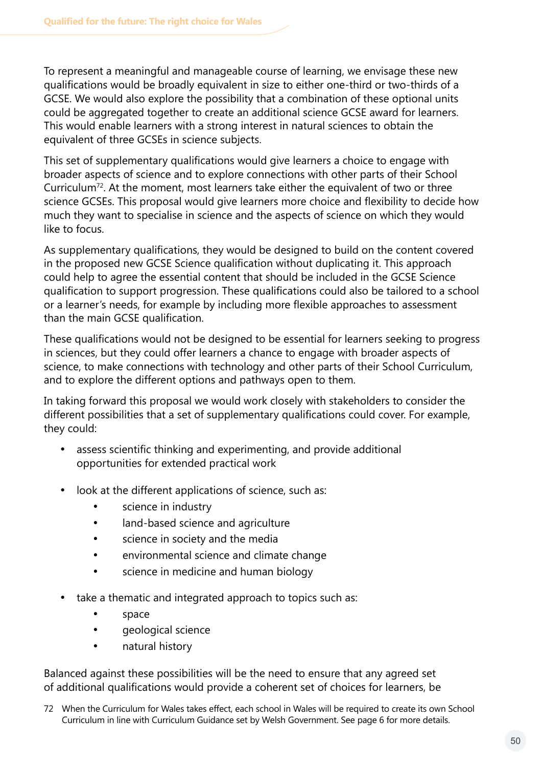To represent a meaningful and manageable course of learning, we envisage these new qualifications would be broadly equivalent in size to either one-third or two-thirds of a GCSE. We would also explore the possibility that a combination of these optional units could be aggregated together to create an additional science GCSE award for learners. This would enable learners with a strong interest in natural sciences to obtain the equivalent of three GCSEs in science subjects.

This set of supplementary qualifications would give learners a choice to engage with broader aspects of science and to explore connections with other parts of their School Curriculum[72]. At the moment, most learners take either the equivalent of two or three science GCSEs. This proposal would give learners more choice and flexibility to decide how much they want to specialise in science and the aspects of science on which they would like to focus.

As supplementary qualifications, they would be designed to build on the content covered in the proposed new GCSE Science qualification without duplicating it. This approach could help to agree the essential content that should be included in the GCSE Science qualification to support progression. These qualifications could also be tailored to a school or a learner's needs, for example by including more flexible approaches to assessment than the main GCSE qualification.

These qualifications would not be designed to be essential for learners seeking to progress in sciences, but they could offer learners a chance to engage with broader aspects of science, to make connections with technology and other parts of their School Curriculum, and to explore the different options and pathways open to them.

In taking forward this proposal we would work closely with stakeholders to consider the different possibilities that a set of supplementary qualifications could cover. For example, they could:

- assess scientific thinking and experimenting, and provide additional opportunities for extended practical work
- look at the different applications of science, such as:
  - science in industry
  - land-based science and agriculture
  - science in society and the media
  - environmental science and climate change
  - science in medicine and human biology
- take a thematic and integrated approach to topics such as:
  - space
  - geological science
  - natural history

Balanced against these possibilities will be the need to ensure that any agreed set of additional qualifications would provide a coherent set of choices for learners, be

72 When the Curriculum for Wales takes effect, each school in Wales will be required to create its own School Curriculum in line with Curriculum Guidance set by Welsh Government. See page 6 for more details.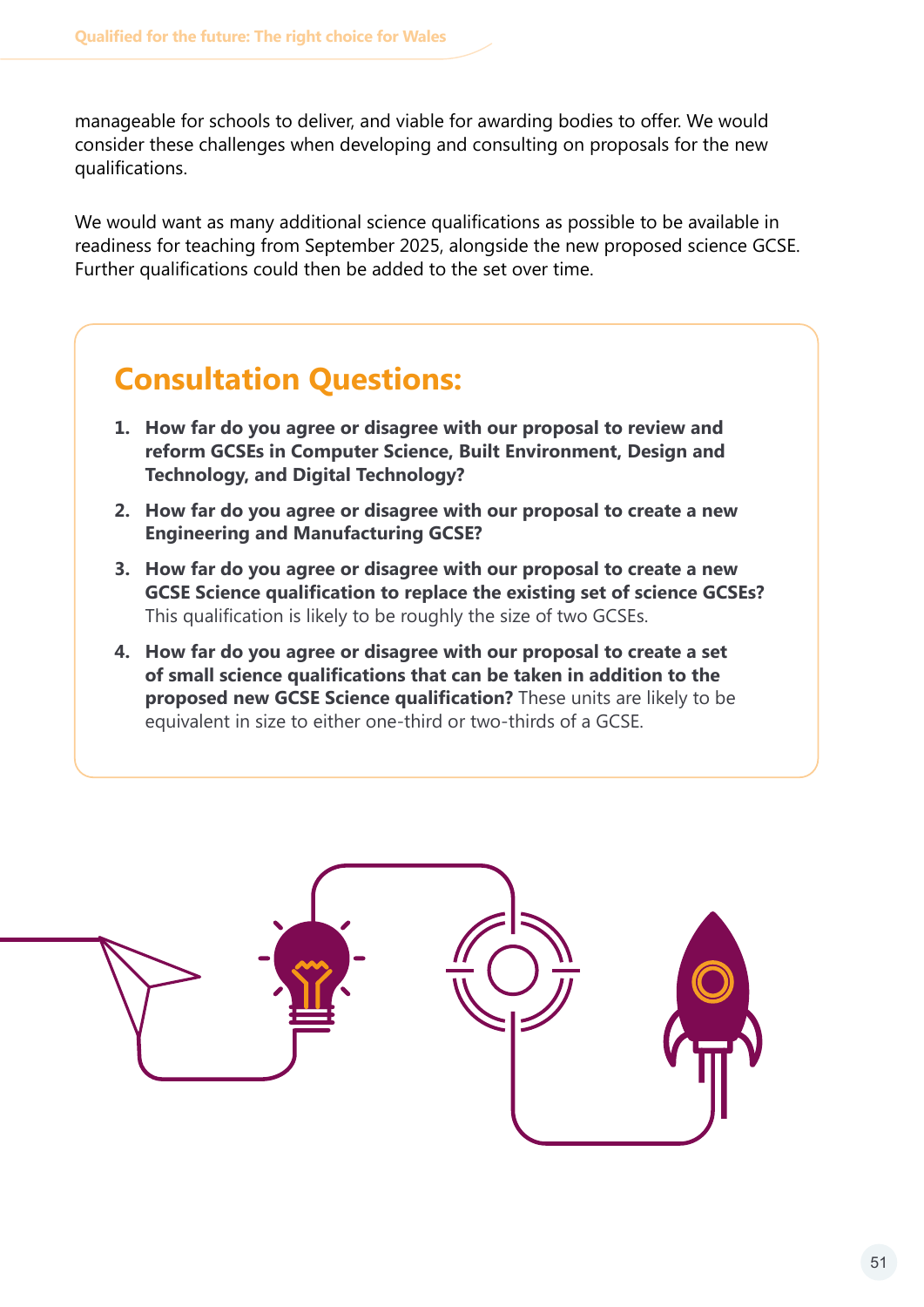manageable for schools to deliver, and viable for awarding bodies to offer. We would consider these challenges when developing and consulting on proposals for the new qualifications.

We would want as many additional science qualifications as possible to be available in readiness for teaching from September 2025, alongside the new proposed science GCSE. Further qualifications could then be added to the set over time.

## Consultation Questions:

1. **How far do you agree or disagree with our proposal to review and reform GCSEs in Computer Science, Built Environment, Design and Technology, and Digital Technology?**
2. **How far do you agree or disagree with our proposal to create a new Engineering and Manufacturing GCSE?**
3. **How far do you agree or disagree with our proposal to create a new GCSE Science qualification to replace the existing set of science GCSEs?** This qualification is likely to be roughly the size of two GCSEs.
4. **How far do you agree or disagree with our proposal to create a set of small science qualifications that can be taken in addition to the proposed new GCSE Science qualification?** These units are likely to be equivalent in size to either one-third or two-thirds of a GCSE.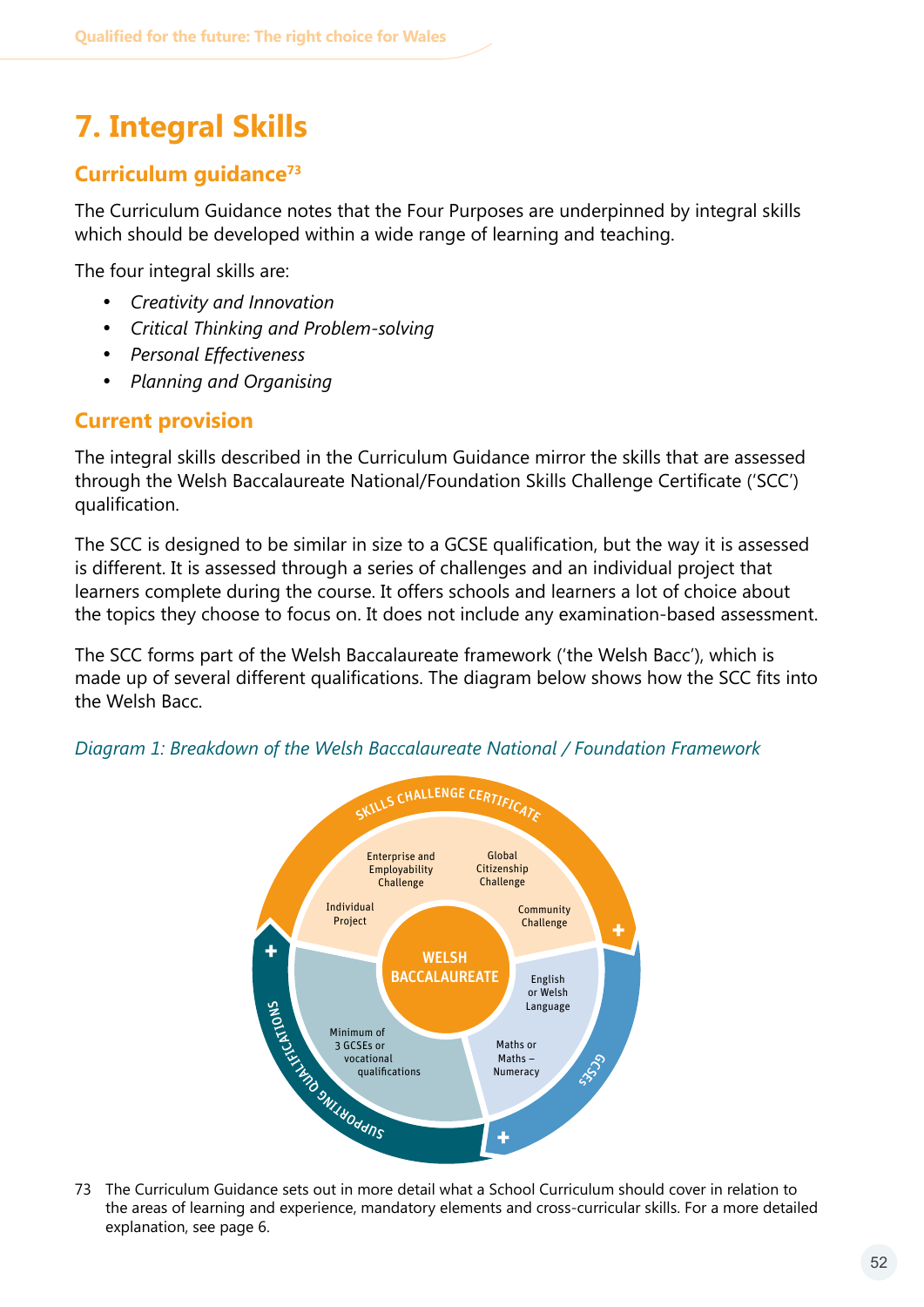# 7. Integral Skills

## Curriculum guidance[73]

The Curriculum Guidance notes that the Four Purposes are underpinned by integral skills which should be developed within a wide range of learning and teaching.

The four integral skills are:

- *Creativity and Innovation*
- *Critical Thinking and Problem-solving*
- *Personal Effectiveness*
- *Planning and Organising*

## Current provision

The integral skills described in the Curriculum Guidance mirror the skills that are assessed through the Welsh Baccalaureate National/Foundation Skills Challenge Certificate ('SCC') qualification.

The SCC is designed to be similar in size to a GCSE qualification, but the way it is assessed is different. It is assessed through a series of challenges and an individual project that learners complete during the course. It offers schools and learners a lot of choice about the topics they choose to focus on. It does not include any examination-based assessment.

The SCC forms part of the Welsh Baccalaureate framework ('the Welsh Bacc'), which is made up of several different qualifications. The diagram below shows how the SCC fits into the Welsh Bacc.

*Diagram 1: Breakdown of the Welsh Baccalaureate National / Foundation Framework*

WELSH BACCALAUREATE

SKILLS CHALLENGE CERTIFICATE: Enterprise and Employability Challenge; Global Citizenship Challenge; Community Challenge; Individual Project

GCSEs: English or Welsh Language; Maths or Maths – Numeracy

SUPPORTING QUALIFICATIONS: Minimum of 3 GCSEs or vocational qualifications

73 The Curriculum Guidance sets out in more detail what a School Curriculum should cover in relation to the areas of learning and experience, mandatory elements and cross-curricular skills. For a more detailed explanation, see page 6.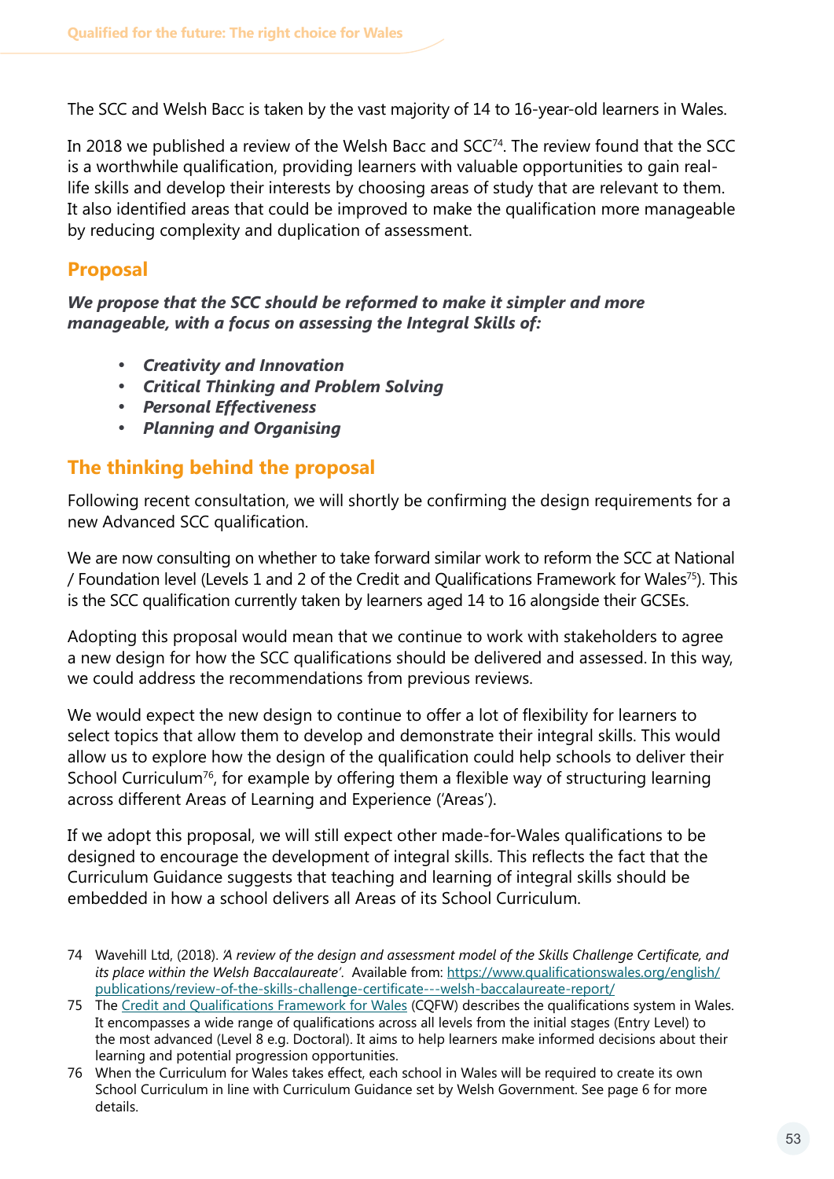The SCC and Welsh Bacc is taken by the vast majority of 14 to 16-year-old learners in Wales.

In 2018 we published a review of the Welsh Bacc and SCC[74]. The review found that the SCC is a worthwhile qualification, providing learners with valuable opportunities to gain real-life skills and develop their interests by choosing areas of study that are relevant to them. It also identified areas that could be improved to make the qualification more manageable by reducing complexity and duplication of assessment.

## Proposal

***We propose that the SCC should be reformed to make it simpler and more manageable, with a focus on assessing the Integral Skills of:***

- ***Creativity and Innovation***
- ***Critical Thinking and Problem Solving***
- ***Personal Effectiveness***
- ***Planning and Organising***

## The thinking behind the proposal

Following recent consultation, we will shortly be confirming the design requirements for a new Advanced SCC qualification.

We are now consulting on whether to take forward similar work to reform the SCC at National / Foundation level (Levels 1 and 2 of the Credit and Qualifications Framework for Wales[75]). This is the SCC qualification currently taken by learners aged 14 to 16 alongside their GCSEs.

Adopting this proposal would mean that we continue to work with stakeholders to agree a new design for how the SCC qualifications should be delivered and assessed. In this way, we could address the recommendations from previous reviews.

We would expect the new design to continue to offer a lot of flexibility for learners to select topics that allow them to develop and demonstrate their integral skills. This would allow us to explore how the design of the qualification could help schools to deliver their School Curriculum[76], for example by offering them a flexible way of structuring learning across different Areas of Learning and Experience ('Areas').

If we adopt this proposal, we will still expect other made-for-Wales qualifications to be designed to encourage the development of integral skills. This reflects the fact that the Curriculum Guidance suggests that teaching and learning of integral skills should be embedded in how a school delivers all Areas of its School Curriculum.

74 Wavehill Ltd, (2018). *'A review of the design and assessment model of the Skills Challenge Certificate, and its place within the Welsh Baccalaureate'*. Available from: [https://www.qualificationswales.org/english/publications/review-of-the-skills-challenge-certificate---welsh-baccalaureate-report/](https://www.qualificationswales.org/english/publications/review-of-the-skills-challenge-certificate---welsh-baccalaureate-report/)

75 The [Credit and Qualifications Framework for Wales](#) (CQFW) describes the qualifications system in Wales. It encompasses a wide range of qualifications across all levels from the initial stages (Entry Level) to the most advanced (Level 8 e.g. Doctoral). It aims to help learners make informed decisions about their learning and potential progression opportunities.

76 When the Curriculum for Wales takes effect, each school in Wales will be required to create its own School Curriculum in line with Curriculum Guidance set by Welsh Government. See page 6 for more details.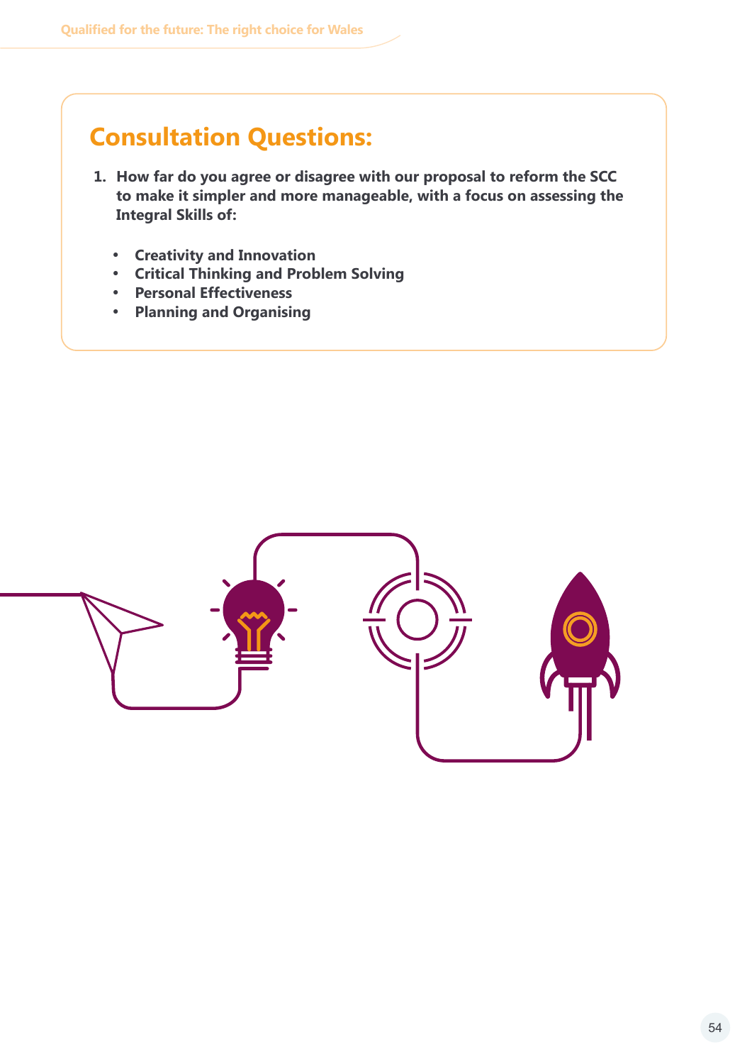## Consultation Questions:

1. **How far do you agree or disagree with our proposal to reform the SCC to make it simpler and more manageable, with a focus on assessing the Integral Skills of:**

    - **Creativity and Innovation**
    - **Critical Thinking and Problem Solving**
    - **Personal Effectiveness**
    - **Planning and Organising**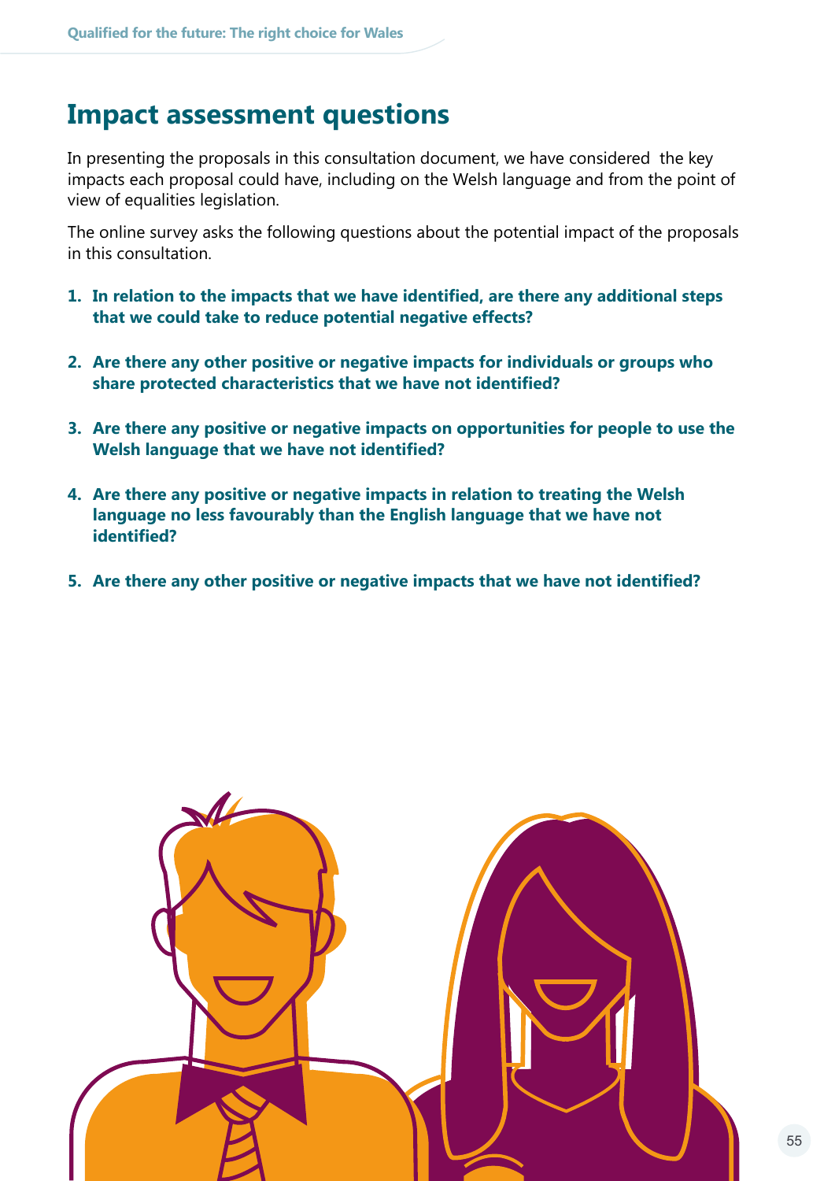## Impact assessment questions

In presenting the proposals in this consultation document, we have considered the key impacts each proposal could have, including on the Welsh language and from the point of view of equalities legislation.

The online survey asks the following questions about the potential impact of the proposals in this consultation.

1. **In relation to the impacts that we have identified, are there any additional steps that we could take to reduce potential negative effects?**
2. **Are there any other positive or negative impacts for individuals or groups who share protected characteristics that we have not identified?**
3. **Are there any positive or negative impacts on opportunities for people to use the Welsh language that we have not identified?**
4. **Are there any positive or negative impacts in relation to treating the Welsh language no less favourably than the English language that we have not identified?**
5. **Are there any other positive or negative impacts that we have not identified?**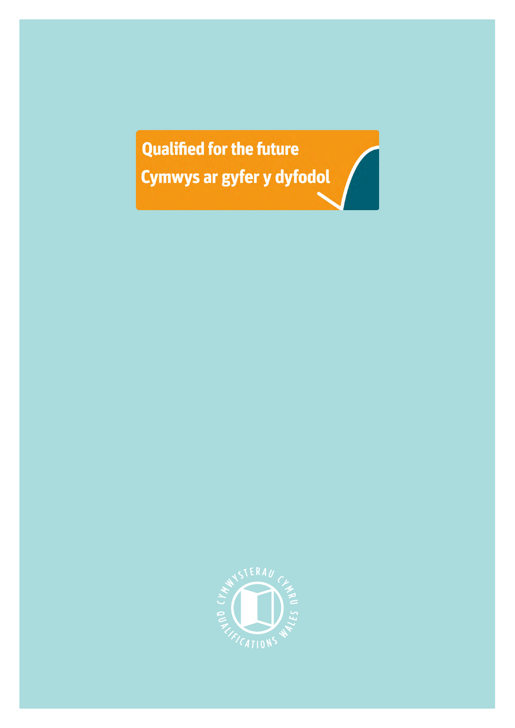Qualified for the future

Cymwys ar gyfer y dyfodol

CYMWYSTERAU CYMRU QUALIFICATIONS WALES